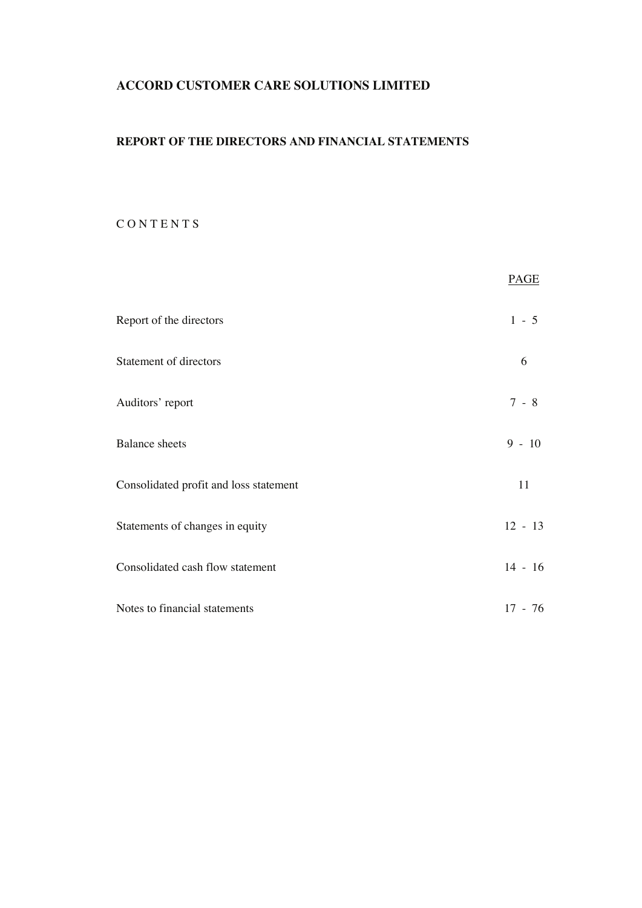# ACCORD CUSTOMER CARE SOLUTIONS LIMITED

## REPORT OF THE DIRECTORS AND FINANCIAL STATEMENTS

C O N T E N T S

| | PAGE |
|---|---|
| Report of the directors | 1 - 5 |
| Statement of directors | 6 |
| Auditors' report | 7 - 8 |
| Balance sheets | 9 - 10 |
| Consolidated profit and loss statement | 11 |
| Statements of changes in equity | 12 - 13 |
| Consolidated cash flow statement | 14 - 16 |
| Notes to financial statements | 17 - 76 |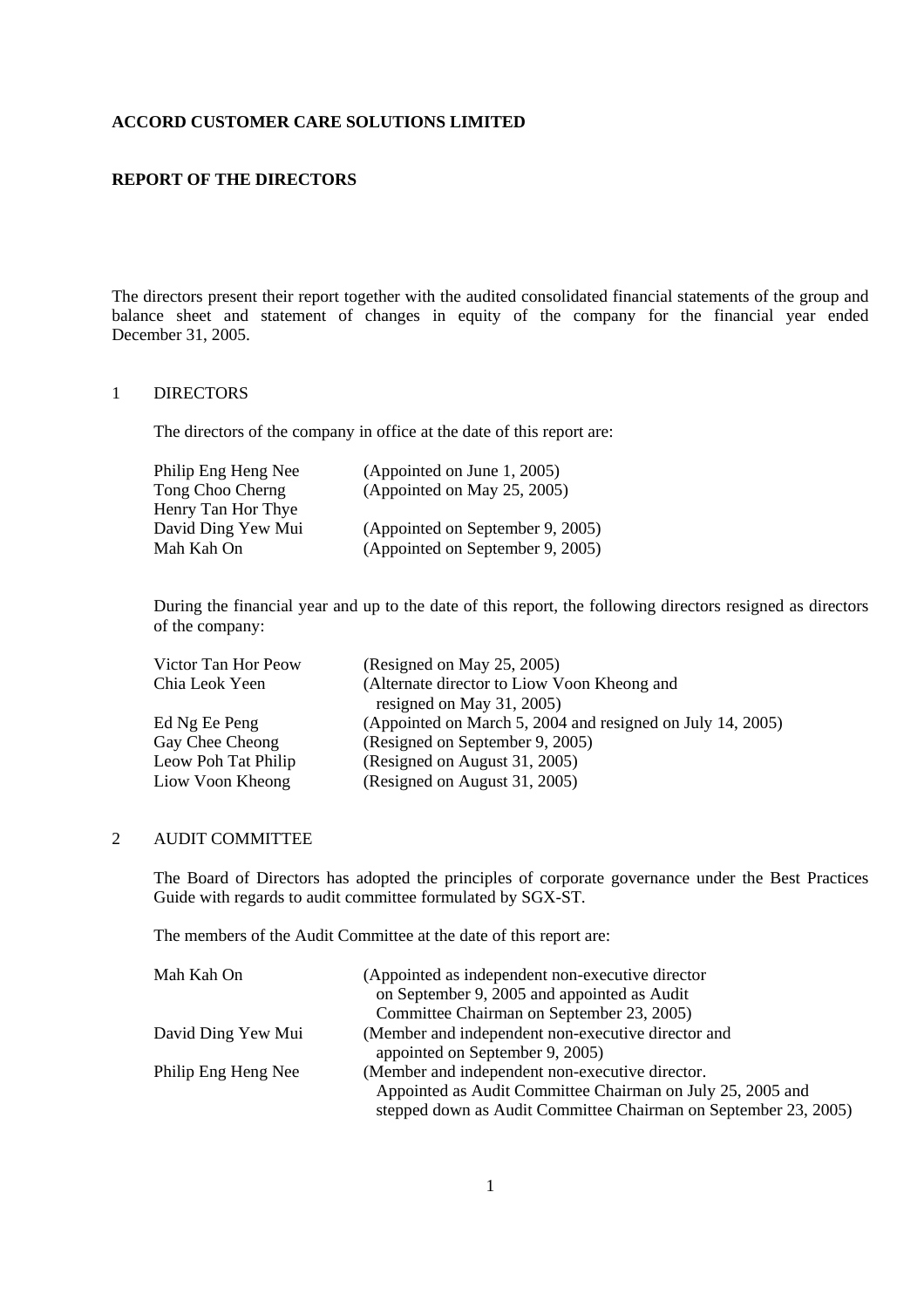**ACCORD CUSTOMER CARE SOLUTIONS LIMITED**

**REPORT OF THE DIRECTORS**

The directors present their report together with the audited consolidated financial statements of the group and balance sheet and statement of changes in equity of the company for the financial year ended December 31, 2005.

1 DIRECTORS

The directors of the company in office at the date of this report are:

| | |
|---|---|
| Philip Eng Heng Nee | (Appointed on June 1, 2005) |
| Tong Choo Cherng | (Appointed on May 25, 2005) |
| Henry Tan Hor Thye | |
| David Ding Yew Mui | (Appointed on September 9, 2005) |
| Mah Kah On | (Appointed on September 9, 2005) |

During the financial year and up to the date of this report, the following directors resigned as directors of the company:

| | |
|---|---|
| Victor Tan Hor Peow | (Resigned on May 25, 2005) |
| Chia Leok Yeen | (Alternate director to Liow Voon Kheong and resigned on May 31, 2005) |
| Ed Ng Ee Peng | (Appointed on March 5, 2004 and resigned on July 14, 2005) |
| Gay Chee Cheong | (Resigned on September 9, 2005) |
| Leow Poh Tat Philip | (Resigned on August 31, 2005) |
| Liow Voon Kheong | (Resigned on August 31, 2005) |

2 AUDIT COMMITTEE

The Board of Directors has adopted the principles of corporate governance under the Best Practices Guide with regards to audit committee formulated by SGX-ST.

The members of the Audit Committee at the date of this report are:

| | |
|---|---|
| Mah Kah On | (Appointed as independent non-executive director on September 9, 2005 and appointed as Audit Committee Chairman on September 23, 2005) |
| David Ding Yew Mui | (Member and independent non-executive director and appointed on September 9, 2005) |
| Philip Eng Heng Nee | (Member and independent non-executive director. Appointed as Audit Committee Chairman on July 25, 2005 and stepped down as Audit Committee Chairman on September 23, 2005) |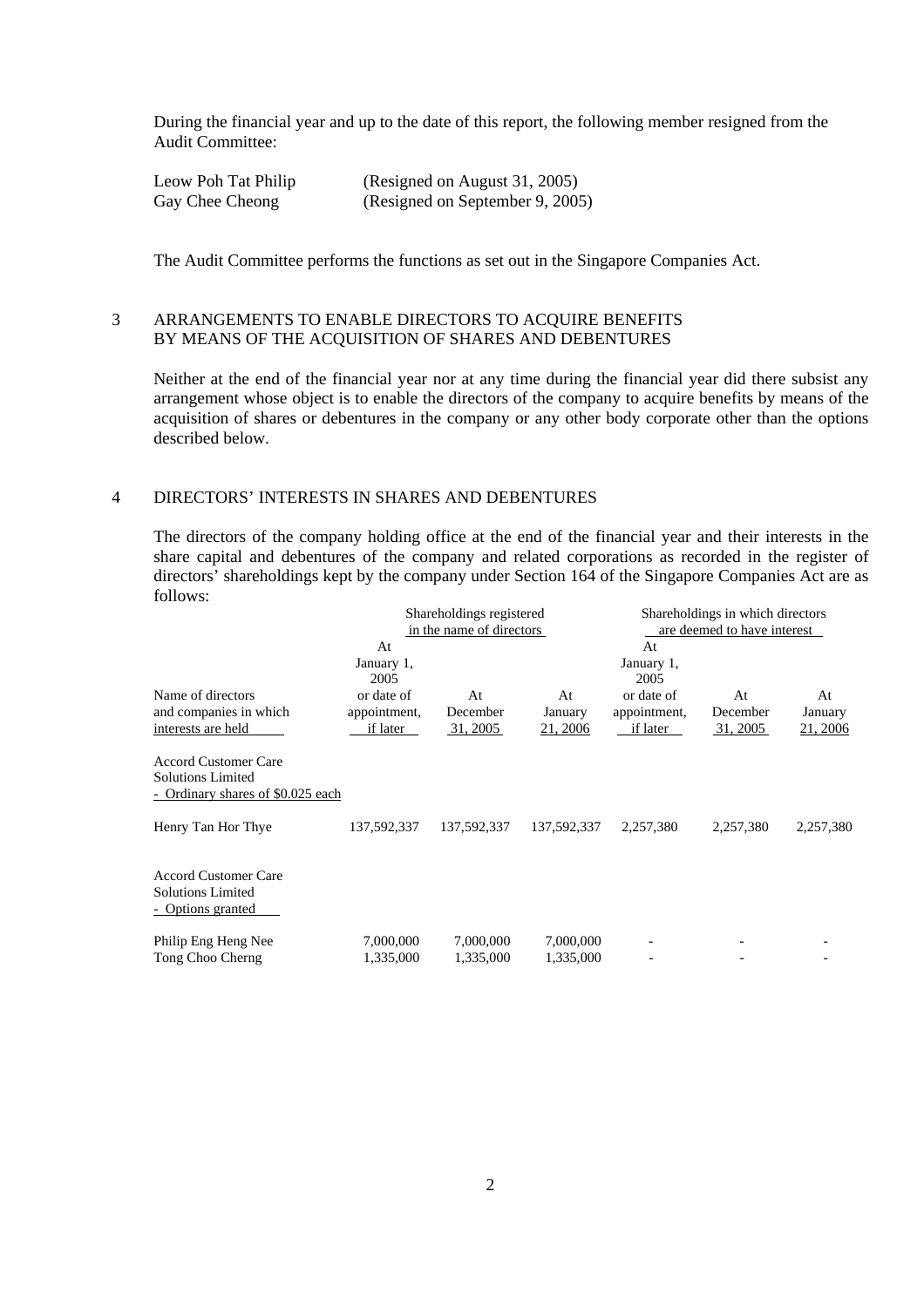During the financial year and up to the date of this report, the following member resigned from the Audit Committee:

Leow Poh Tat Philip (Resigned on August 31, 2005)
Gay Chee Cheong (Resigned on September 9, 2005)

The Audit Committee performs the functions as set out in the Singapore Companies Act.

## 3 ARRANGEMENTS TO ENABLE DIRECTORS TO ACQUIRE BENEFITS BY MEANS OF THE ACQUISITION OF SHARES AND DEBENTURES

Neither at the end of the financial year nor at any time during the financial year did there subsist any arrangement whose object is to enable the directors of the company to acquire benefits by means of the acquisition of shares or debentures in the company or any other body corporate other than the options described below.

## 4 DIRECTORS' INTERESTS IN SHARES AND DEBENTURES

The directors of the company holding office at the end of the financial year and their interests in the share capital and debentures of the company and related corporations as recorded in the register of directors' shareholdings kept by the company under Section 164 of the Singapore Companies Act are as follows:

| | Shareholdings registered in the name of directors | | | Shareholdings in which directors are deemed to have interest | | |
|---|---|---|---|---|---|---|
| Name of directors and companies in which interests are held | At January 1, 2005 or date of appointment, if later | At December 31, 2005 | At January 21, 2006 | At January 1, 2005 or date of appointment, if later | At December 31, 2005 | At January 21, 2006 |
| **Accord Customer Care Solutions Limited - Ordinary shares of $0.025 each** | | | | | | |
| Henry Tan Hor Thye | 137,592,337 | 137,592,337 | 137,592,337 | 2,257,380 | 2,257,380 | 2,257,380 |
| **Accord Customer Care Solutions Limited - Options granted** | | | | | | |
| Philip Eng Heng Nee | 7,000,000 | 7,000,000 | 7,000,000 | - | - | - |
| Tong Choo Cherng | 1,335,000 | 1,335,000 | 1,335,000 | - | - | - |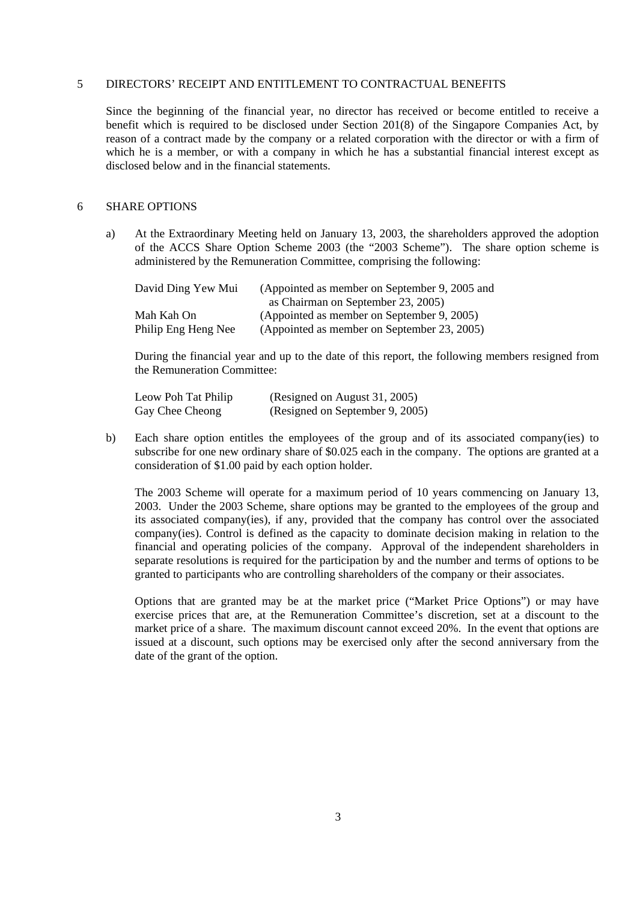## 5 DIRECTORS' RECEIPT AND ENTITLEMENT TO CONTRACTUAL BENEFITS

Since the beginning of the financial year, no director has received or become entitled to receive a benefit which is required to be disclosed under Section 201(8) of the Singapore Companies Act, by reason of a contract made by the company or a related corporation with the director or with a firm of which he is a member, or with a company in which he has a substantial financial interest except as disclosed below and in the financial statements.

## 6 SHARE OPTIONS

a) At the Extraordinary Meeting held on January 13, 2003, the shareholders approved the adoption of the ACCS Share Option Scheme 2003 (the "2003 Scheme"). The share option scheme is administered by the Remuneration Committee, comprising the following:

| | |
|---|---|
| David Ding Yew Mui | (Appointed as member on September 9, 2005 and as Chairman on September 23, 2005) |
| Mah Kah On | (Appointed as member on September 9, 2005) |
| Philip Eng Heng Nee | (Appointed as member on September 23, 2005) |

During the financial year and up to the date of this report, the following members resigned from the Remuneration Committee:

| | |
|---|---|
| Leow Poh Tat Philip | (Resigned on August 31, 2005) |
| Gay Chee Cheong | (Resigned on September 9, 2005) |

b) Each share option entitles the employees of the group and of its associated company(ies) to subscribe for one new ordinary share of $0.025 each in the company. The options are granted at a consideration of $1.00 paid by each option holder.

The 2003 Scheme will operate for a maximum period of 10 years commencing on January 13, 2003. Under the 2003 Scheme, share options may be granted to the employees of the group and its associated company(ies), if any, provided that the company has control over the associated company(ies). Control is defined as the capacity to dominate decision making in relation to the financial and operating policies of the company. Approval of the independent shareholders in separate resolutions is required for the participation by and the number and terms of options to be granted to participants who are controlling shareholders of the company or their associates.

Options that are granted may be at the market price ("Market Price Options") or may have exercise prices that are, at the Remuneration Committee's discretion, set at a discount to the market price of a share. The maximum discount cannot exceed 20%. In the event that options are issued at a discount, such options may be exercised only after the second anniversary from the date of the grant of the option.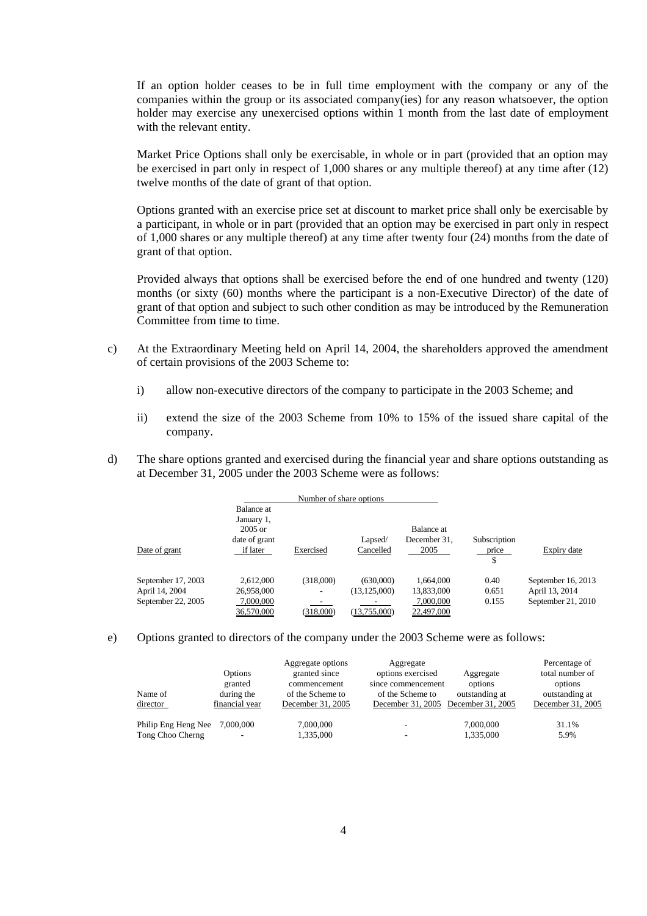If an option holder ceases to be in full time employment with the company or any of the companies within the group or its associated company(ies) for any reason whatsoever, the option holder may exercise any unexercised options within 1 month from the last date of employment with the relevant entity.

Market Price Options shall only be exercisable, in whole or in part (provided that an option may be exercised in part only in respect of 1,000 shares or any multiple thereof) at any time after (12) twelve months of the date of grant of that option.

Options granted with an exercise price set at discount to market price shall only be exercisable by a participant, in whole or in part (provided that an option may be exercised in part only in respect of 1,000 shares or any multiple thereof) at any time after twenty four (24) months from the date of grant of that option.

Provided always that options shall be exercised before the end of one hundred and twenty (120) months (or sixty (60) months where the participant is a non-Executive Director) of the date of grant of that option and subject to such other condition as may be introduced by the Remuneration Committee from time to time.

c) At the Extraordinary Meeting held on April 14, 2004, the shareholders approved the amendment of certain provisions of the 2003 Scheme to:

   i) allow non-executive directors of the company to participate in the 2003 Scheme; and

   ii) extend the size of the 2003 Scheme from 10% to 15% of the issued share capital of the company.

d) The share options granted and exercised during the financial year and share options outstanding as at December 31, 2005 under the 2003 Scheme were as follows:

| | Number of share options | | | | | |
|---|---|---|---|---|---|---|
| Date of grant | Balance at January 1, 2005 or date of grant if later | Exercised | Lapsed/ Cancelled | Balance at December 31, 2005 | Subscription price $ | Expiry date |
| September 17, 2003 | 2,612,000 | (318,000) | (630,000) | 1,664,000 | 0.40 | September 16, 2013 |
| April 14, 2004 | 26,958,000 | - | (13,125,000) | 13,833,000 | 0.651 | April 13, 2014 |
| September 22, 2005 | 7,000,000 | - | - | 7,000,000 | 0.155 | September 21, 2010 |
| | 36,570,000 | (318,000) | (13,755,000) | 22,497,000 | | |

e) Options granted to directors of the company under the 2003 Scheme were as follows:

| Name of director | Options granted during the financial year | Aggregate options granted since commencement of the Scheme to December 31, 2005 | Aggregate options exercised since commencement of the Scheme to December 31, 2005 | Aggregate options outstanding at December 31, 2005 | Percentage of total number of options outstanding at December 31, 2005 |
|---|---|---|---|---|---|
| Philip Eng Heng Nee | 7,000,000 | 7,000,000 | - | 7,000,000 | 31.1% |
| Tong Choo Cherng | - | 1,335,000 | - | 1,335,000 | 5.9% |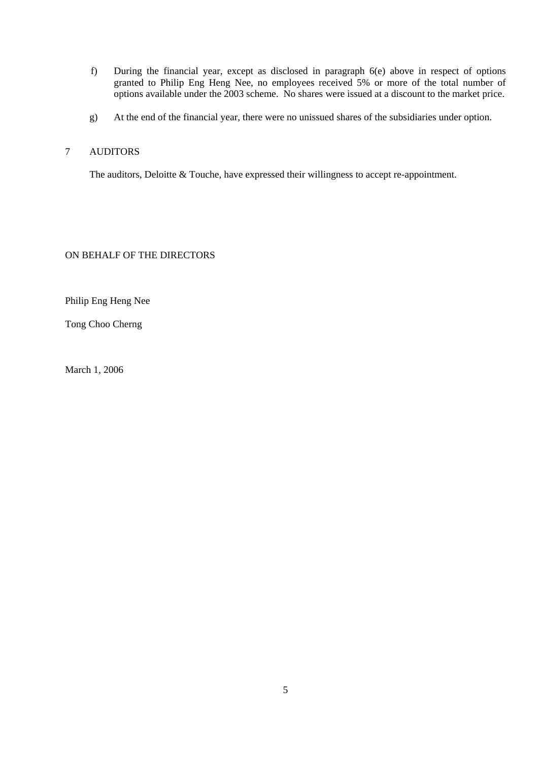f) During the financial year, except as disclosed in paragraph 6(e) above in respect of options granted to Philip Eng Heng Nee, no employees received 5% or more of the total number of options available under the 2003 scheme. No shares were issued at a discount to the market price.

g) At the end of the financial year, there were no unissued shares of the subsidiaries under option.

7 AUDITORS

The auditors, Deloitte & Touche, have expressed their willingness to accept re-appointment.

ON BEHALF OF THE DIRECTORS

Philip Eng Heng Nee

Tong Choo Cherng

March 1, 2006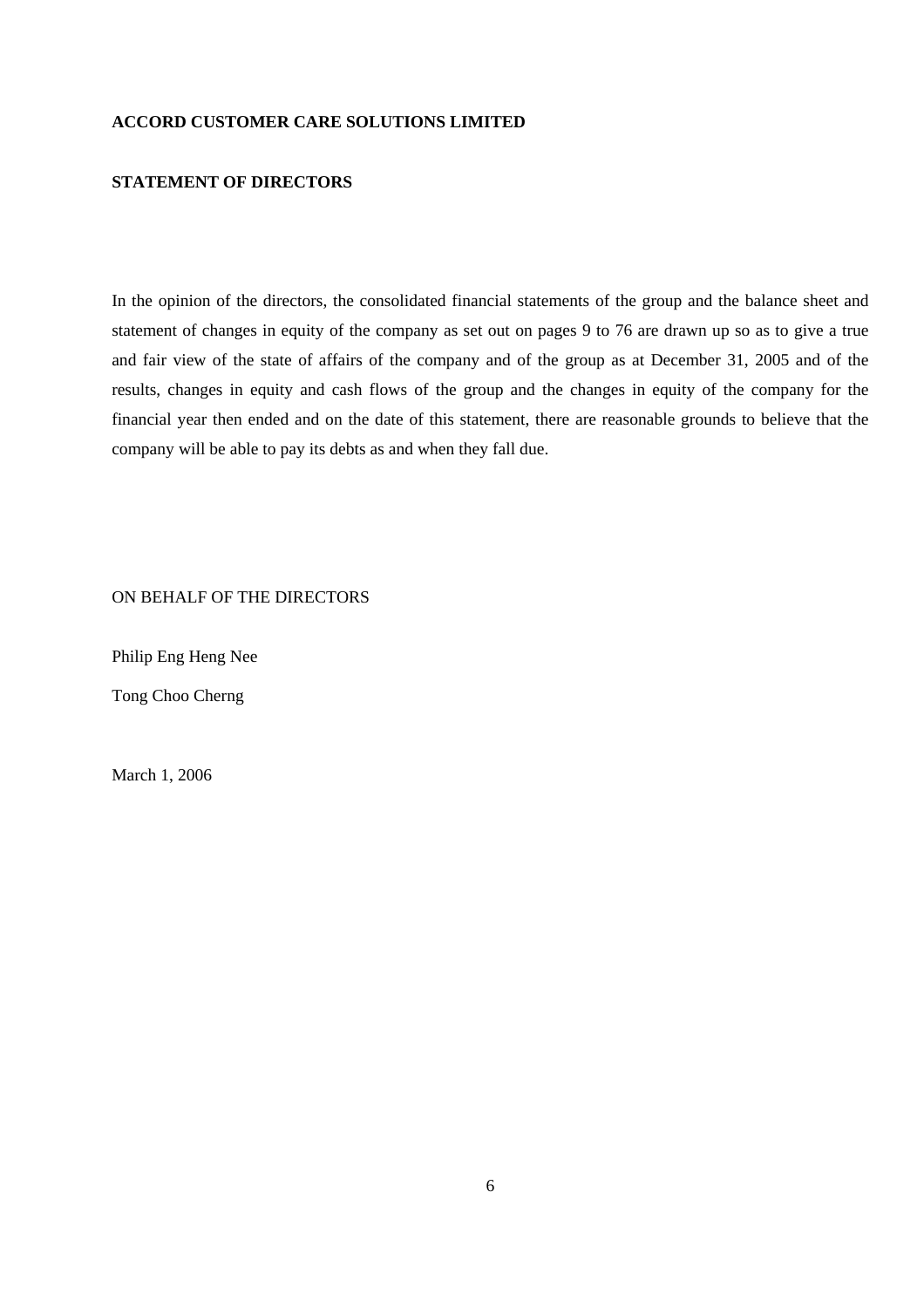**ACCORD CUSTOMER CARE SOLUTIONS LIMITED**

**STATEMENT OF DIRECTORS**

In the opinion of the directors, the consolidated financial statements of the group and the balance sheet and statement of changes in equity of the company as set out on pages 9 to 76 are drawn up so as to give a true and fair view of the state of affairs of the company and of the group as at December 31, 2005 and of the results, changes in equity and cash flows of the group and the changes in equity of the company for the financial year then ended and on the date of this statement, there are reasonable grounds to believe that the company will be able to pay its debts as and when they fall due.

ON BEHALF OF THE DIRECTORS

Philip Eng Heng Nee

Tong Choo Cherng

March 1, 2006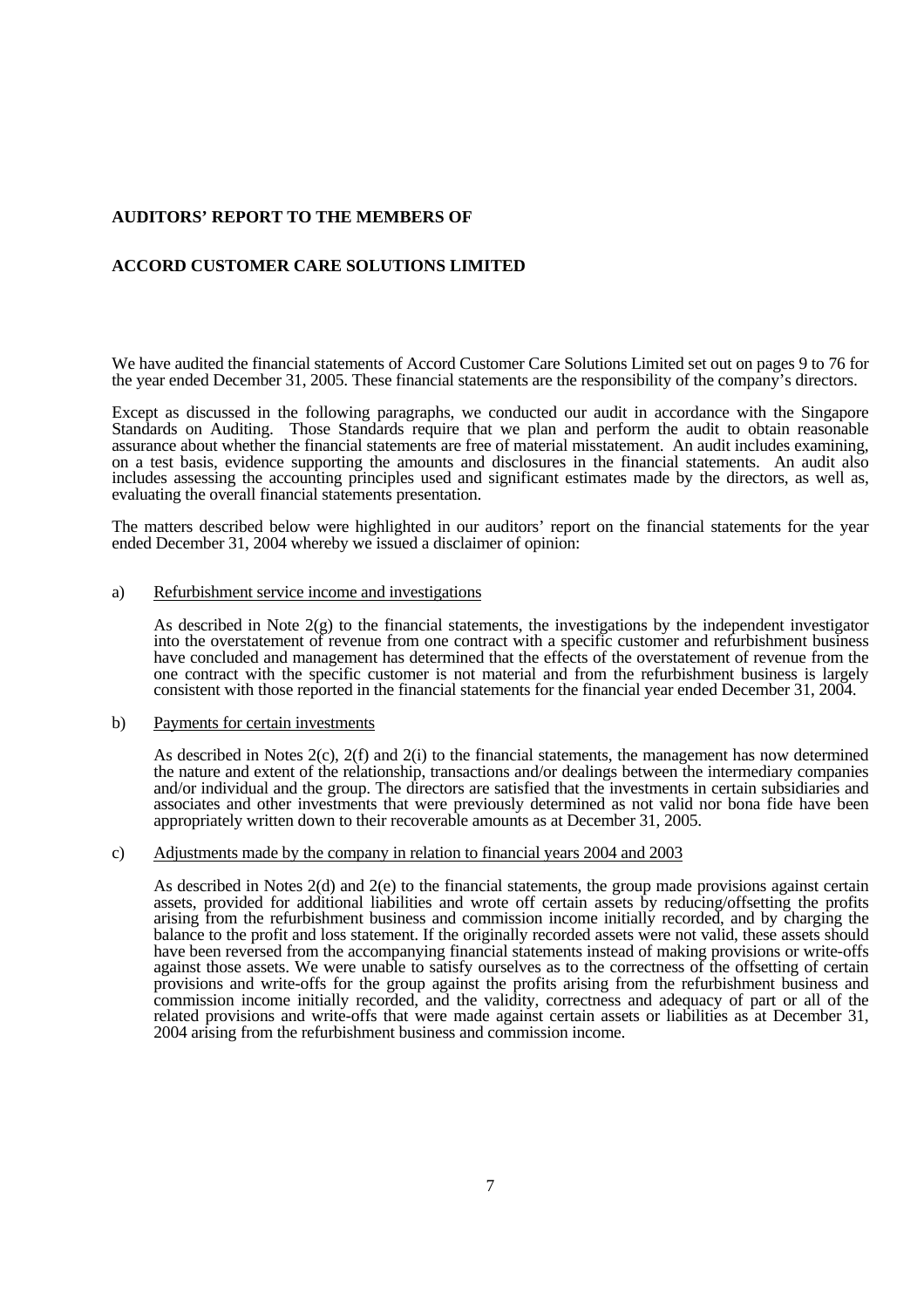**AUDITORS' REPORT TO THE MEMBERS OF**

**ACCORD CUSTOMER CARE SOLUTIONS LIMITED**

We have audited the financial statements of Accord Customer Care Solutions Limited set out on pages 9 to 76 for the year ended December 31, 2005. These financial statements are the responsibility of the company's directors.

Except as discussed in the following paragraphs, we conducted our audit in accordance with the Singapore Standards on Auditing. Those Standards require that we plan and perform the audit to obtain reasonable assurance about whether the financial statements are free of material misstatement. An audit includes examining, on a test basis, evidence supporting the amounts and disclosures in the financial statements. An audit also includes assessing the accounting principles used and significant estimates made by the directors, as well as, evaluating the overall financial statements presentation.

The matters described below were highlighted in our auditors' report on the financial statements for the year ended December 31, 2004 whereby we issued a disclaimer of opinion:

a) Refurbishment service income and investigations

As described in Note 2(g) to the financial statements, the investigations by the independent investigator into the overstatement of revenue from one contract with a specific customer and refurbishment business have concluded and management has determined that the effects of the overstatement of revenue from the one contract with the specific customer is not material and from the refurbishment business is largely consistent with those reported in the financial statements for the financial year ended December 31, 2004.

b) Payments for certain investments

As described in Notes 2(c), 2(f) and 2(i) to the financial statements, the management has now determined the nature and extent of the relationship, transactions and/or dealings between the intermediary companies and/or individual and the group. The directors are satisfied that the investments in certain subsidiaries and associates and other investments that were previously determined as not valid nor bona fide have been appropriately written down to their recoverable amounts as at December 31, 2005.

c) Adjustments made by the company in relation to financial years 2004 and 2003

As described in Notes 2(d) and 2(e) to the financial statements, the group made provisions against certain assets, provided for additional liabilities and wrote off certain assets by reducing/offsetting the profits arising from the refurbishment business and commission income initially recorded, and by charging the balance to the profit and loss statement. If the originally recorded assets were not valid, these assets should have been reversed from the accompanying financial statements instead of making provisions or write-offs against those assets. We were unable to satisfy ourselves as to the correctness of the offsetting of certain provisions and write-offs for the group against the profits arising from the refurbishment business and commission income initially recorded, and the validity, correctness and adequacy of part or all of the related provisions and write-offs that were made against certain assets or liabilities as at December 31, 2004 arising from the refurbishment business and commission income.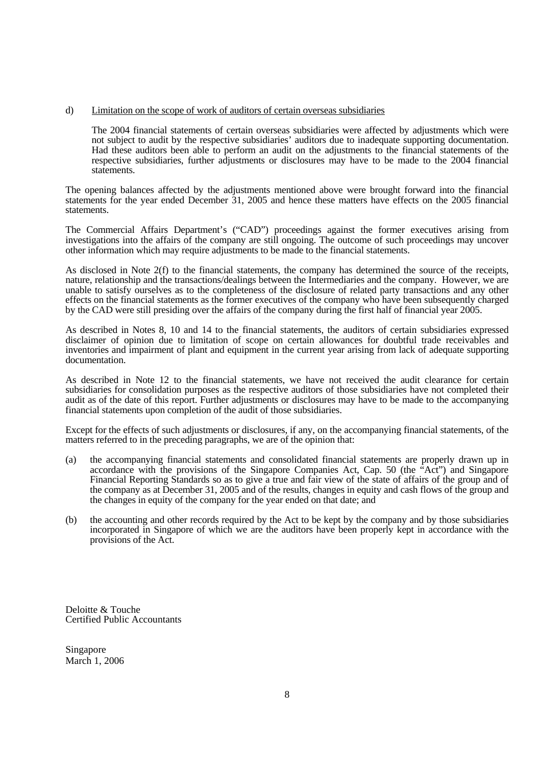d) <u>Limitation on the scope of work of auditors of certain overseas subsidiaries</u>

The 2004 financial statements of certain overseas subsidiaries were affected by adjustments which were not subject to audit by the respective subsidiaries' auditors due to inadequate supporting documentation. Had these auditors been able to perform an audit on the adjustments to the financial statements of the respective subsidiaries, further adjustments or disclosures may have to be made to the 2004 financial statements.

The opening balances affected by the adjustments mentioned above were brought forward into the financial statements for the year ended December 31, 2005 and hence these matters have effects on the 2005 financial statements.

The Commercial Affairs Department's ("CAD") proceedings against the former executives arising from investigations into the affairs of the company are still ongoing. The outcome of such proceedings may uncover other information which may require adjustments to be made to the financial statements.

As disclosed in Note 2(f) to the financial statements, the company has determined the source of the receipts, nature, relationship and the transactions/dealings between the Intermediaries and the company. However, we are unable to satisfy ourselves as to the completeness of the disclosure of related party transactions and any other effects on the financial statements as the former executives of the company who have been subsequently charged by the CAD were still presiding over the affairs of the company during the first half of financial year 2005.

As described in Notes 8, 10 and 14 to the financial statements, the auditors of certain subsidiaries expressed disclaimer of opinion due to limitation of scope on certain allowances for doubtful trade receivables and inventories and impairment of plant and equipment in the current year arising from lack of adequate supporting documentation.

As described in Note 12 to the financial statements, we have not received the audit clearance for certain subsidiaries for consolidation purposes as the respective auditors of those subsidiaries have not completed their audit as of the date of this report. Further adjustments or disclosures may have to be made to the accompanying financial statements upon completion of the audit of those subsidiaries.

Except for the effects of such adjustments or disclosures, if any, on the accompanying financial statements, of the matters referred to in the preceding paragraphs, we are of the opinion that:

(a) the accompanying financial statements and consolidated financial statements are properly drawn up in accordance with the provisions of the Singapore Companies Act, Cap. 50 (the "Act") and Singapore Financial Reporting Standards so as to give a true and fair view of the state of affairs of the group and of the company as at December 31, 2005 and of the results, changes in equity and cash flows of the group and the changes in equity of the company for the year ended on that date; and

(b) the accounting and other records required by the Act to be kept by the company and by those subsidiaries incorporated in Singapore of which we are the auditors have been properly kept in accordance with the provisions of the Act.

Deloitte & Touche
Certified Public Accountants

Singapore
March 1, 2006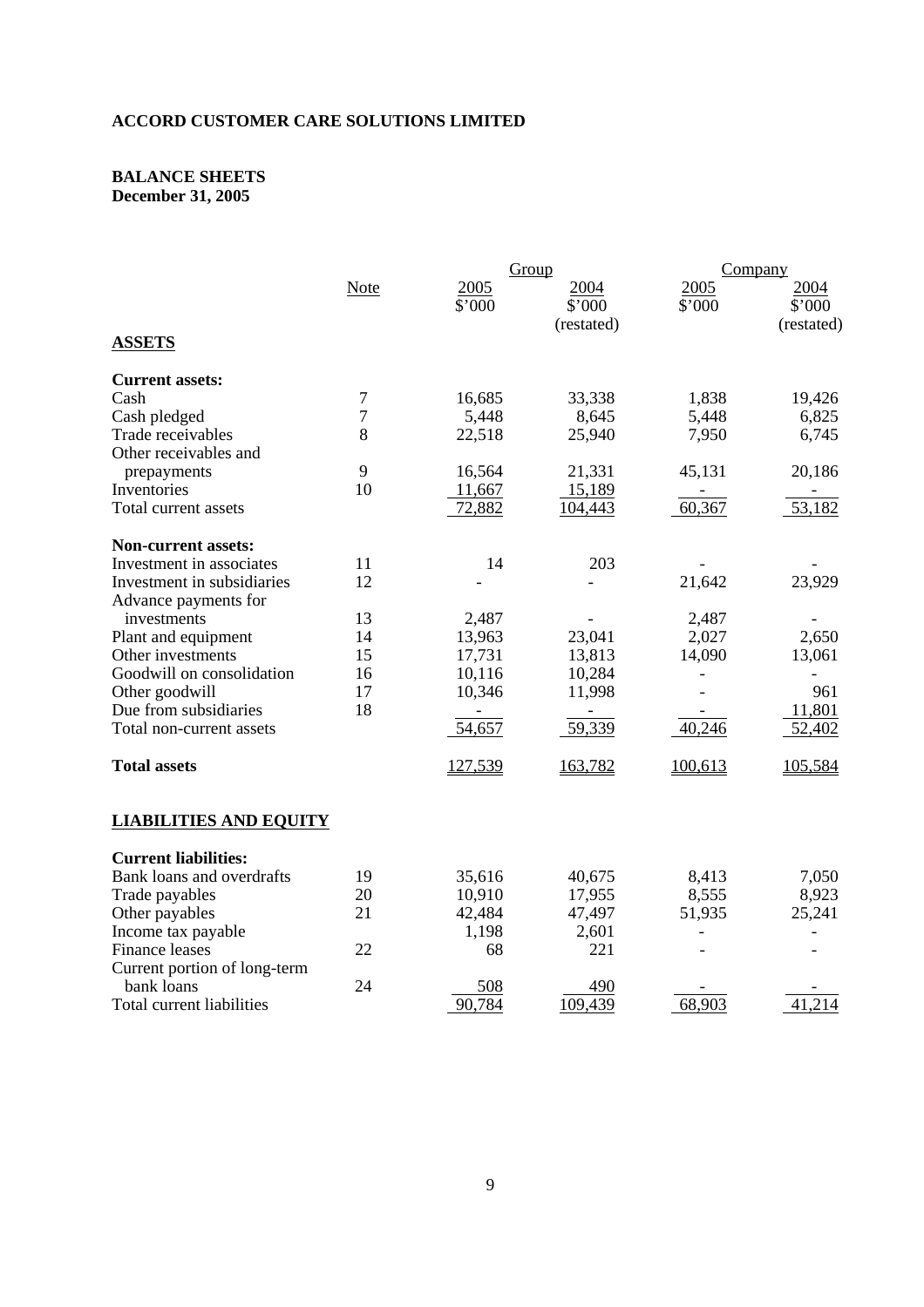**ACCORD CUSTOMER CARE SOLUTIONS LIMITED**

**BALANCE SHEETS**
**December 31, 2005**

| | Note | Group | | Company | |
|---|---|---|---|---|---|
| | | 2005 | 2004 | 2005 | 2004 |
| | | $'000 | $'000 (restated) | $'000 | $'000 (restated) |
| **ASSETS** | | | | | |
| **Current assets:** | | | | | |
| Cash | 7 | 16,685 | 33,338 | 1,838 | 19,426 |
| Cash pledged | 7 | 5,448 | 8,645 | 5,448 | 6,825 |
| Trade receivables | 8 | 22,518 | 25,940 | 7,950 | 6,745 |
| Other receivables and prepayments | 9 | 16,564 | 21,331 | 45,131 | 20,186 |
| Inventories | 10 | 11,667 | 15,189 | - | - |
| Total current assets | | 72,882 | 104,443 | 60,367 | 53,182 |
| **Non-current assets:** | | | | | |
| Investment in associates | 11 | 14 | 203 | - | - |
| Investment in subsidiaries | 12 | - | - | 21,642 | 23,929 |
| Advance payments for investments | 13 | 2,487 | - | 2,487 | - |
| Plant and equipment | 14 | 13,963 | 23,041 | 2,027 | 2,650 |
| Other investments | 15 | 17,731 | 13,813 | 14,090 | 13,061 |
| Goodwill on consolidation | 16 | 10,116 | 10,284 | - | - |
| Other goodwill | 17 | 10,346 | 11,998 | - | 961 |
| Due from subsidiaries | 18 | - | - | - | 11,801 |
| Total non-current assets | | 54,657 | 59,339 | 40,246 | 52,402 |
| **Total assets** | | 127,539 | 163,782 | 100,613 | 105,584 |
| **LIABILITIES AND EQUITY** | | | | | |
| **Current liabilities:** | | | | | |
| Bank loans and overdrafts | 19 | 35,616 | 40,675 | 8,413 | 7,050 |
| Trade payables | 20 | 10,910 | 17,955 | 8,555 | 8,923 |
| Other payables | 21 | 42,484 | 47,497 | 51,935 | 25,241 |
| Income tax payable | | 1,198 | 2,601 | - | - |
| Finance leases | 22 | 68 | 221 | - | - |
| Current portion of long-term bank loans | 24 | 508 | 490 | - | - |
| Total current liabilities | | 90,784 | 109,439 | 68,903 | 41,214 |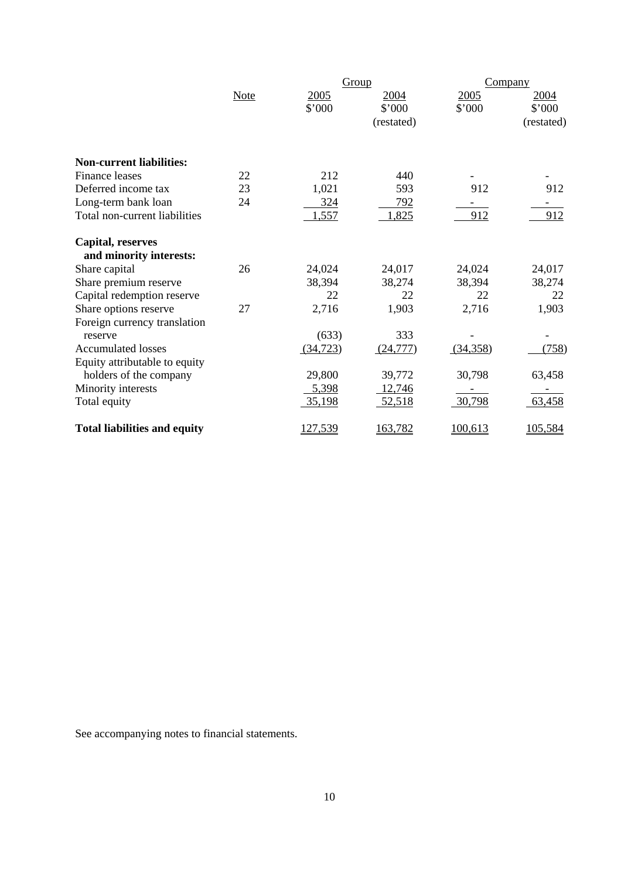| | Note | Group | | Company | |
|---|---|---|---|---|---|
| | | 2005 | 2004 | 2005 | 2004 |
| | | $'000 | $'000 | $'000 | $'000 |
| | | | (restated) | | (restated) |
| **Non-current liabilities:** | | | | | |
| Finance leases | 22 | 212 | 440 | - | - |
| Deferred income tax | 23 | 1,021 | 593 | 912 | 912 |
| Long-term bank loan | 24 | 324 | 792 | - | - |
| Total non-current liabilities | | 1,557 | 1,825 | 912 | 912 |
| **Capital, reserves and minority interests:** | | | | | |
| Share capital | 26 | 24,024 | 24,017 | 24,024 | 24,017 |
| Share premium reserve | | 38,394 | 38,274 | 38,394 | 38,274 |
| Capital redemption reserve | | 22 | 22 | 22 | 22 |
| Share options reserve | 27 | 2,716 | 1,903 | 2,716 | 1,903 |
| Foreign currency translation reserve | | (633) | 333 | - | - |
| Accumulated losses | | (34,723) | (24,777) | (34,358) | (758) |
| Equity attributable to equity holders of the company | | 29,800 | 39,772 | 30,798 | 63,458 |
| Minority interests | | 5,398 | 12,746 | - | - |
| Total equity | | 35,198 | 52,518 | 30,798 | 63,458 |
| **Total liabilities and equity** | | 127,539 | 163,782 | 100,613 | 105,584 |

See accompanying notes to financial statements.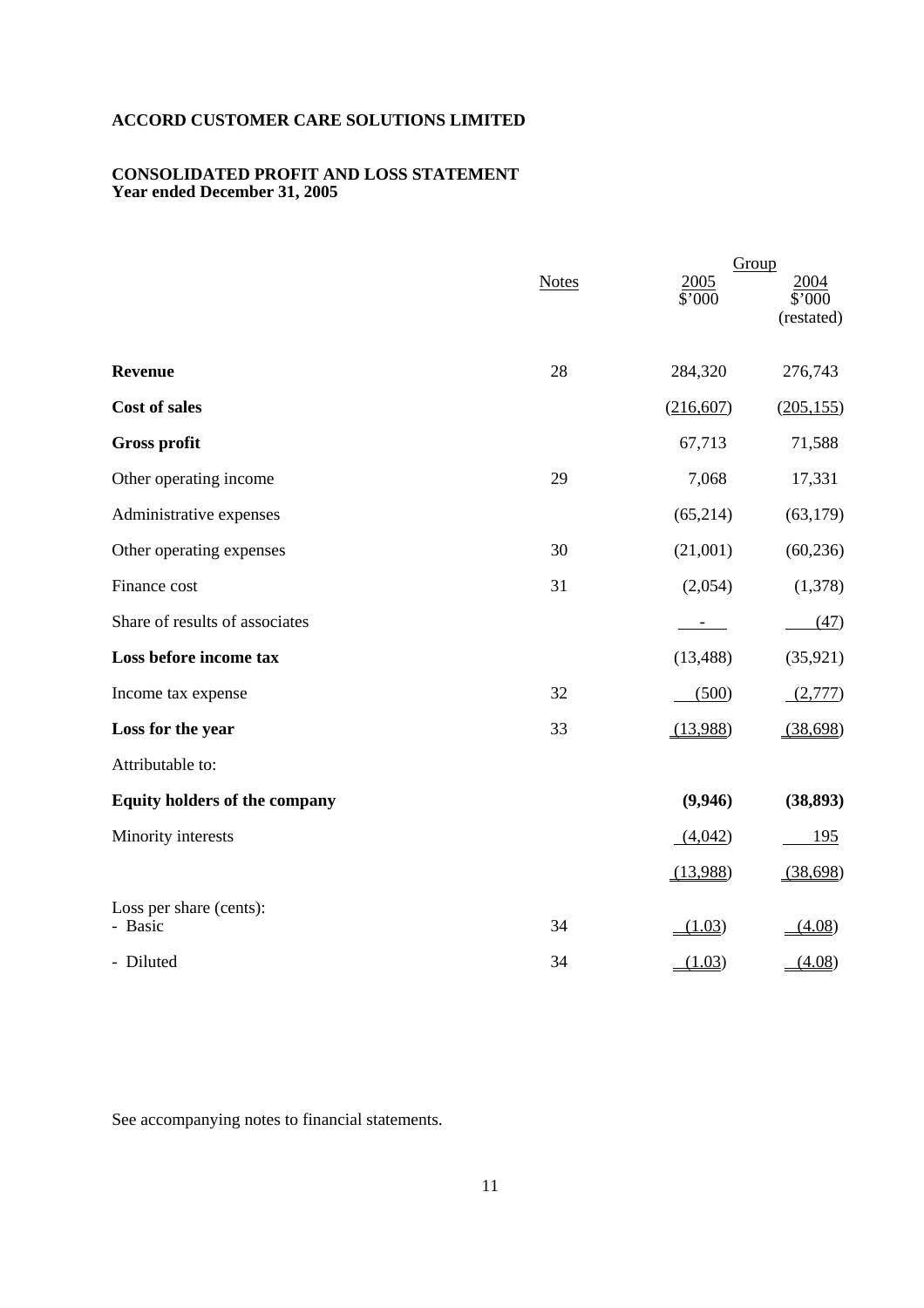**ACCORD CUSTOMER CARE SOLUTIONS LIMITED**

**CONSOLIDATED PROFIT AND LOSS STATEMENT**
**Year ended December 31, 2005**

| | Notes | Group | |
|---|---|---|---|
| | | 2005<br>$'000 | 2004<br>$'000<br>(restated) |
| **Revenue** | 28 | 284,320 | 276,743 |
| **Cost of sales** | | (216,607) | (205,155) |
| **Gross profit** | | 67,713 | 71,588 |
| Other operating income | 29 | 7,068 | 17,331 |
| Administrative expenses | | (65,214) | (63,179) |
| Other operating expenses | 30 | (21,001) | (60,236) |
| Finance cost | 31 | (2,054) | (1,378) |
| Share of results of associates | | - | (47) |
| **Loss before income tax** | | (13,488) | (35,921) |
| Income tax expense | 32 | (500) | (2,777) |
| **Loss for the year** | 33 | (13,988) | (38,698) |
| Attributable to: | | | |
| **Equity holders of the company** | | **(9,946)** | **(38,893)** |
| Minority interests | | (4,042) | 195 |
| | | (13,988) | (38,698) |
| Loss per share (cents):<br>- Basic | 34 | (1.03) | (4.08) |
| - Diluted | 34 | (1.03) | (4.08) |

See accompanying notes to financial statements.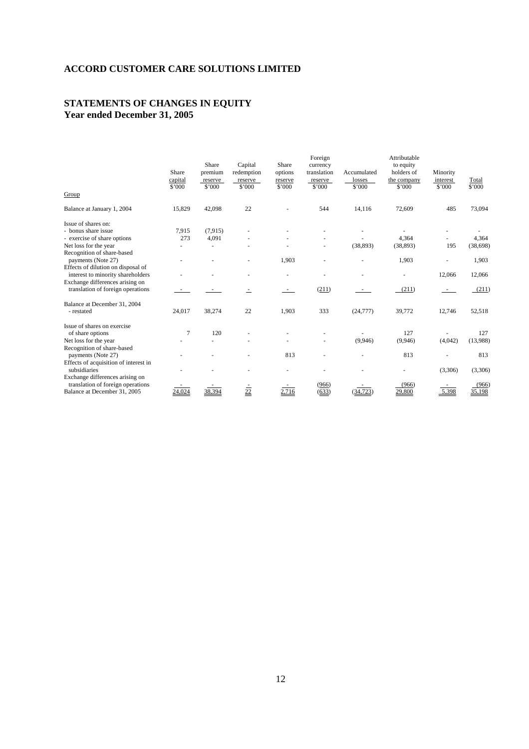# ACCORD CUSTOMER CARE SOLUTIONS LIMITED

## STATEMENTS OF CHANGES IN EQUITY
## Year ended December 31, 2005

| Group | Share capital $'000 | Share premium reserve $'000 | Capital redemption reserve $'000 | Share options reserve $'000 | Foreign currency translation reserve $'000 | Accumulated losses $'000 | Attributable to equity holders of the company $'000 | Minority interest $'000 | Total $'000 |
|---|---|---|---|---|---|---|---|---|---|
| Balance at January 1, 2004 | 15,829 | 42,098 | 22 | - | 544 | 14,116 | 72,609 | 485 | 73,094 |
| Issue of shares on: | | | | | | | | | |
| - bonus share issue | 7,915 | (7,915) | - | - | - | - | - | - | - |
| - exercise of share options | 273 | 4,091 | - | - | - | - | 4,364 | - | 4,364 |
| Net loss for the year | - | - | - | - | - | (38,893) | (38,893) | 195 | (38,698) |
| Recognition of share-based payments (Note 27) | - | - | - | 1,903 | - | - | 1,903 | - | 1,903 |
| Effects of dilution on disposal of interest to minority shareholders | - | - | - | - | - | - | - | 12,066 | 12,066 |
| Exchange differences arising on translation of foreign operations | - | - | - | - | (211) | - | (211) | - | (211) |
| Balance at December 31, 2004 - restated | 24,017 | 38,274 | 22 | 1,903 | 333 | (24,777) | 39,772 | 12,746 | 52,518 |
| Issue of shares on exercise of share options | 7 | 120 | - | - | - | - | 127 | - | 127 |
| Net loss for the year | - | - | - | - | - | (9,946) | (9,946) | (4,042) | (13,988) |
| Recognition of share-based payments (Note 27) | - | - | - | 813 | - | - | 813 | - | 813 |
| Effects of acquisition of interest in subsidiaries | - | - | - | - | - | - | - | (3,306) | (3,306) |
| Exchange differences arising on translation of foreign operations | - | - | - | - | (966) | - | (966) | - | (966) |
| Balance at December 31, 2005 | 24,024 | 38,394 | 22 | 2,716 | (633) | (34,723) | 29,800 | 5,398 | 35,198 |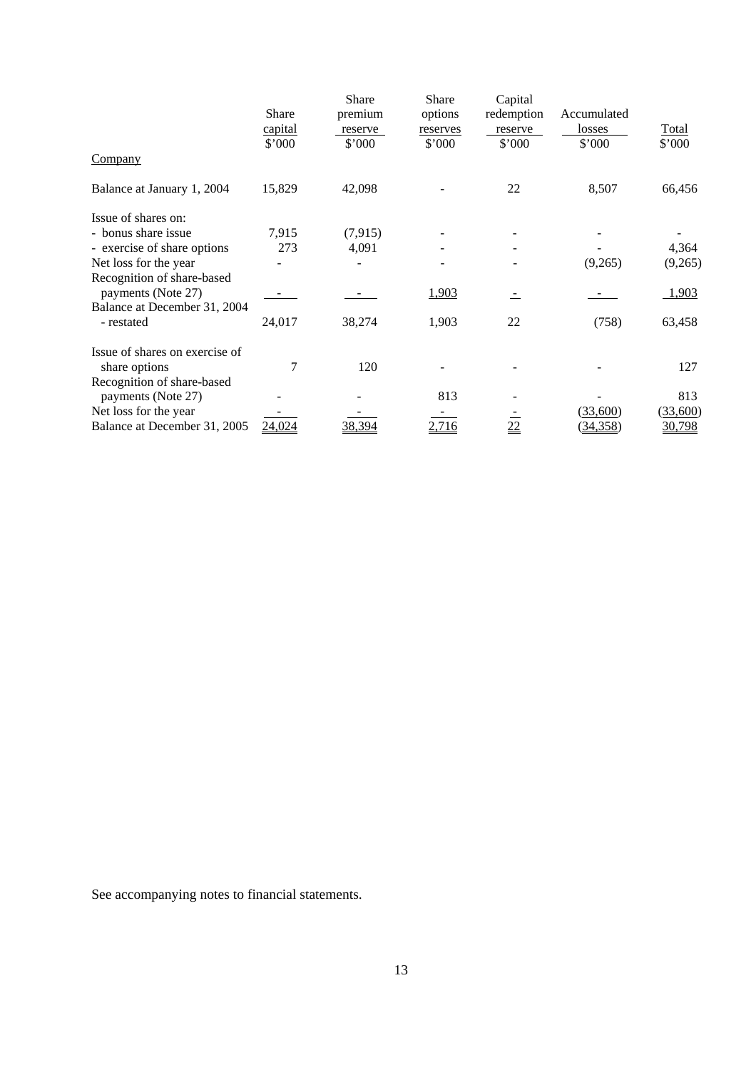| | Share capital | Share premium reserve | Share options reserves | Capital redemption reserve | Accumulated losses | Total |
|---|---|---|---|---|---|---|
| | $'000 | $'000 | $'000 | $'000 | $'000 | $'000 |
| **Company** | | | | | | |
| Balance at January 1, 2004 | 15,829 | 42,098 | - | 22 | 8,507 | 66,456 |
| Issue of shares on: | | | | | | |
| - bonus share issue | 7,915 | (7,915) | - | - | - | - |
| - exercise of share options | 273 | 4,091 | - | - | - | 4,364 |
| Net loss for the year | - | - | - | - | (9,265) | (9,265) |
| Recognition of share-based payments (Note 27) | - | - | 1,903 | - | - | 1,903 |
| Balance at December 31, 2004 - restated | 24,017 | 38,274 | 1,903 | 22 | (758) | 63,458 |
| Issue of shares on exercise of share options | 7 | 120 | - | - | - | 127 |
| Recognition of share-based payments (Note 27) | - | - | 813 | - | - | 813 |
| Net loss for the year | - | - | - | - | (33,600) | (33,600) |
| Balance at December 31, 2005 | 24,024 | 38,394 | 2,716 | 22 | (34,358) | 30,798 |

See accompanying notes to financial statements.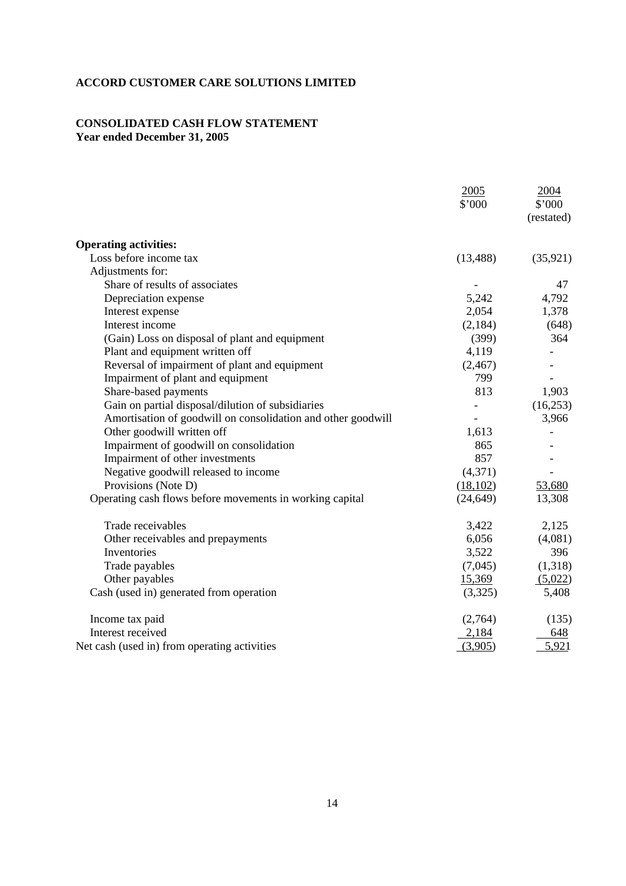**ACCORD CUSTOMER CARE SOLUTIONS LIMITED**

**CONSOLIDATED CASH FLOW STATEMENT**
**Year ended December 31, 2005**

| | 2005<br>$'000 | 2004<br>$'000<br>(restated) |
|---|---|---|
| **Operating activities:** | | |
| Loss before income tax | (13,488) | (35,921) |
| Adjustments for: | | |
| Share of results of associates | - | 47 |
| Depreciation expense | 5,242 | 4,792 |
| Interest expense | 2,054 | 1,378 |
| Interest income | (2,184) | (648) |
| (Gain) Loss on disposal of plant and equipment | (399) | 364 |
| Plant and equipment written off | 4,119 | - |
| Reversal of impairment of plant and equipment | (2,467) | - |
| Impairment of plant and equipment | 799 | - |
| Share-based payments | 813 | 1,903 |
| Gain on partial disposal/dilution of subsidiaries | - | (16,253) |
| Amortisation of goodwill on consolidation and other goodwill | - | 3,966 |
| Other goodwill written off | 1,613 | - |
| Impairment of goodwill on consolidation | 865 | - |
| Impairment of other investments | 857 | - |
| Negative goodwill released to income | (4,371) | - |
| Provisions (Note D) | (18,102) | 53,680 |
| Operating cash flows before movements in working capital | (24,649) | 13,308 |
| Trade receivables | 3,422 | 2,125 |
| Other receivables and prepayments | 6,056 | (4,081) |
| Inventories | 3,522 | 396 |
| Trade payables | (7,045) | (1,318) |
| Other payables | 15,369 | (5,022) |
| Cash (used in) generated from operation | (3,325) | 5,408 |
| Income tax paid | (2,764) | (135) |
| Interest received | 2,184 | 648 |
| Net cash (used in) from operating activities | (3,905) | 5,921 |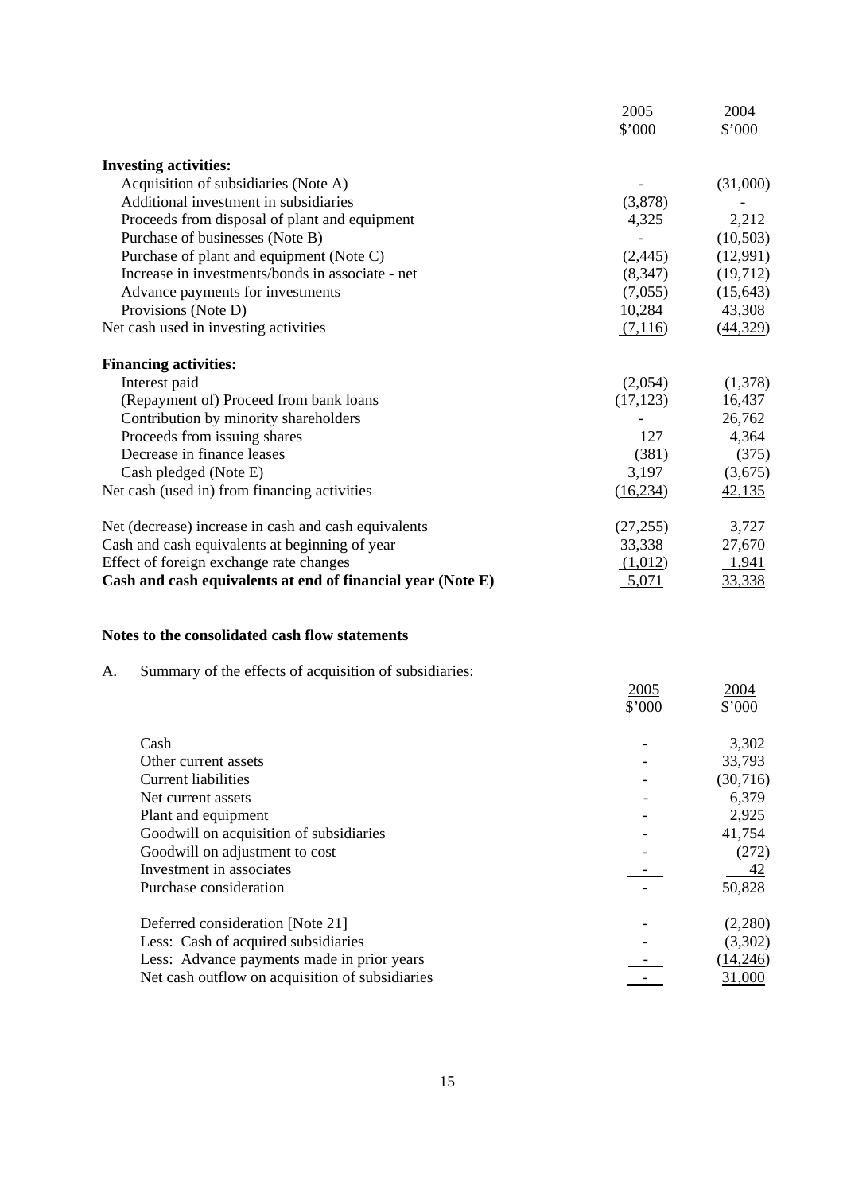| | 2005<br>$'000 | 2004<br>$'000 |
|---|---|---|
| **Investing activities:** | | |
| Acquisition of subsidiaries (Note A) | - | (31,000) |
| Additional investment in subsidiaries | (3,878) | - |
| Proceeds from disposal of plant and equipment | 4,325 | 2,212 |
| Purchase of businesses (Note B) | - | (10,503) |
| Purchase of plant and equipment (Note C) | (2,445) | (12,991) |
| Increase in investments/bonds in associate - net | (8,347) | (19,712) |
| Advance payments for investments | (7,055) | (15,643) |
| Provisions (Note D) | 10,284 | 43,308 |
| Net cash used in investing activities | (7,116) | (44,329) |
| **Financing activities:** | | |
| Interest paid | (2,054) | (1,378) |
| (Repayment of) Proceed from bank loans | (17,123) | 16,437 |
| Contribution by minority shareholders | - | 26,762 |
| Proceeds from issuing shares | 127 | 4,364 |
| Decrease in finance leases | (381) | (375) |
| Cash pledged (Note E) | 3,197 | (3,675) |
| Net cash (used in) from financing activities | (16,234) | 42,135 |
| Net (decrease) increase in cash and cash equivalents | (27,255) | 3,727 |
| Cash and cash equivalents at beginning of year | 33,338 | 27,670 |
| Effect of foreign exchange rate changes | (1,012) | 1,941 |
| **Cash and cash equivalents at end of financial year (Note E)** | 5,071 | 33,338 |

**Notes to the consolidated cash flow statements**

A. Summary of the effects of acquisition of subsidiaries:

| | 2005<br>$'000 | 2004<br>$'000 |
|---|---|---|
| Cash | - | 3,302 |
| Other current assets | - | 33,793 |
| Current liabilities | - | (30,716) |
| Net current assets | - | 6,379 |
| Plant and equipment | - | 2,925 |
| Goodwill on acquisition of subsidiaries | - | 41,754 |
| Goodwill on adjustment to cost | - | (272) |
| Investment in associates | - | 42 |
| Purchase consideration | - | 50,828 |
| Deferred consideration [Note 21] | - | (2,280) |
| Less: Cash of acquired subsidiaries | - | (3,302) |
| Less: Advance payments made in prior years | - | (14,246) |
| Net cash outflow on acquisition of subsidiaries | - | 31,000 |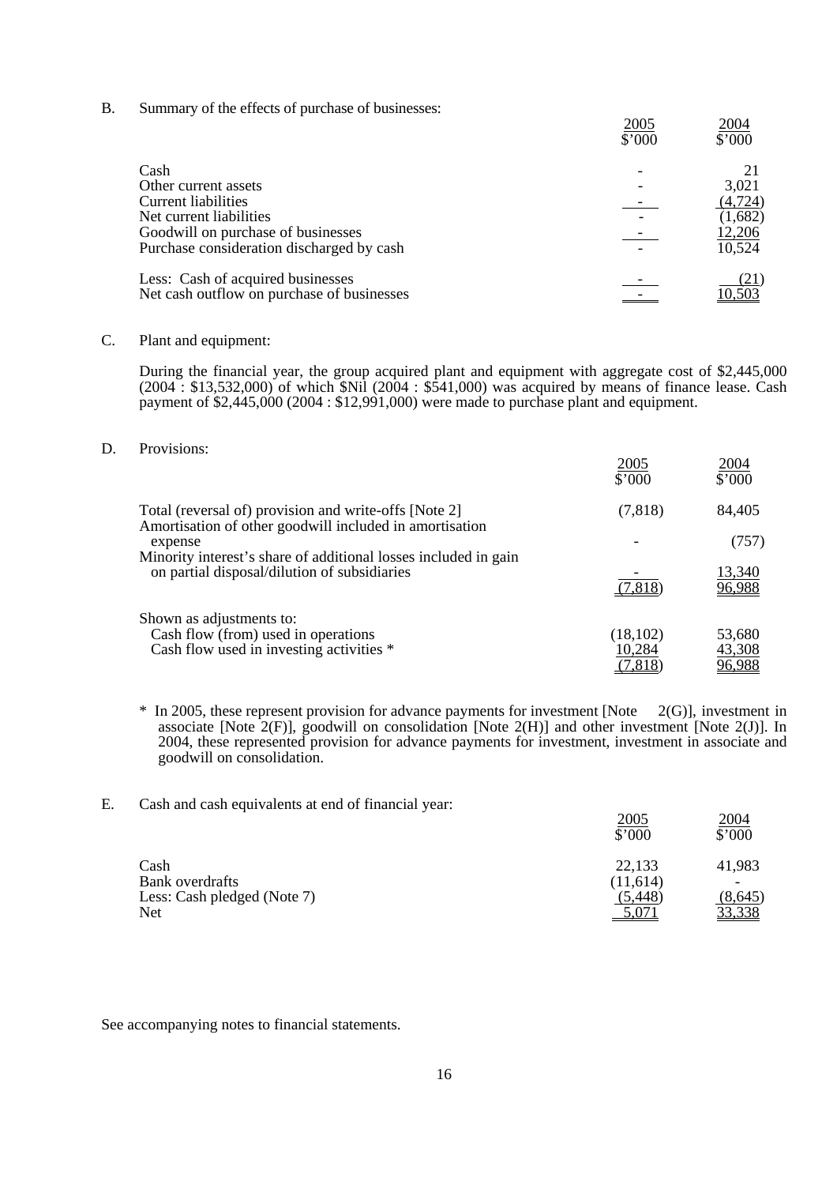B. Summary of the effects of purchase of businesses:

| | 2005 $'000 | 2004 $'000 |
|---|---|---|
| Cash | - | 21 |
| Other current assets | - | 3,021 |
| Current liabilities | - | (4,724) |
| Net current liabilities | - | (1,682) |
| Goodwill on purchase of businesses | - | 12,206 |
| Purchase consideration discharged by cash | - | 10,524 |
| Less: Cash of acquired businesses | - | (21) |
| Net cash outflow on purchase of businesses | - | 10,503 |

C. Plant and equipment:

During the financial year, the group acquired plant and equipment with aggregate cost of $2,445,000 (2004 : $13,532,000) of which $Nil (2004 : $541,000) was acquired by means of finance lease. Cash payment of $2,445,000 (2004 : $12,991,000) were made to purchase plant and equipment.

D. Provisions:

| | 2005 $'000 | 2004 $'000 |
|---|---|---|
| Total (reversal of) provision and write-offs [Note 2] | (7,818) | 84,405 |
| Amortisation of other goodwill included in amortisation expense | - | (757) |
| Minority interest's share of additional losses included in gain on partial disposal/dilution of subsidiaries | - | 13,340 |
| | (7,818) | 96,988 |
| Shown as adjustments to: | | |
| Cash flow (from) used in operations | (18,102) | 53,680 |
| Cash flow used in investing activities * | 10,284 | 43,308 |
| | (7,818) | 96,988 |

\* In 2005, these represent provision for advance payments for investment [Note 2(G)], investment in associate [Note 2(F)], goodwill on consolidation [Note 2(H)] and other investment [Note 2(J)]. In 2004, these represented provision for advance payments for investment, investment in associate and goodwill on consolidation.

E. Cash and cash equivalents at end of financial year:

| | 2005 $'000 | 2004 $'000 |
|---|---|---|
| Cash | 22,133 | 41,983 |
| Bank overdrafts | (11,614) | - |
| Less: Cash pledged (Note 7) | (5,448) | (8,645) |
| Net | 5,071 | 33,338 |

See accompanying notes to financial statements.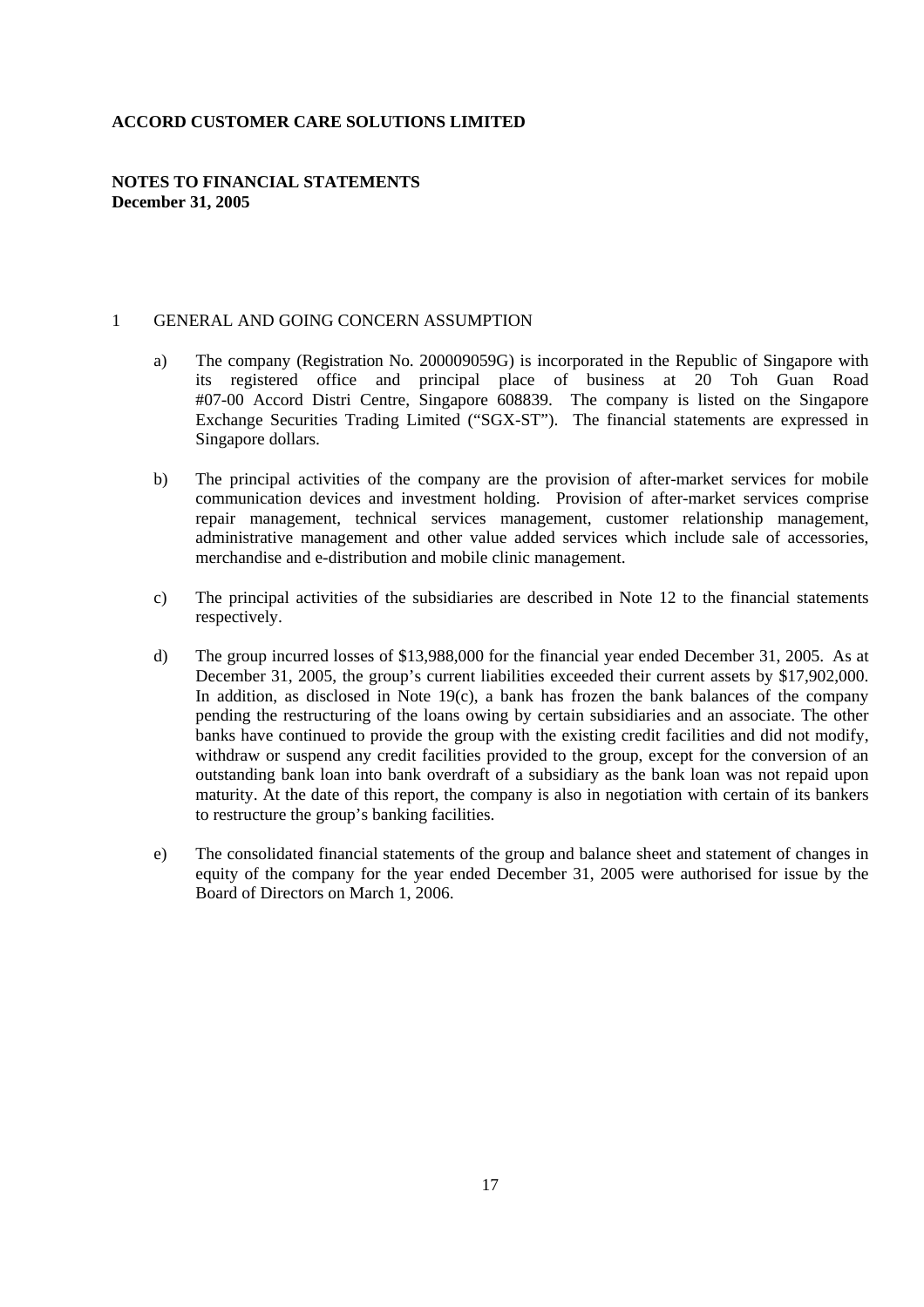**ACCORD CUSTOMER CARE SOLUTIONS LIMITED**

**NOTES TO FINANCIAL STATEMENTS**
**December 31, 2005**

1 GENERAL AND GOING CONCERN ASSUMPTION

a) The company (Registration No. 200009059G) is incorporated in the Republic of Singapore with its registered office and principal place of business at 20 Toh Guan Road #07-00 Accord Distri Centre, Singapore 608839. The company is listed on the Singapore Exchange Securities Trading Limited ("SGX-ST"). The financial statements are expressed in Singapore dollars.

b) The principal activities of the company are the provision of after-market services for mobile communication devices and investment holding. Provision of after-market services comprise repair management, technical services management, customer relationship management, administrative management and other value added services which include sale of accessories, merchandise and e-distribution and mobile clinic management.

c) The principal activities of the subsidiaries are described in Note 12 to the financial statements respectively.

d) The group incurred losses of $13,988,000 for the financial year ended December 31, 2005. As at December 31, 2005, the group's current liabilities exceeded their current assets by $17,902,000. In addition, as disclosed in Note 19(c), a bank has frozen the bank balances of the company pending the restructuring of the loans owing by certain subsidiaries and an associate. The other banks have continued to provide the group with the existing credit facilities and did not modify, withdraw or suspend any credit facilities provided to the group, except for the conversion of an outstanding bank loan into bank overdraft of a subsidiary as the bank loan was not repaid upon maturity. At the date of this report, the company is also in negotiation with certain of its bankers to restructure the group's banking facilities.

e) The consolidated financial statements of the group and balance sheet and statement of changes in equity of the company for the year ended December 31, 2005 were authorised for issue by the Board of Directors on March 1, 2006.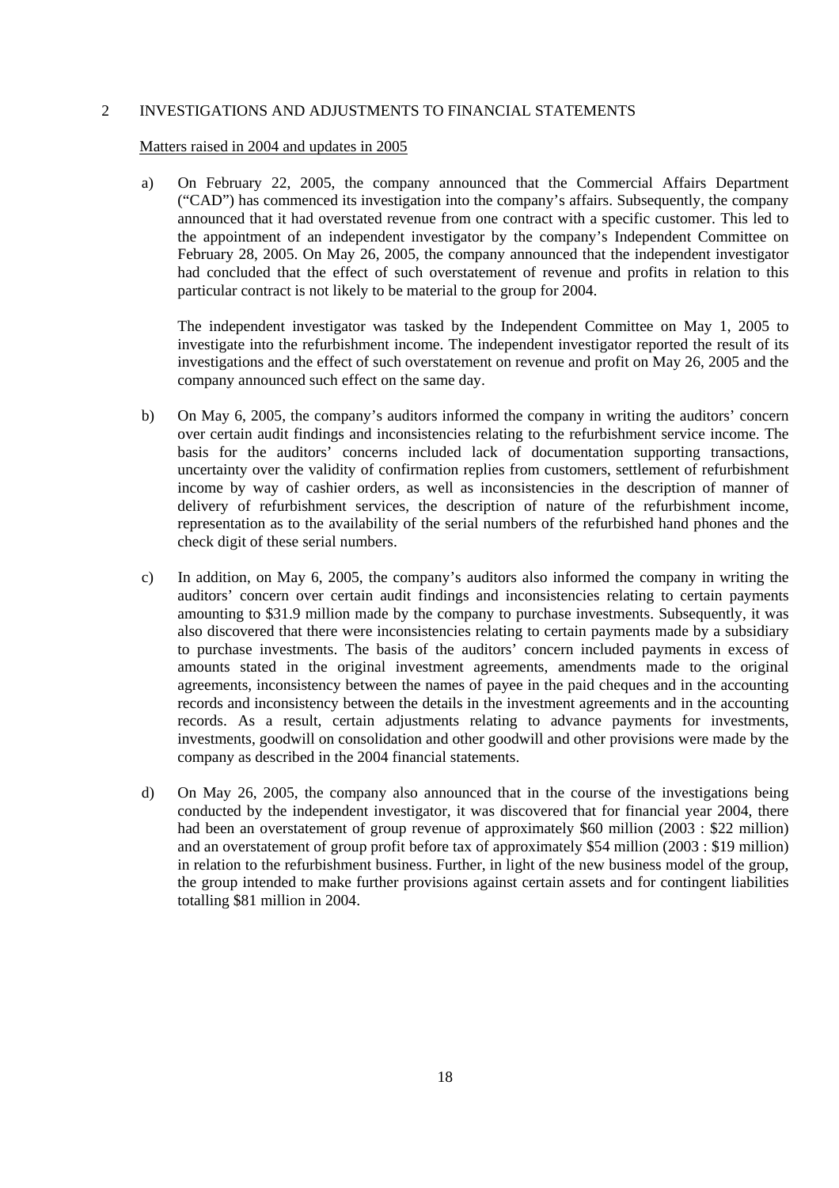## 2 INVESTIGATIONS AND ADJUSTMENTS TO FINANCIAL STATEMENTS

Matters raised in 2004 and updates in 2005

a) On February 22, 2005, the company announced that the Commercial Affairs Department ("CAD") has commenced its investigation into the company's affairs. Subsequently, the company announced that it had overstated revenue from one contract with a specific customer. This led to the appointment of an independent investigator by the company's Independent Committee on February 28, 2005. On May 26, 2005, the company announced that the independent investigator had concluded that the effect of such overstatement of revenue and profits in relation to this particular contract is not likely to be material to the group for 2004.

   The independent investigator was tasked by the Independent Committee on May 1, 2005 to investigate into the refurbishment income. The independent investigator reported the result of its investigations and the effect of such overstatement on revenue and profit on May 26, 2005 and the company announced such effect on the same day.

b) On May 6, 2005, the company's auditors informed the company in writing the auditors' concern over certain audit findings and inconsistencies relating to the refurbishment service income. The basis for the auditors' concerns included lack of documentation supporting transactions, uncertainty over the validity of confirmation replies from customers, settlement of refurbishment income by way of cashier orders, as well as inconsistencies in the description of manner of delivery of refurbishment services, the description of nature of the refurbishment income, representation as to the availability of the serial numbers of the refurbished hand phones and the check digit of these serial numbers.

c) In addition, on May 6, 2005, the company's auditors also informed the company in writing the auditors' concern over certain audit findings and inconsistencies relating to certain payments amounting to $31.9 million made by the company to purchase investments. Subsequently, it was also discovered that there were inconsistencies relating to certain payments made by a subsidiary to purchase investments. The basis of the auditors' concern included payments in excess of amounts stated in the original investment agreements, amendments made to the original agreements, inconsistency between the names of payee in the paid cheques and in the accounting records and inconsistency between the details in the investment agreements and in the accounting records. As a result, certain adjustments relating to advance payments for investments, investments, goodwill on consolidation and other goodwill and other provisions were made by the company as described in the 2004 financial statements.

d) On May 26, 2005, the company also announced that in the course of the investigations being conducted by the independent investigator, it was discovered that for financial year 2004, there had been an overstatement of group revenue of approximately $60 million (2003 : $22 million) and an overstatement of group profit before tax of approximately $54 million (2003 : $19 million) in relation to the refurbishment business. Further, in light of the new business model of the group, the group intended to make further provisions against certain assets and for contingent liabilities totalling $81 million in 2004.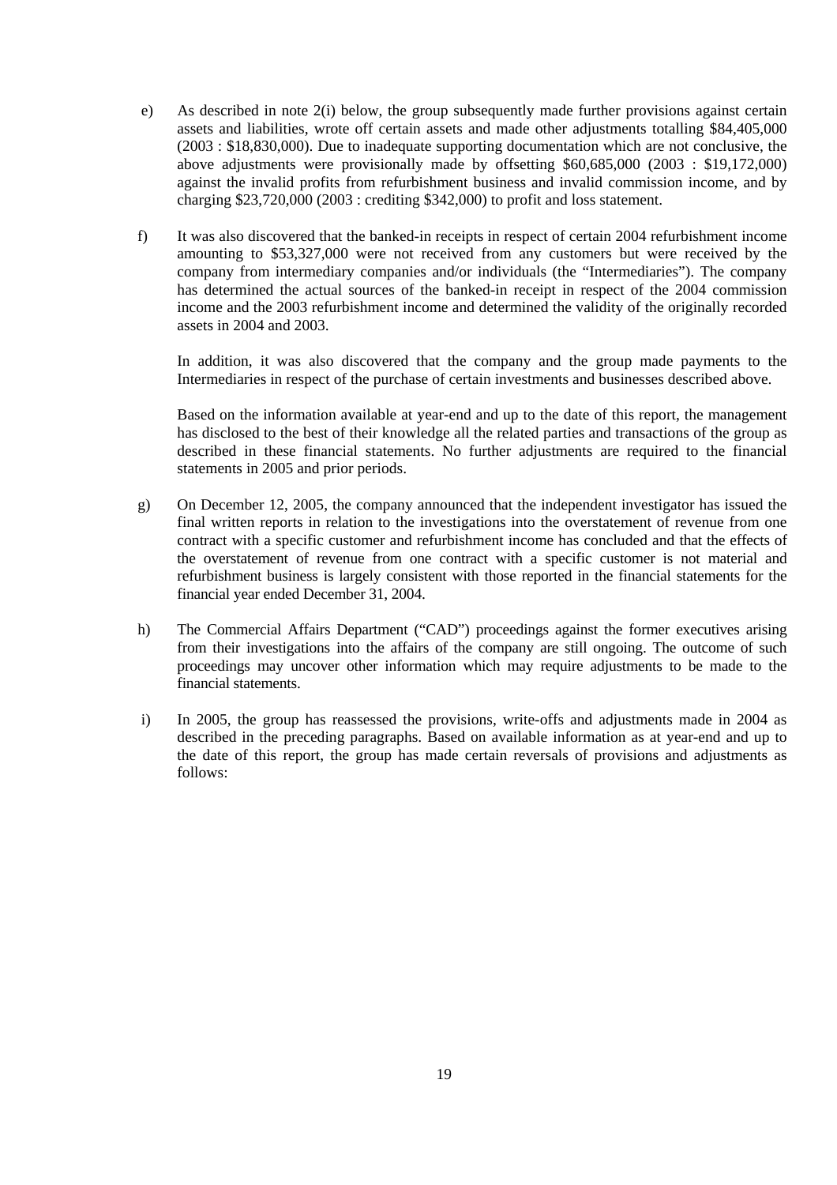e) As described in note 2(i) below, the group subsequently made further provisions against certain assets and liabilities, wrote off certain assets and made other adjustments totalling $84,405,000 (2003 : $18,830,000). Due to inadequate supporting documentation which are not conclusive, the above adjustments were provisionally made by offsetting $60,685,000 (2003 : $19,172,000) against the invalid profits from refurbishment business and invalid commission income, and by charging $23,720,000 (2003 : crediting $342,000) to profit and loss statement.

f) It was also discovered that the banked-in receipts in respect of certain 2004 refurbishment income amounting to $53,327,000 were not received from any customers but were received by the company from intermediary companies and/or individuals (the "Intermediaries"). The company has determined the actual sources of the banked-in receipt in respect of the 2004 commission income and the 2003 refurbishment income and determined the validity of the originally recorded assets in 2004 and 2003.

   In addition, it was also discovered that the company and the group made payments to the Intermediaries in respect of the purchase of certain investments and businesses described above.

   Based on the information available at year-end and up to the date of this report, the management has disclosed to the best of their knowledge all the related parties and transactions of the group as described in these financial statements. No further adjustments are required to the financial statements in 2005 and prior periods.

g) On December 12, 2005, the company announced that the independent investigator has issued the final written reports in relation to the investigations into the overstatement of revenue from one contract with a specific customer and refurbishment income has concluded and that the effects of the overstatement of revenue from one contract with a specific customer is not material and refurbishment business is largely consistent with those reported in the financial statements for the financial year ended December 31, 2004.

h) The Commercial Affairs Department ("CAD") proceedings against the former executives arising from their investigations into the affairs of the company are still ongoing. The outcome of such proceedings may uncover other information which may require adjustments to be made to the financial statements.

i) In 2005, the group has reassessed the provisions, write-offs and adjustments made in 2004 as described in the preceding paragraphs. Based on available information as at year-end and up to the date of this report, the group has made certain reversals of provisions and adjustments as follows: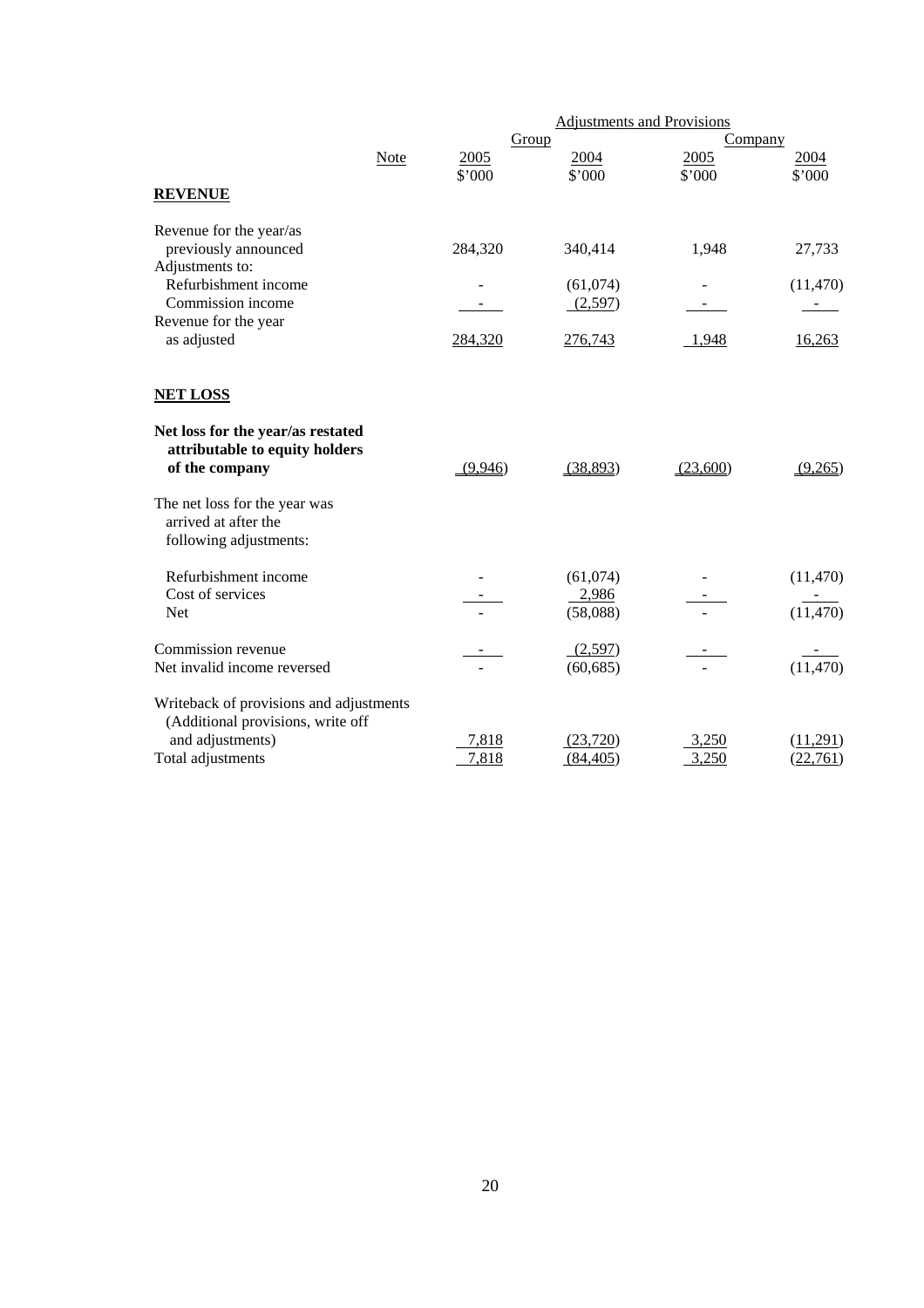| | Note | Adjustments and Provisions | | | |
|---|---|---|---|---|---|
| | | Group | | Company | |
| | | 2005 | 2004 | 2005 | 2004 |
| | | $'000 | $'000 | $'000 | $'000 |
| **REVENUE** | | | | | |
| Revenue for the year/as previously announced | | 284,320 | 340,414 | 1,948 | 27,733 |
| Adjustments to: | | | | | |
| Refurbishment income | | - | (61,074) | - | (11,470) |
| Commission income | | - | (2,597) | - | - |
| Revenue for the year as adjusted | | 284,320 | 276,743 | 1,948 | 16,263 |
| **NET LOSS** | | | | | |
| **Net loss for the year/as restated attributable to equity holders of the company** | | (9,946) | (38,893) | (23,600) | (9,265) |
| The net loss for the year was arrived at after the following adjustments: | | | | | |
| Refurbishment income | | - | (61,074) | - | (11,470) |
| Cost of services | | - | 2,986 | - | - |
| Net | | - | (58,088) | - | (11,470) |
| Commission revenue | | - | (2,597) | - | - |
| Net invalid income reversed | | - | (60,685) | - | (11,470) |
| Writeback of provisions and adjustments (Additional provisions, write off and adjustments) | | 7,818 | (23,720) | 3,250 | (11,291) |
| Total adjustments | | 7,818 | (84,405) | 3,250 | (22,761) |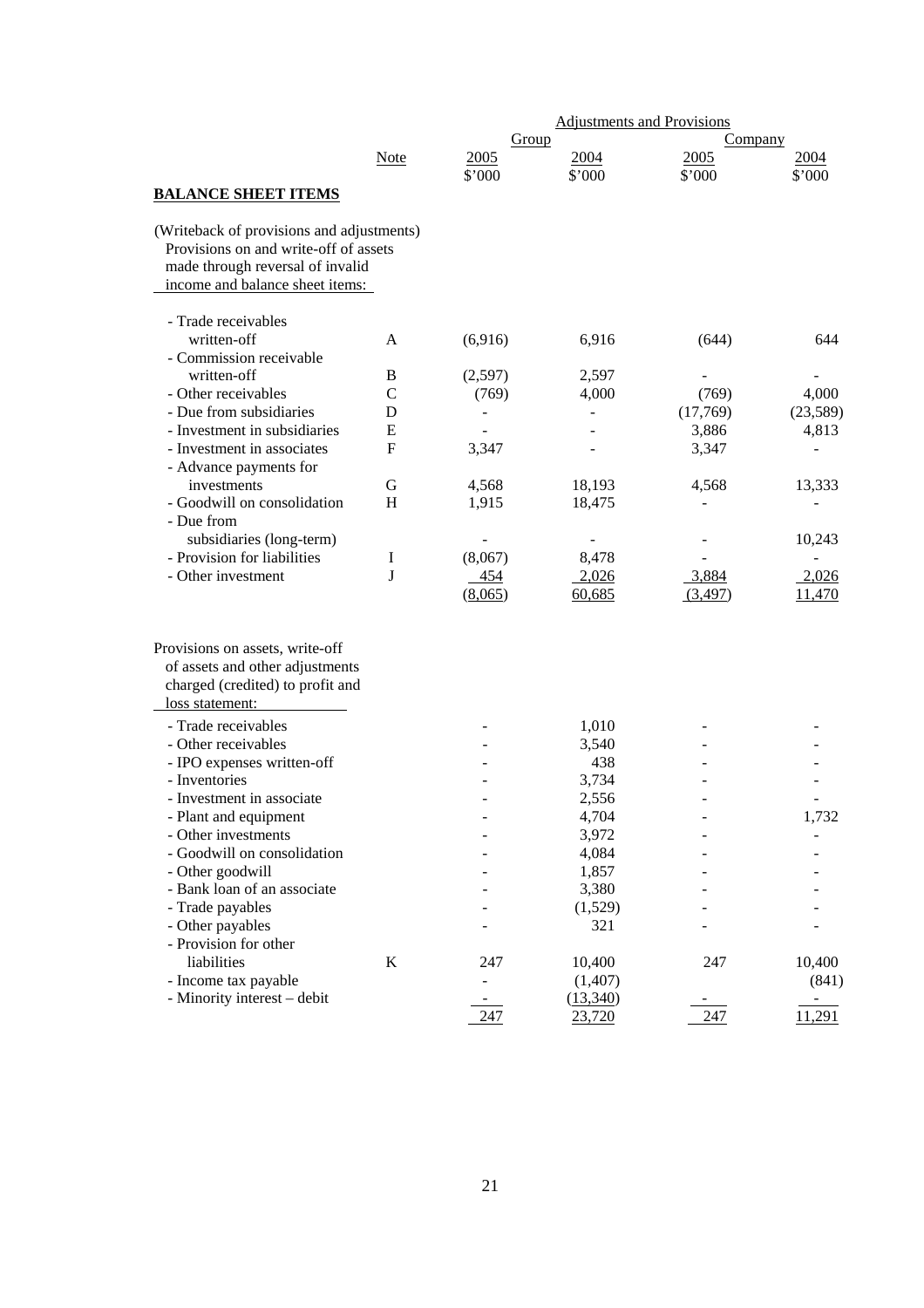| | Note | Adjustments and Provisions | | | |
|---|---|---|---|---|---|
| | | Group | | Company | |
| | | 2005 | 2004 | 2005 | 2004 |
| | | $'000 | $'000 | $'000 | $'000 |
| **BALANCE SHEET ITEMS** | | | | | |
| (Writeback of provisions and adjustments) Provisions on and write-off of assets made through reversal of invalid income and balance sheet items: | | | | | |
| - Trade receivables written-off | A | (6,916) | 6,916 | (644) | 644 |
| - Commission receivable written-off | B | (2,597) | 2,597 | - | - |
| - Other receivables | C | (769) | 4,000 | (769) | 4,000 |
| - Due from subsidiaries | D | - | - | (17,769) | (23,589) |
| - Investment in subsidiaries | E | - | - | 3,886 | 4,813 |
| - Investment in associates | F | 3,347 | - | 3,347 | - |
| - Advance payments for investments | G | 4,568 | 18,193 | 4,568 | 13,333 |
| - Goodwill on consolidation | H | 1,915 | 18,475 | - | - |
| - Due from subsidiaries (long-term) | | - | - | - | 10,243 |
| - Provision for liabilities | I | (8,067) | 8,478 | - | - |
| - Other investment | J | 454 | 2,026 | 3,884 | 2,026 |
| | | (8,065) | 60,685 | (3,497) | 11,470 |
| Provisions on assets, write-off of assets and other adjustments charged (credited) to profit and loss statement: | | | | | |
| - Trade receivables | | - | 1,010 | - | - |
| - Other receivables | | - | 3,540 | - | - |
| - IPO expenses written-off | | - | 438 | - | - |
| - Inventories | | - | 3,734 | - | - |
| - Investment in associate | | - | 2,556 | - | - |
| - Plant and equipment | | - | 4,704 | - | 1,732 |
| - Other investments | | - | 3,972 | - | - |
| - Goodwill on consolidation | | - | 4,084 | - | - |
| - Other goodwill | | - | 1,857 | - | - |
| - Bank loan of an associate | | - | 3,380 | - | - |
| - Trade payables | | - | (1,529) | - | - |
| - Other payables | | - | 321 | - | - |
| - Provision for other liabilities | K | 247 | 10,400 | 247 | 10,400 |
| - Income tax payable | | - | (1,407) | | (841) |
| - Minority interest – debit | | - | (13,340) | - | - |
| | | 247 | 23,720 | 247 | 11,291 |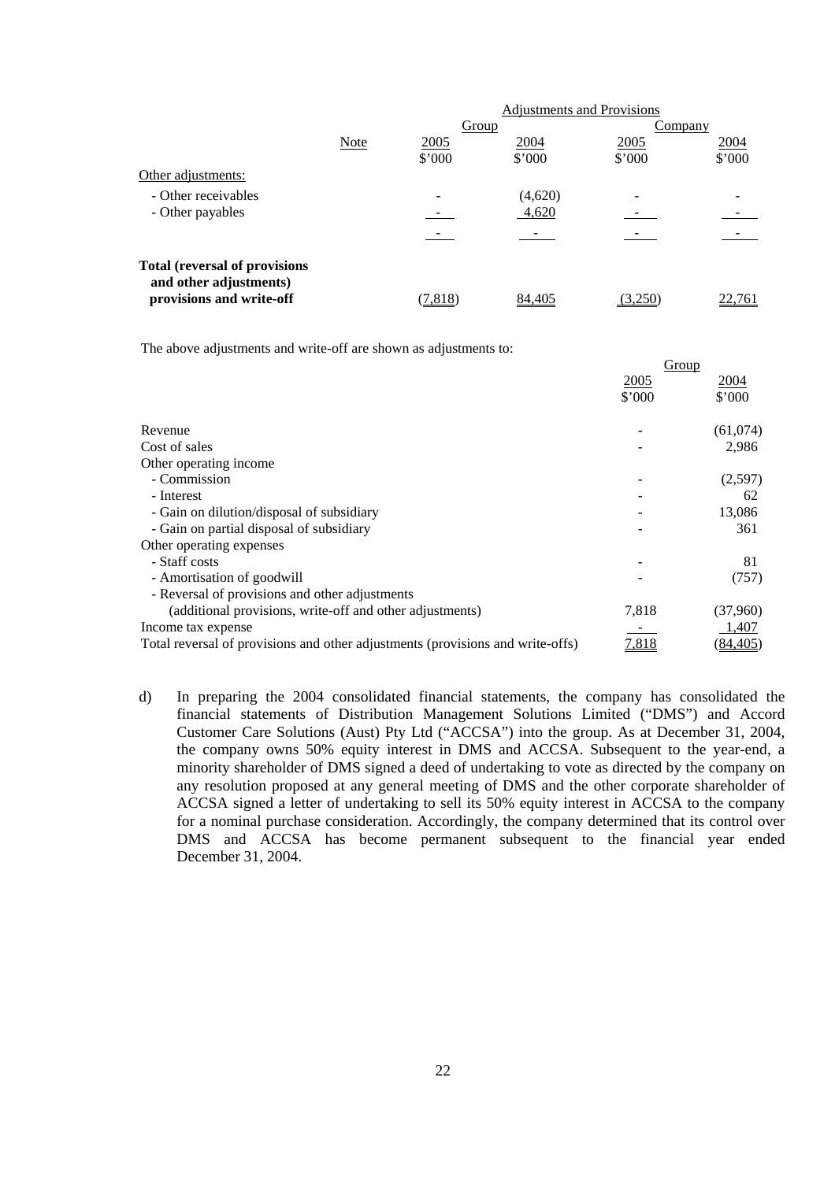| | Note | Adjustments and Provisions | | | |
|---|---|---|---|---|---|
| | | Group | | Company | |
| | | 2005 | 2004 | 2005 | 2004 |
| | | $'000 | $'000 | $'000 | $'000 |
| Other adjustments: | | | | | |
| - Other receivables | | - | (4,620) | - | - |
| - Other payables | | - | 4,620 | - | - |
| | | - | - | - | - |
| **Total (reversal of provisions and other adjustments) provisions and write-off** | | (7,818) | 84,405 | (3,250) | 22,761 |

The above adjustments and write-off are shown as adjustments to:

| | Group | |
|---|---|---|
| | 2005 | 2004 |
| | $'000 | $'000 |
| Revenue | - | (61,074) |
| Cost of sales | - | 2,986 |
| Other operating income | | |
| - Commission | - | (2,597) |
| - Interest | - | 62 |
| - Gain on dilution/disposal of subsidiary | - | 13,086 |
| - Gain on partial disposal of subsidiary | - | 361 |
| Other operating expenses | | |
| - Staff costs | - | 81 |
| - Amortisation of goodwill | - | (757) |
| - Reversal of provisions and other adjustments (additional provisions, write-off and other adjustments) | 7,818 | (37,960) |
| Income tax expense | - | 1,407 |
| Total reversal of provisions and other adjustments (provisions and write-offs) | 7,818 | (84,405) |

d) In preparing the 2004 consolidated financial statements, the company has consolidated the financial statements of Distribution Management Solutions Limited ("DMS") and Accord Customer Care Solutions (Aust) Pty Ltd ("ACCSA") into the group. As at December 31, 2004, the company owns 50% equity interest in DMS and ACCSA. Subsequent to the year-end, a minority shareholder of DMS signed a deed of undertaking to vote as directed by the company on any resolution proposed at any general meeting of DMS and the other corporate shareholder of ACCSA signed a letter of undertaking to sell its 50% equity interest in ACCSA to the company for a nominal purchase consideration. Accordingly, the company determined that its control over DMS and ACCSA has become permanent subsequent to the financial year ended December 31, 2004.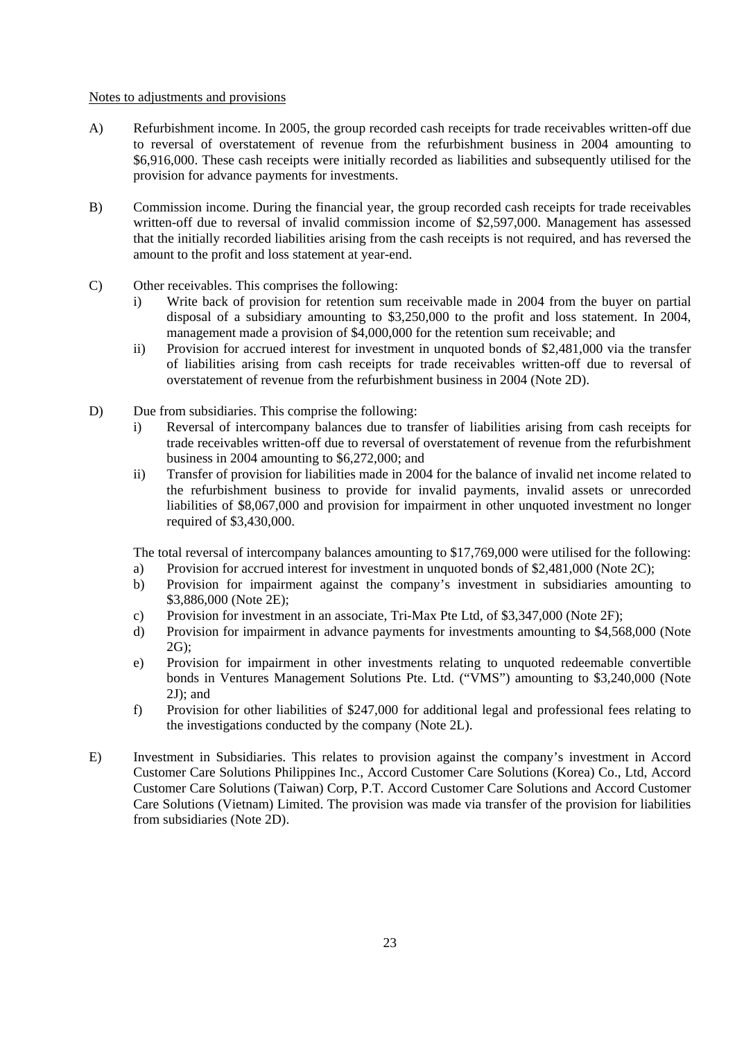Notes to adjustments and provisions

A) Refurbishment income. In 2005, the group recorded cash receipts for trade receivables written-off due to reversal of overstatement of revenue from the refurbishment business in 2004 amounting to \$6,916,000. These cash receipts were initially recorded as liabilities and subsequently utilised for the provision for advance payments for investments.

B) Commission income. During the financial year, the group recorded cash receipts for trade receivables written-off due to reversal of invalid commission income of \$2,597,000. Management has assessed that the initially recorded liabilities arising from the cash receipts is not required, and has reversed the amount to the profit and loss statement at year-end.

C) Other receivables. This comprises the following:
   i) Write back of provision for retention sum receivable made in 2004 from the buyer on partial disposal of a subsidiary amounting to \$3,250,000 to the profit and loss statement. In 2004, management made a provision of \$4,000,000 for the retention sum receivable; and
   ii) Provision for accrued interest for investment in unquoted bonds of \$2,481,000 via the transfer of liabilities arising from cash receipts for trade receivables written-off due to reversal of overstatement of revenue from the refurbishment business in 2004 (Note 2D).

D) Due from subsidiaries. This comprise the following:
   i) Reversal of intercompany balances due to transfer of liabilities arising from cash receipts for trade receivables written-off due to reversal of overstatement of revenue from the refurbishment business in 2004 amounting to \$6,272,000; and
   ii) Transfer of provision for liabilities made in 2004 for the balance of invalid net income related to the refurbishment business to provide for invalid payments, invalid assets or unrecorded liabilities of \$8,067,000 and provision for impairment in other unquoted investment no longer required of \$3,430,000.

   The total reversal of intercompany balances amounting to \$17,769,000 were utilised for the following:
   a) Provision for accrued interest for investment in unquoted bonds of \$2,481,000 (Note 2C);
   b) Provision for impairment against the company's investment in subsidiaries amounting to \$3,886,000 (Note 2E);
   c) Provision for investment in an associate, Tri-Max Pte Ltd, of \$3,347,000 (Note 2F);
   d) Provision for impairment in advance payments for investments amounting to \$4,568,000 (Note 2G);
   e) Provision for impairment in other investments relating to unquoted redeemable convertible bonds in Ventures Management Solutions Pte. Ltd. ("VMS") amounting to \$3,240,000 (Note 2J); and
   f) Provision for other liabilities of \$247,000 for additional legal and professional fees relating to the investigations conducted by the company (Note 2L).

E) Investment in Subsidiaries. This relates to provision against the company's investment in Accord Customer Care Solutions Philippines Inc., Accord Customer Care Solutions (Korea) Co., Ltd, Accord Customer Care Solutions (Taiwan) Corp, P.T. Accord Customer Care Solutions and Accord Customer Care Solutions (Vietnam) Limited. The provision was made via transfer of the provision for liabilities from subsidiaries (Note 2D).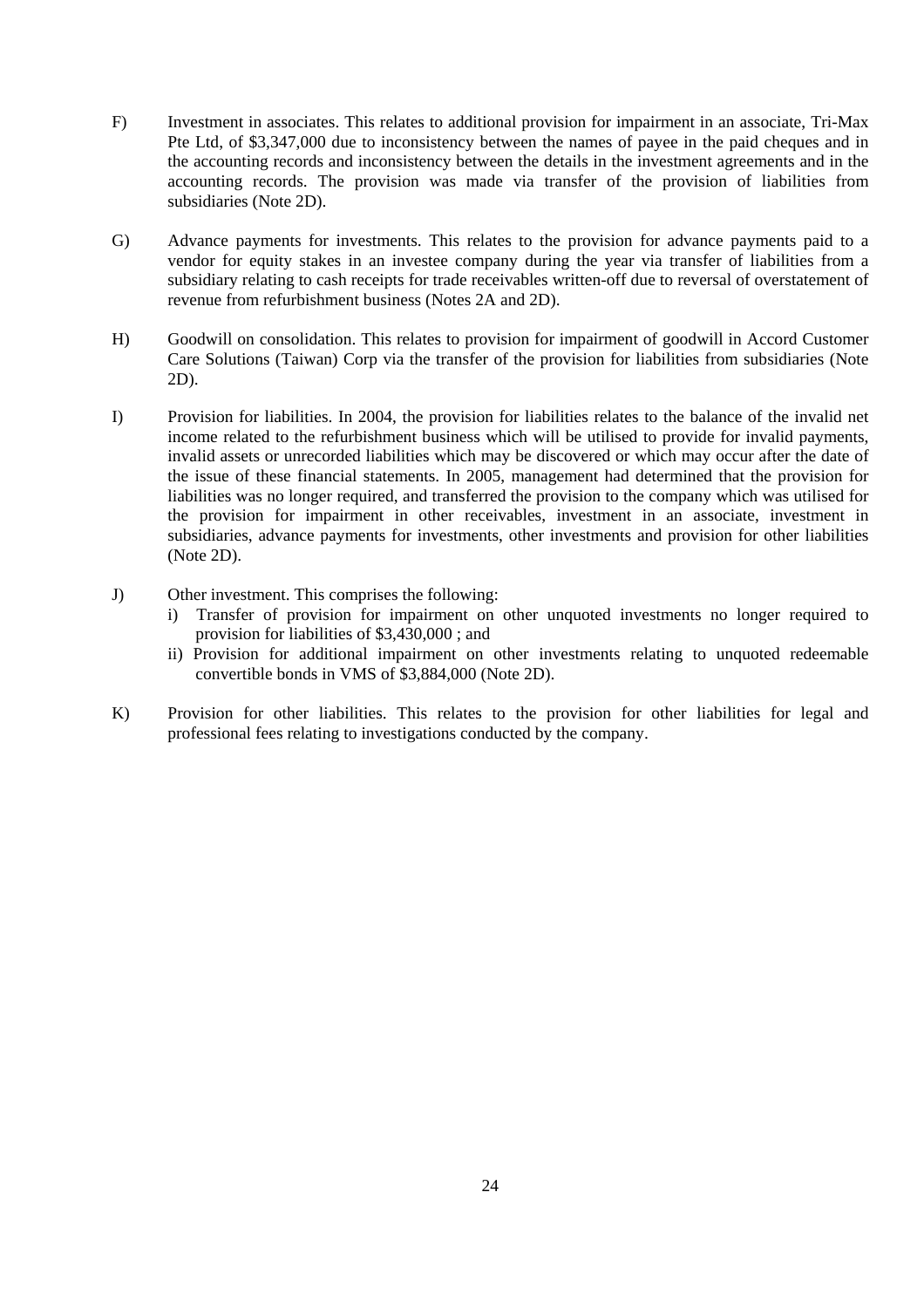F) Investment in associates. This relates to additional provision for impairment in an associate, Tri-Max Pte Ltd, of $3,347,000 due to inconsistency between the names of payee in the paid cheques and in the accounting records and inconsistency between the details in the investment agreements and in the accounting records. The provision was made via transfer of the provision of liabilities from subsidiaries (Note 2D).

G) Advance payments for investments. This relates to the provision for advance payments paid to a vendor for equity stakes in an investee company during the year via transfer of liabilities from a subsidiary relating to cash receipts for trade receivables written-off due to reversal of overstatement of revenue from refurbishment business (Notes 2A and 2D).

H) Goodwill on consolidation. This relates to provision for impairment of goodwill in Accord Customer Care Solutions (Taiwan) Corp via the transfer of the provision for liabilities from subsidiaries (Note 2D).

I) Provision for liabilities. In 2004, the provision for liabilities relates to the balance of the invalid net income related to the refurbishment business which will be utilised to provide for invalid payments, invalid assets or unrecorded liabilities which may be discovered or which may occur after the date of the issue of these financial statements. In 2005, management had determined that the provision for liabilities was no longer required, and transferred the provision to the company which was utilised for the provision for impairment in other receivables, investment in an associate, investment in subsidiaries, advance payments for investments, other investments and provision for other liabilities (Note 2D).

J) Other investment. This comprises the following:
   i) Transfer of provision for impairment on other unquoted investments no longer required to provision for liabilities of $3,430,000 ; and
   ii) Provision for additional impairment on other investments relating to unquoted redeemable convertible bonds in VMS of $3,884,000 (Note 2D).

K) Provision for other liabilities. This relates to the provision for other liabilities for legal and professional fees relating to investigations conducted by the company.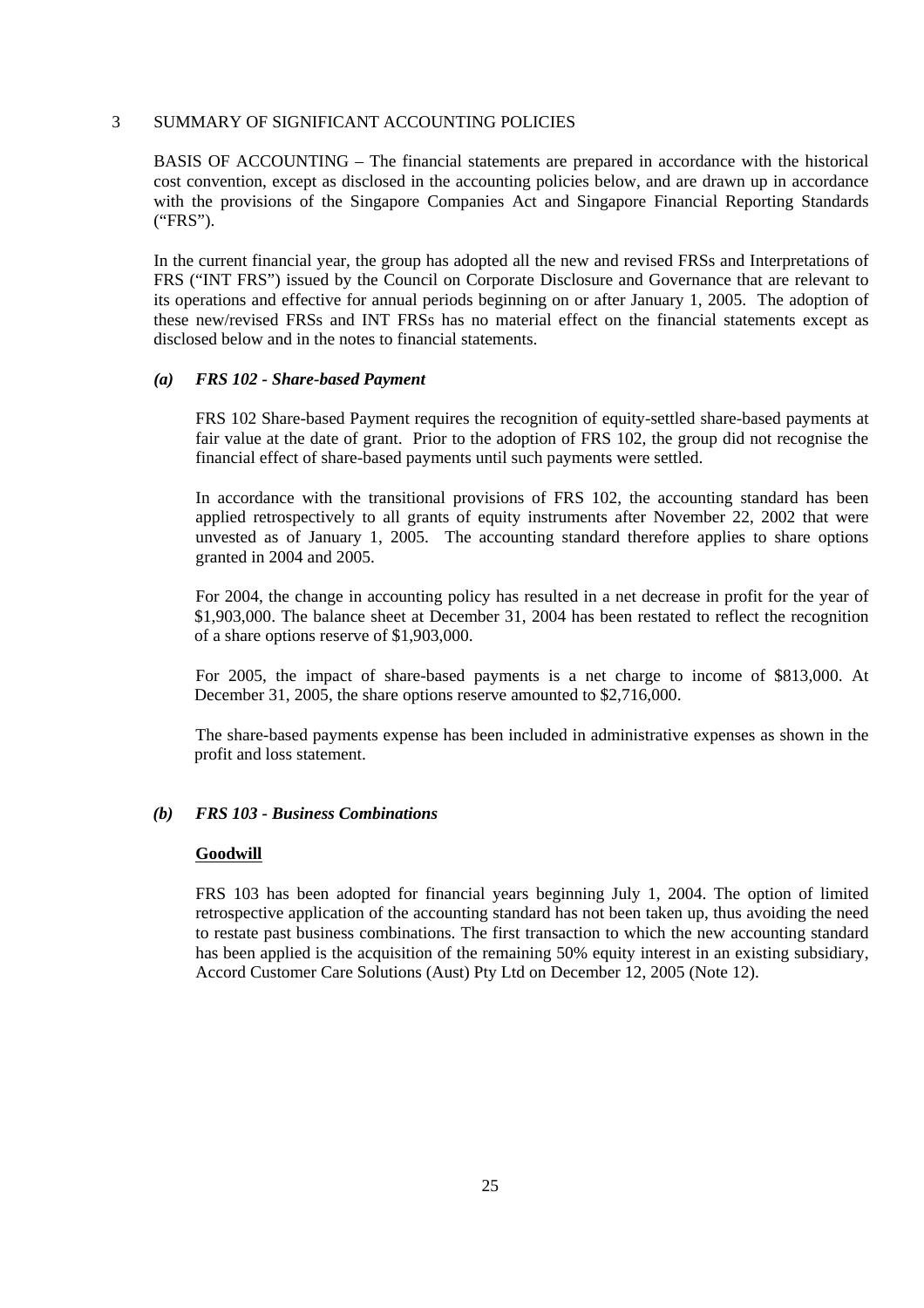## 3 SUMMARY OF SIGNIFICANT ACCOUNTING POLICIES

BASIS OF ACCOUNTING – The financial statements are prepared in accordance with the historical cost convention, except as disclosed in the accounting policies below, and are drawn up in accordance with the provisions of the Singapore Companies Act and Singapore Financial Reporting Standards ("FRS").

In the current financial year, the group has adopted all the new and revised FRSs and Interpretations of FRS ("INT FRS") issued by the Council on Corporate Disclosure and Governance that are relevant to its operations and effective for annual periods beginning on or after January 1, 2005. The adoption of these new/revised FRSs and INT FRSs has no material effect on the financial statements except as disclosed below and in the notes to financial statements.

### *(a) FRS 102 - Share-based Payment*

FRS 102 Share-based Payment requires the recognition of equity-settled share-based payments at fair value at the date of grant. Prior to the adoption of FRS 102, the group did not recognise the financial effect of share-based payments until such payments were settled.

In accordance with the transitional provisions of FRS 102, the accounting standard has been applied retrospectively to all grants of equity instruments after November 22, 2002 that were unvested as of January 1, 2005. The accounting standard therefore applies to share options granted in 2004 and 2005.

For 2004, the change in accounting policy has resulted in a net decrease in profit for the year of $1,903,000. The balance sheet at December 31, 2004 has been restated to reflect the recognition of a share options reserve of $1,903,000.

For 2005, the impact of share-based payments is a net charge to income of $813,000. At December 31, 2005, the share options reserve amounted to $2,716,000.

The share-based payments expense has been included in administrative expenses as shown in the profit and loss statement.

### *(b) FRS 103 - Business Combinations*

**Goodwill**

FRS 103 has been adopted for financial years beginning July 1, 2004. The option of limited retrospective application of the accounting standard has not been taken up, thus avoiding the need to restate past business combinations. The first transaction to which the new accounting standard has been applied is the acquisition of the remaining 50% equity interest in an existing subsidiary, Accord Customer Care Solutions (Aust) Pty Ltd on December 12, 2005 (Note 12).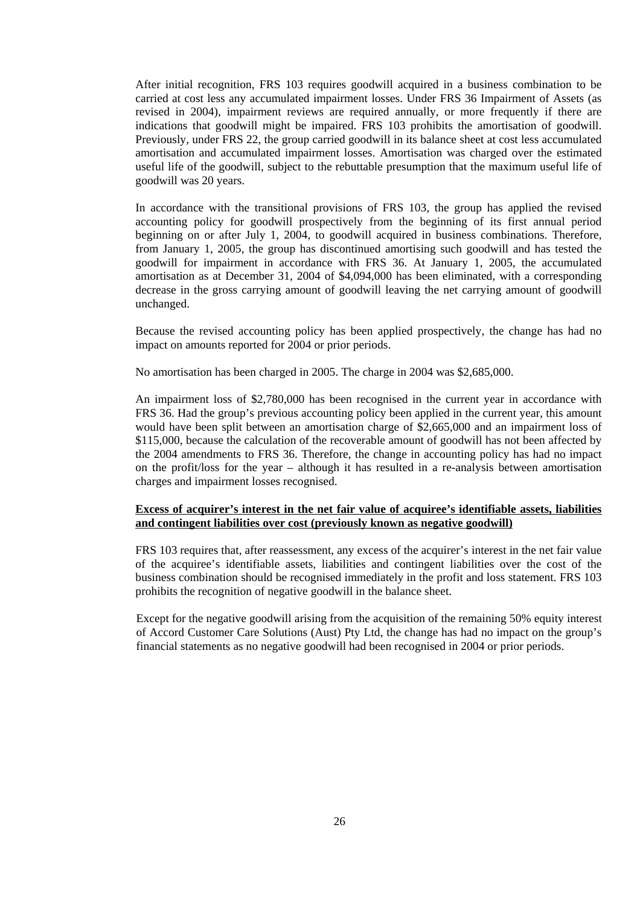After initial recognition, FRS 103 requires goodwill acquired in a business combination to be carried at cost less any accumulated impairment losses. Under FRS 36 Impairment of Assets (as revised in 2004), impairment reviews are required annually, or more frequently if there are indications that goodwill might be impaired. FRS 103 prohibits the amortisation of goodwill. Previously, under FRS 22, the group carried goodwill in its balance sheet at cost less accumulated amortisation and accumulated impairment losses. Amortisation was charged over the estimated useful life of the goodwill, subject to the rebuttable presumption that the maximum useful life of goodwill was 20 years.

In accordance with the transitional provisions of FRS 103, the group has applied the revised accounting policy for goodwill prospectively from the beginning of its first annual period beginning on or after July 1, 2004, to goodwill acquired in business combinations. Therefore, from January 1, 2005, the group has discontinued amortising such goodwill and has tested the goodwill for impairment in accordance with FRS 36. At January 1, 2005, the accumulated amortisation as at December 31, 2004 of $4,094,000 has been eliminated, with a corresponding decrease in the gross carrying amount of goodwill leaving the net carrying amount of goodwill unchanged.

Because the revised accounting policy has been applied prospectively, the change has had no impact on amounts reported for 2004 or prior periods.

No amortisation has been charged in 2005. The charge in 2004 was $2,685,000.

An impairment loss of $2,780,000 has been recognised in the current year in accordance with FRS 36. Had the group's previous accounting policy been applied in the current year, this amount would have been split between an amortisation charge of $2,665,000 and an impairment loss of $115,000, because the calculation of the recoverable amount of goodwill has not been affected by the 2004 amendments to FRS 36. Therefore, the change in accounting policy has had no impact on the profit/loss for the year – although it has resulted in a re-analysis between amortisation charges and impairment losses recognised.

**Excess of acquirer's interest in the net fair value of acquiree's identifiable assets, liabilities and contingent liabilities over cost (previously known as negative goodwill)**

FRS 103 requires that, after reassessment, any excess of the acquirer's interest in the net fair value of the acquiree's identifiable assets, liabilities and contingent liabilities over the cost of the business combination should be recognised immediately in the profit and loss statement. FRS 103 prohibits the recognition of negative goodwill in the balance sheet.

Except for the negative goodwill arising from the acquisition of the remaining 50% equity interest of Accord Customer Care Solutions (Aust) Pty Ltd, the change has had no impact on the group's financial statements as no negative goodwill had been recognised in 2004 or prior periods.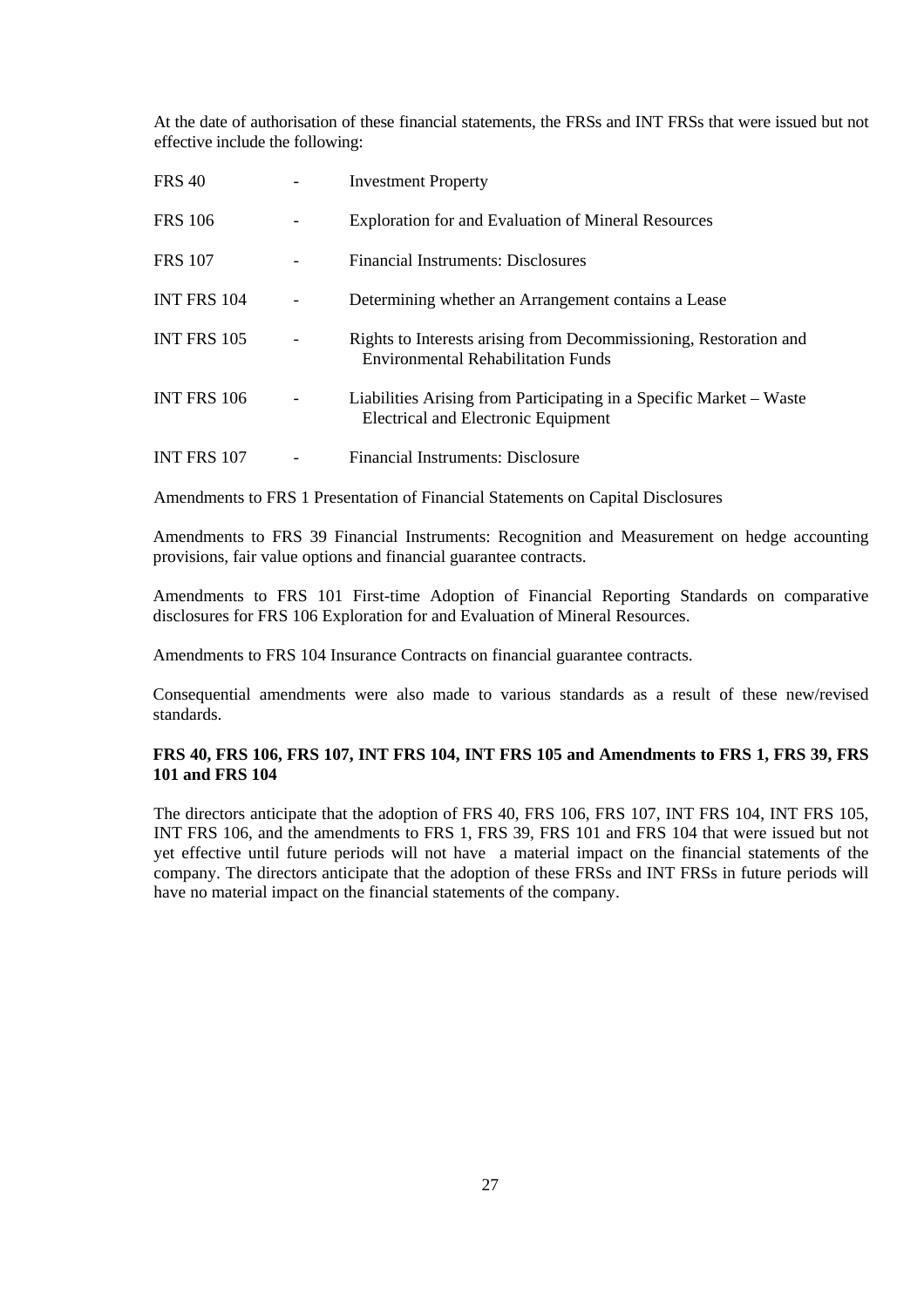At the date of authorisation of these financial statements, the FRSs and INT FRSs that were issued but not effective include the following:

| | | |
|---|---|---|
| FRS 40 | - | Investment Property |
| FRS 106 | - | Exploration for and Evaluation of Mineral Resources |
| FRS 107 | - | Financial Instruments: Disclosures |
| INT FRS 104 | - | Determining whether an Arrangement contains a Lease |
| INT FRS 105 | - | Rights to Interests arising from Decommissioning, Restoration and Environmental Rehabilitation Funds |
| INT FRS 106 | - | Liabilities Arising from Participating in a Specific Market – Waste Electrical and Electronic Equipment |
| INT FRS 107 | - | Financial Instruments: Disclosure |

Amendments to FRS 1 Presentation of Financial Statements on Capital Disclosures

Amendments to FRS 39 Financial Instruments: Recognition and Measurement on hedge accounting provisions, fair value options and financial guarantee contracts.

Amendments to FRS 101 First-time Adoption of Financial Reporting Standards on comparative disclosures for FRS 106 Exploration for and Evaluation of Mineral Resources.

Amendments to FRS 104 Insurance Contracts on financial guarantee contracts.

Consequential amendments were also made to various standards as a result of these new/revised standards.

**FRS 40, FRS 106, FRS 107, INT FRS 104, INT FRS 105 and Amendments to FRS 1, FRS 39, FRS 101 and FRS 104**

The directors anticipate that the adoption of FRS 40, FRS 106, FRS 107, INT FRS 104, INT FRS 105, INT FRS 106, and the amendments to FRS 1, FRS 39, FRS 101 and FRS 104 that were issued but not yet effective until future periods will not have a material impact on the financial statements of the company. The directors anticipate that the adoption of these FRSs and INT FRSs in future periods will have no material impact on the financial statements of the company.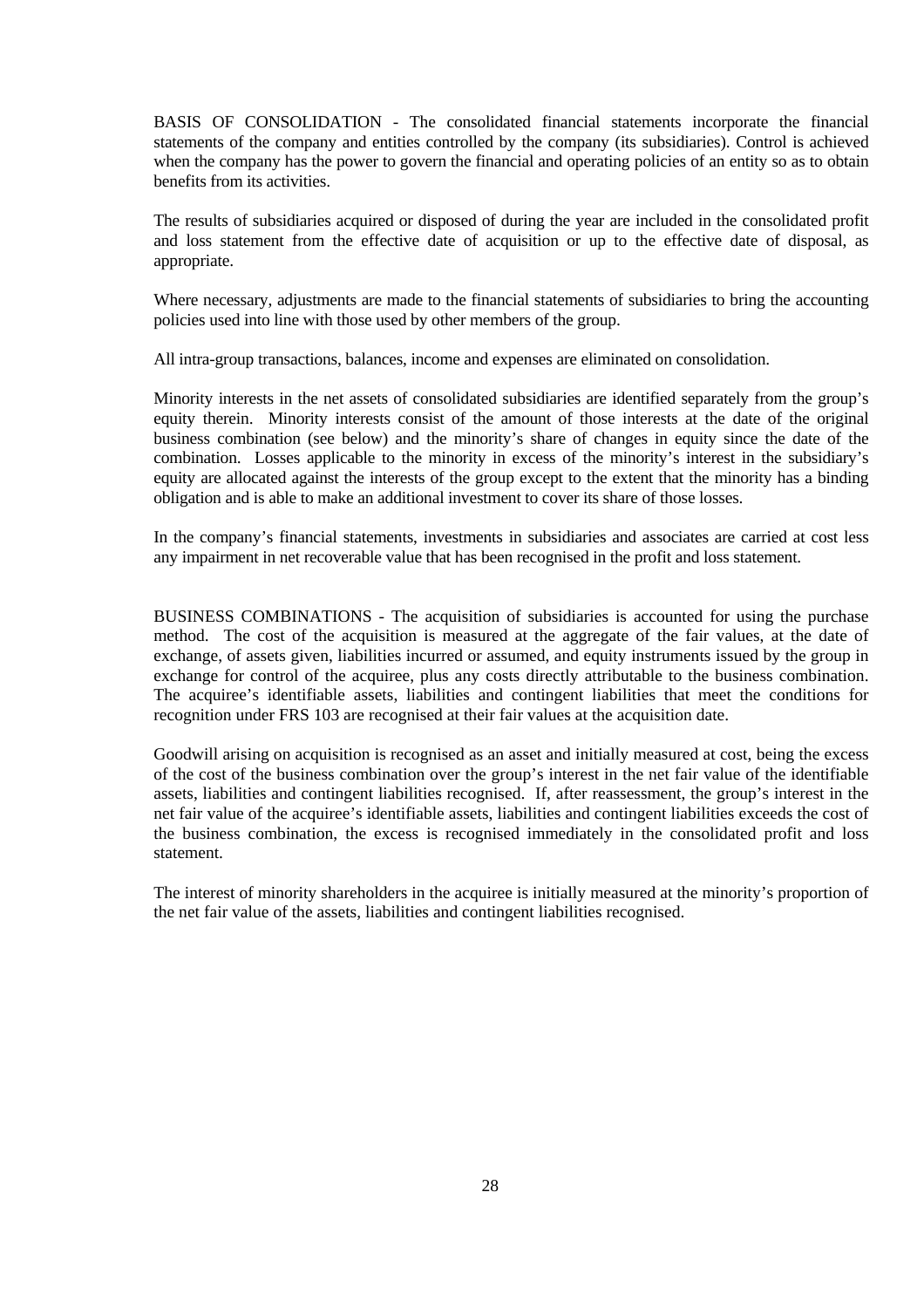BASIS OF CONSOLIDATION - The consolidated financial statements incorporate the financial statements of the company and entities controlled by the company (its subsidiaries). Control is achieved when the company has the power to govern the financial and operating policies of an entity so as to obtain benefits from its activities.

The results of subsidiaries acquired or disposed of during the year are included in the consolidated profit and loss statement from the effective date of acquisition or up to the effective date of disposal, as appropriate.

Where necessary, adjustments are made to the financial statements of subsidiaries to bring the accounting policies used into line with those used by other members of the group.

All intra-group transactions, balances, income and expenses are eliminated on consolidation.

Minority interests in the net assets of consolidated subsidiaries are identified separately from the group's equity therein. Minority interests consist of the amount of those interests at the date of the original business combination (see below) and the minority's share of changes in equity since the date of the combination. Losses applicable to the minority in excess of the minority's interest in the subsidiary's equity are allocated against the interests of the group except to the extent that the minority has a binding obligation and is able to make an additional investment to cover its share of those losses.

In the company's financial statements, investments in subsidiaries and associates are carried at cost less any impairment in net recoverable value that has been recognised in the profit and loss statement.

BUSINESS COMBINATIONS - The acquisition of subsidiaries is accounted for using the purchase method. The cost of the acquisition is measured at the aggregate of the fair values, at the date of exchange, of assets given, liabilities incurred or assumed, and equity instruments issued by the group in exchange for control of the acquiree, plus any costs directly attributable to the business combination. The acquiree's identifiable assets, liabilities and contingent liabilities that meet the conditions for recognition under FRS 103 are recognised at their fair values at the acquisition date.

Goodwill arising on acquisition is recognised as an asset and initially measured at cost, being the excess of the cost of the business combination over the group's interest in the net fair value of the identifiable assets, liabilities and contingent liabilities recognised. If, after reassessment, the group's interest in the net fair value of the acquiree's identifiable assets, liabilities and contingent liabilities exceeds the cost of the business combination, the excess is recognised immediately in the consolidated profit and loss statement.

The interest of minority shareholders in the acquiree is initially measured at the minority's proportion of the net fair value of the assets, liabilities and contingent liabilities recognised.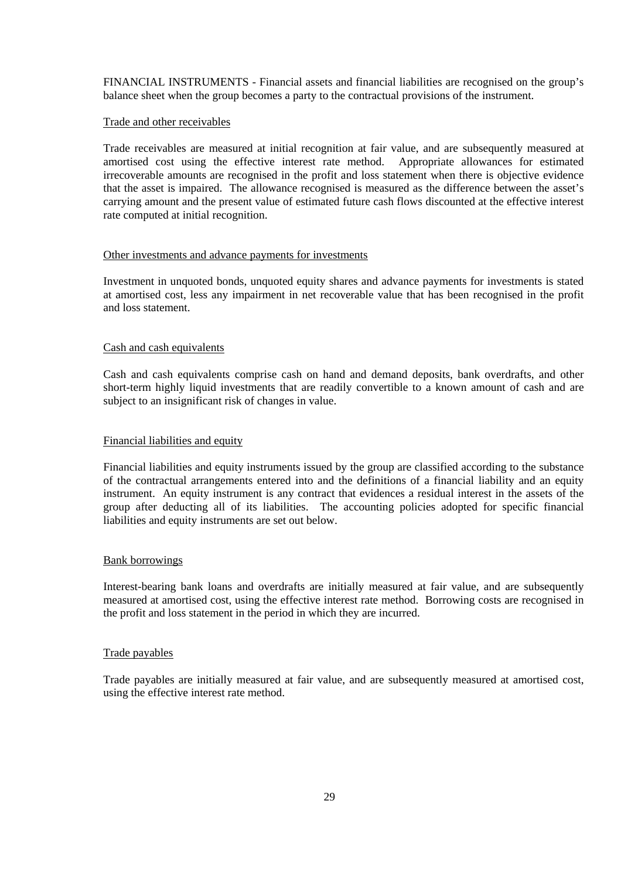FINANCIAL INSTRUMENTS - Financial assets and financial liabilities are recognised on the group's balance sheet when the group becomes a party to the contractual provisions of the instrument.

Trade and other receivables

Trade receivables are measured at initial recognition at fair value, and are subsequently measured at amortised cost using the effective interest rate method. Appropriate allowances for estimated irrecoverable amounts are recognised in the profit and loss statement when there is objective evidence that the asset is impaired. The allowance recognised is measured as the difference between the asset's carrying amount and the present value of estimated future cash flows discounted at the effective interest rate computed at initial recognition.

Other investments and advance payments for investments

Investment in unquoted bonds, unquoted equity shares and advance payments for investments is stated at amortised cost, less any impairment in net recoverable value that has been recognised in the profit and loss statement.

Cash and cash equivalents

Cash and cash equivalents comprise cash on hand and demand deposits, bank overdrafts, and other short-term highly liquid investments that are readily convertible to a known amount of cash and are subject to an insignificant risk of changes in value.

Financial liabilities and equity

Financial liabilities and equity instruments issued by the group are classified according to the substance of the contractual arrangements entered into and the definitions of a financial liability and an equity instrument. An equity instrument is any contract that evidences a residual interest in the assets of the group after deducting all of its liabilities. The accounting policies adopted for specific financial liabilities and equity instruments are set out below.

Bank borrowings

Interest-bearing bank loans and overdrafts are initially measured at fair value, and are subsequently measured at amortised cost, using the effective interest rate method. Borrowing costs are recognised in the profit and loss statement in the period in which they are incurred.

Trade payables

Trade payables are initially measured at fair value, and are subsequently measured at amortised cost, using the effective interest rate method.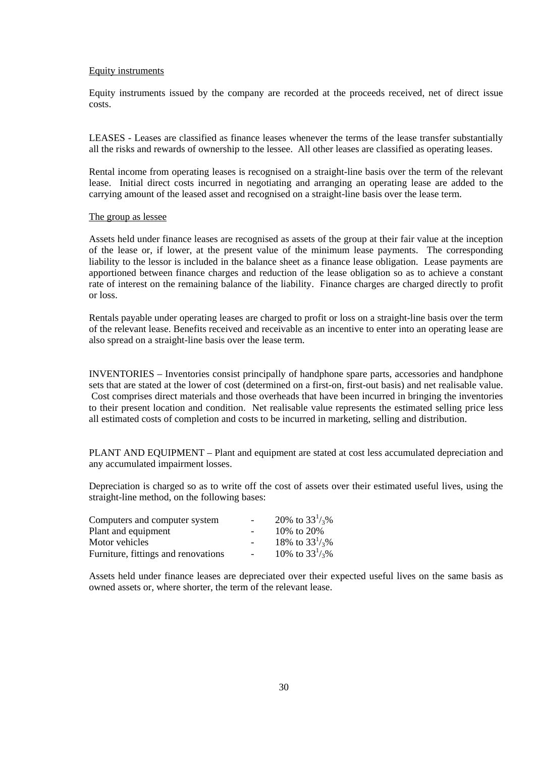Equity instruments

Equity instruments issued by the company are recorded at the proceeds received, net of direct issue costs.

LEASES - Leases are classified as finance leases whenever the terms of the lease transfer substantially all the risks and rewards of ownership to the lessee. All other leases are classified as operating leases.

Rental income from operating leases is recognised on a straight-line basis over the term of the relevant lease. Initial direct costs incurred in negotiating and arranging an operating lease are added to the carrying amount of the leased asset and recognised on a straight-line basis over the lease term.

The group as lessee

Assets held under finance leases are recognised as assets of the group at their fair value at the inception of the lease or, if lower, at the present value of the minimum lease payments. The corresponding liability to the lessor is included in the balance sheet as a finance lease obligation. Lease payments are apportioned between finance charges and reduction of the lease obligation so as to achieve a constant rate of interest on the remaining balance of the liability. Finance charges are charged directly to profit or loss.

Rentals payable under operating leases are charged to profit or loss on a straight-line basis over the term of the relevant lease. Benefits received and receivable as an incentive to enter into an operating lease are also spread on a straight-line basis over the lease term.

INVENTORIES – Inventories consist principally of handphone spare parts, accessories and handphone sets that are stated at the lower of cost (determined on a first-on, first-out basis) and net realisable value. Cost comprises direct materials and those overheads that have been incurred in bringing the inventories to their present location and condition. Net realisable value represents the estimated selling price less all estimated costs of completion and costs to be incurred in marketing, selling and distribution.

PLANT AND EQUIPMENT – Plant and equipment are stated at cost less accumulated depreciation and any accumulated impairment losses.

Depreciation is charged so as to write off the cost of assets over their estimated useful lives, using the straight-line method, on the following bases:

| | | |
|---|---|---|
| Computers and computer system | - | 20% to $33^1/_3$% |
| Plant and equipment | - | 10% to 20% |
| Motor vehicles | - | 18% to $33^1/_3$% |
| Furniture, fittings and renovations | - | 10% to $33^1/_3$% |

Assets held under finance leases are depreciated over their expected useful lives on the same basis as owned assets or, where shorter, the term of the relevant lease.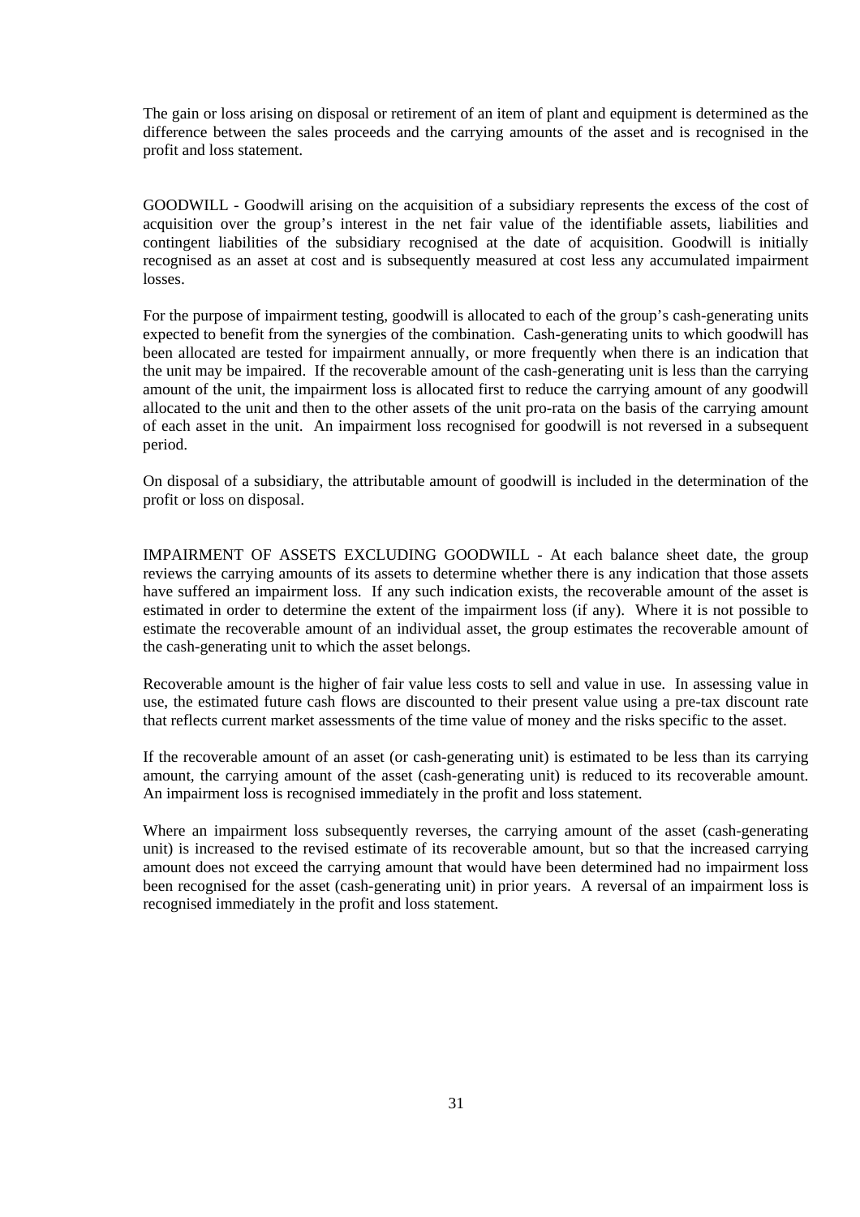The gain or loss arising on disposal or retirement of an item of plant and equipment is determined as the difference between the sales proceeds and the carrying amounts of the asset and is recognised in the profit and loss statement.

GOODWILL - Goodwill arising on the acquisition of a subsidiary represents the excess of the cost of acquisition over the group's interest in the net fair value of the identifiable assets, liabilities and contingent liabilities of the subsidiary recognised at the date of acquisition. Goodwill is initially recognised as an asset at cost and is subsequently measured at cost less any accumulated impairment losses.

For the purpose of impairment testing, goodwill is allocated to each of the group's cash-generating units expected to benefit from the synergies of the combination. Cash-generating units to which goodwill has been allocated are tested for impairment annually, or more frequently when there is an indication that the unit may be impaired. If the recoverable amount of the cash-generating unit is less than the carrying amount of the unit, the impairment loss is allocated first to reduce the carrying amount of any goodwill allocated to the unit and then to the other assets of the unit pro-rata on the basis of the carrying amount of each asset in the unit. An impairment loss recognised for goodwill is not reversed in a subsequent period.

On disposal of a subsidiary, the attributable amount of goodwill is included in the determination of the profit or loss on disposal.

IMPAIRMENT OF ASSETS EXCLUDING GOODWILL - At each balance sheet date, the group reviews the carrying amounts of its assets to determine whether there is any indication that those assets have suffered an impairment loss. If any such indication exists, the recoverable amount of the asset is estimated in order to determine the extent of the impairment loss (if any). Where it is not possible to estimate the recoverable amount of an individual asset, the group estimates the recoverable amount of the cash-generating unit to which the asset belongs.

Recoverable amount is the higher of fair value less costs to sell and value in use. In assessing value in use, the estimated future cash flows are discounted to their present value using a pre-tax discount rate that reflects current market assessments of the time value of money and the risks specific to the asset.

If the recoverable amount of an asset (or cash-generating unit) is estimated to be less than its carrying amount, the carrying amount of the asset (cash-generating unit) is reduced to its recoverable amount. An impairment loss is recognised immediately in the profit and loss statement.

Where an impairment loss subsequently reverses, the carrying amount of the asset (cash-generating unit) is increased to the revised estimate of its recoverable amount, but so that the increased carrying amount does not exceed the carrying amount that would have been determined had no impairment loss been recognised for the asset (cash-generating unit) in prior years. A reversal of an impairment loss is recognised immediately in the profit and loss statement.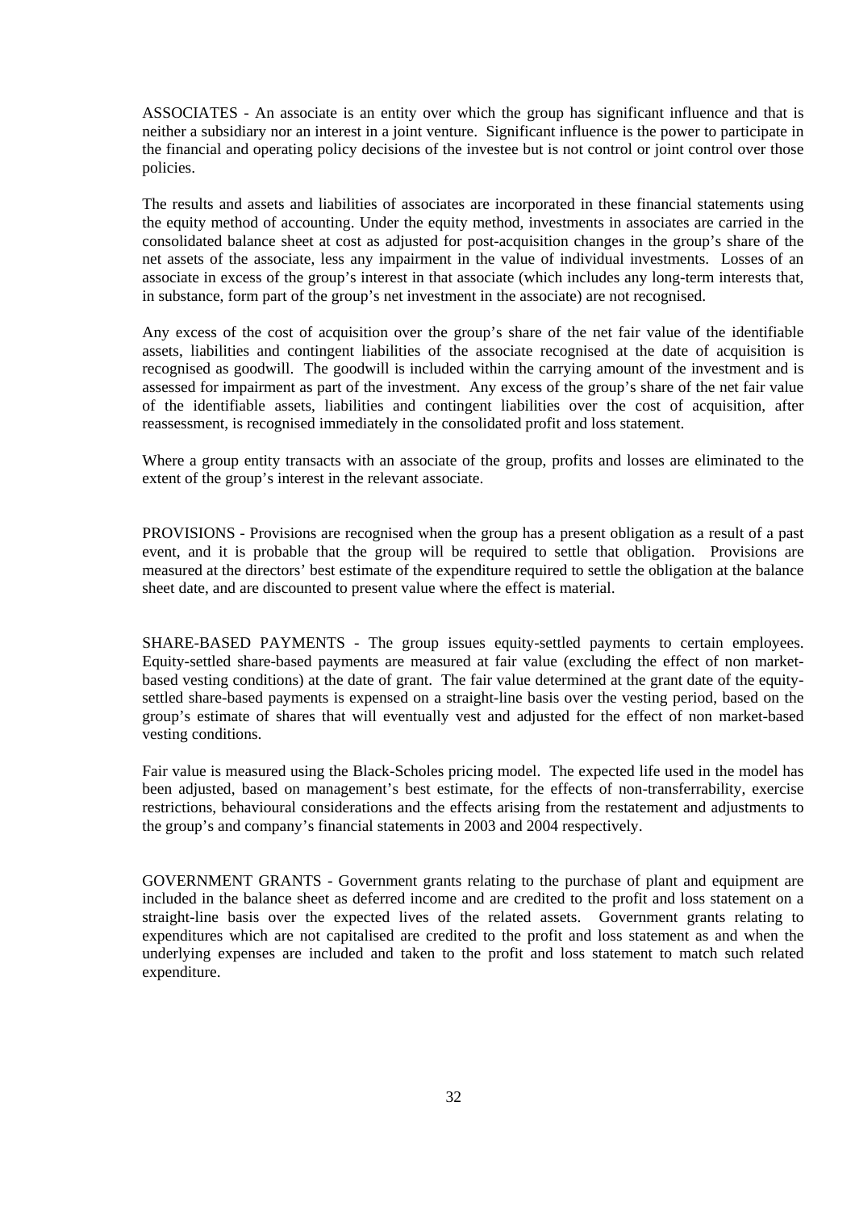ASSOCIATES - An associate is an entity over which the group has significant influence and that is neither a subsidiary nor an interest in a joint venture. Significant influence is the power to participate in the financial and operating policy decisions of the investee but is not control or joint control over those policies.

The results and assets and liabilities of associates are incorporated in these financial statements using the equity method of accounting. Under the equity method, investments in associates are carried in the consolidated balance sheet at cost as adjusted for post-acquisition changes in the group's share of the net assets of the associate, less any impairment in the value of individual investments. Losses of an associate in excess of the group's interest in that associate (which includes any long-term interests that, in substance, form part of the group's net investment in the associate) are not recognised.

Any excess of the cost of acquisition over the group's share of the net fair value of the identifiable assets, liabilities and contingent liabilities of the associate recognised at the date of acquisition is recognised as goodwill. The goodwill is included within the carrying amount of the investment and is assessed for impairment as part of the investment. Any excess of the group's share of the net fair value of the identifiable assets, liabilities and contingent liabilities over the cost of acquisition, after reassessment, is recognised immediately in the consolidated profit and loss statement.

Where a group entity transacts with an associate of the group, profits and losses are eliminated to the extent of the group's interest in the relevant associate.

PROVISIONS - Provisions are recognised when the group has a present obligation as a result of a past event, and it is probable that the group will be required to settle that obligation. Provisions are measured at the directors' best estimate of the expenditure required to settle the obligation at the balance sheet date, and are discounted to present value where the effect is material.

SHARE-BASED PAYMENTS - The group issues equity-settled payments to certain employees. Equity-settled share-based payments are measured at fair value (excluding the effect of non market-based vesting conditions) at the date of grant. The fair value determined at the grant date of the equity-settled share-based payments is expensed on a straight-line basis over the vesting period, based on the group's estimate of shares that will eventually vest and adjusted for the effect of non market-based vesting conditions.

Fair value is measured using the Black-Scholes pricing model. The expected life used in the model has been adjusted, based on management's best estimate, for the effects of non-transferrability, exercise restrictions, behavioural considerations and the effects arising from the restatement and adjustments to the group's and company's financial statements in 2003 and 2004 respectively.

GOVERNMENT GRANTS - Government grants relating to the purchase of plant and equipment are included in the balance sheet as deferred income and are credited to the profit and loss statement on a straight-line basis over the expected lives of the related assets. Government grants relating to expenditures which are not capitalised are credited to the profit and loss statement as and when the underlying expenses are included and taken to the profit and loss statement to match such related expenditure.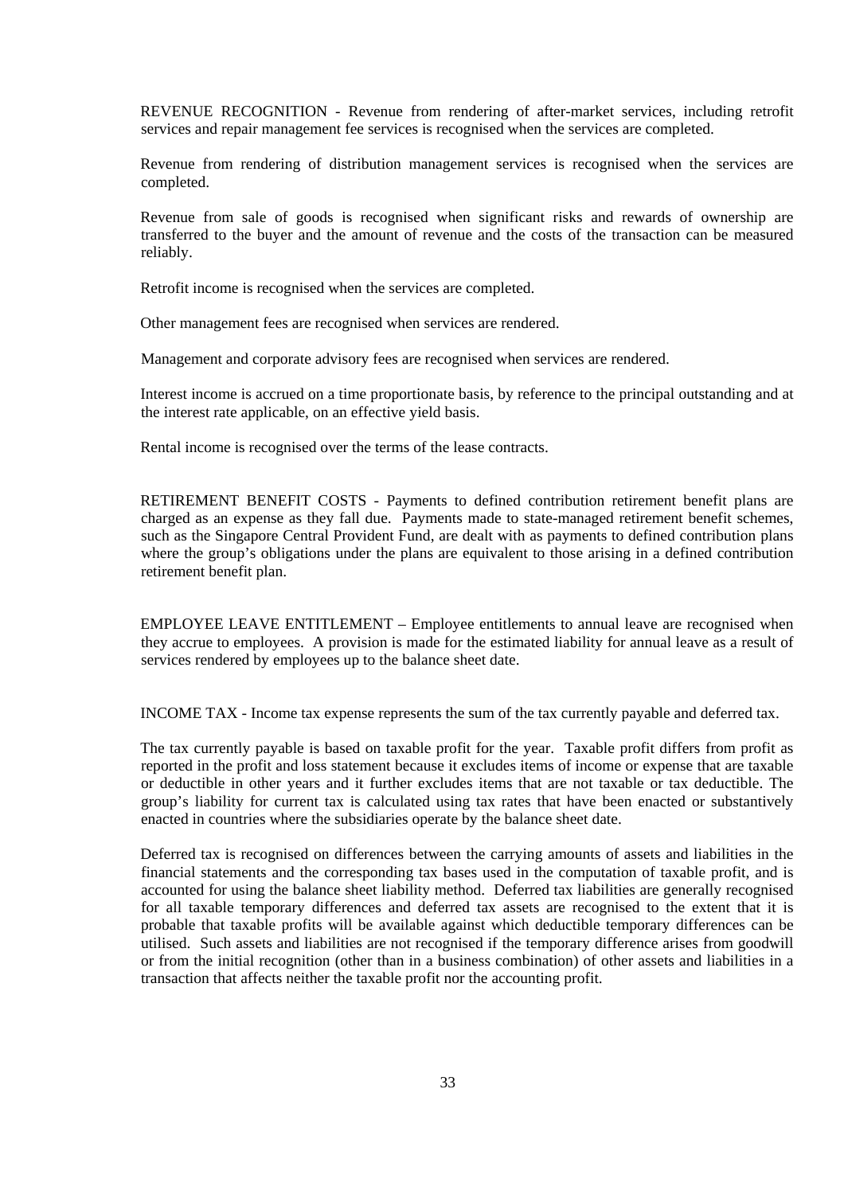REVENUE RECOGNITION - Revenue from rendering of after-market services, including retrofit services and repair management fee services is recognised when the services are completed.

Revenue from rendering of distribution management services is recognised when the services are completed.

Revenue from sale of goods is recognised when significant risks and rewards of ownership are transferred to the buyer and the amount of revenue and the costs of the transaction can be measured reliably.

Retrofit income is recognised when the services are completed.

Other management fees are recognised when services are rendered.

Management and corporate advisory fees are recognised when services are rendered.

Interest income is accrued on a time proportionate basis, by reference to the principal outstanding and at the interest rate applicable, on an effective yield basis.

Rental income is recognised over the terms of the lease contracts.

RETIREMENT BENEFIT COSTS - Payments to defined contribution retirement benefit plans are charged as an expense as they fall due. Payments made to state-managed retirement benefit schemes, such as the Singapore Central Provident Fund, are dealt with as payments to defined contribution plans where the group's obligations under the plans are equivalent to those arising in a defined contribution retirement benefit plan.

EMPLOYEE LEAVE ENTITLEMENT – Employee entitlements to annual leave are recognised when they accrue to employees. A provision is made for the estimated liability for annual leave as a result of services rendered by employees up to the balance sheet date.

INCOME TAX - Income tax expense represents the sum of the tax currently payable and deferred tax.

The tax currently payable is based on taxable profit for the year. Taxable profit differs from profit as reported in the profit and loss statement because it excludes items of income or expense that are taxable or deductible in other years and it further excludes items that are not taxable or tax deductible. The group's liability for current tax is calculated using tax rates that have been enacted or substantively enacted in countries where the subsidiaries operate by the balance sheet date.

Deferred tax is recognised on differences between the carrying amounts of assets and liabilities in the financial statements and the corresponding tax bases used in the computation of taxable profit, and is accounted for using the balance sheet liability method. Deferred tax liabilities are generally recognised for all taxable temporary differences and deferred tax assets are recognised to the extent that it is probable that taxable profits will be available against which deductible temporary differences can be utilised. Such assets and liabilities are not recognised if the temporary difference arises from goodwill or from the initial recognition (other than in a business combination) of other assets and liabilities in a transaction that affects neither the taxable profit nor the accounting profit.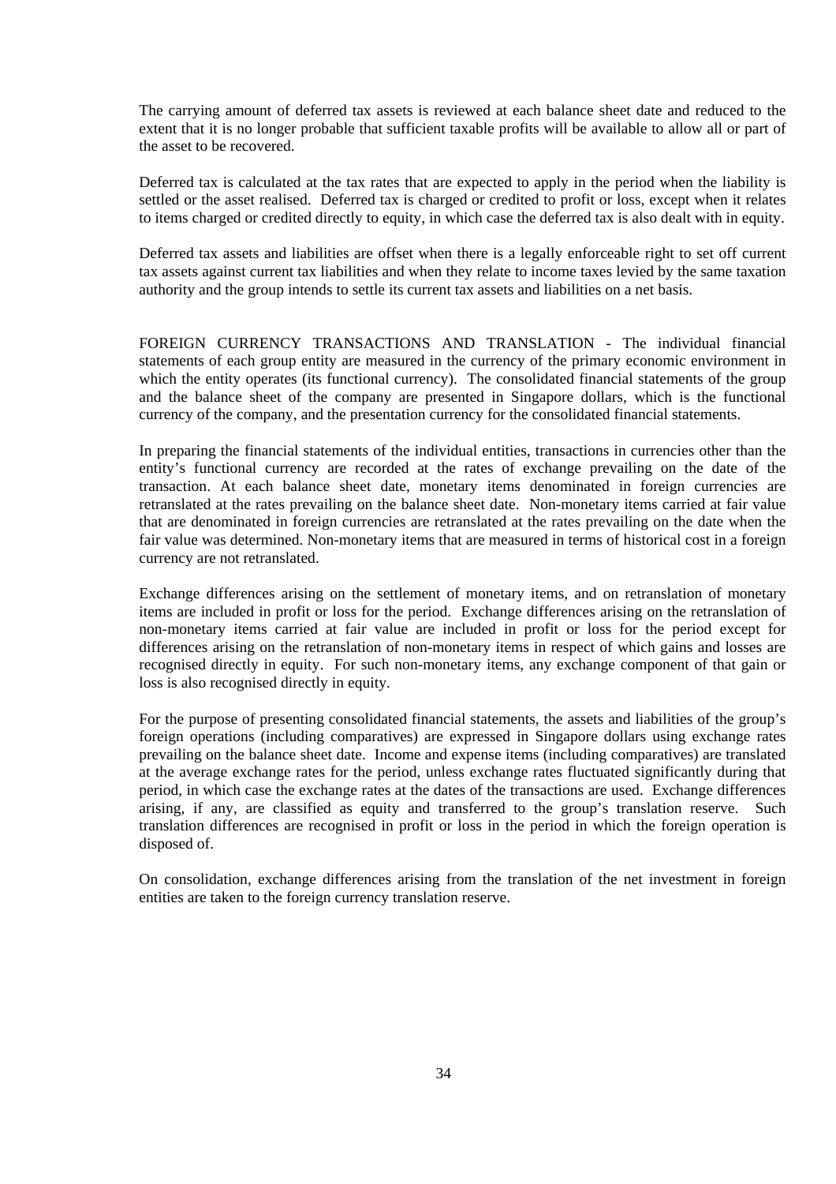The carrying amount of deferred tax assets is reviewed at each balance sheet date and reduced to the extent that it is no longer probable that sufficient taxable profits will be available to allow all or part of the asset to be recovered.

Deferred tax is calculated at the tax rates that are expected to apply in the period when the liability is settled or the asset realised. Deferred tax is charged or credited to profit or loss, except when it relates to items charged or credited directly to equity, in which case the deferred tax is also dealt with in equity.

Deferred tax assets and liabilities are offset when there is a legally enforceable right to set off current tax assets against current tax liabilities and when they relate to income taxes levied by the same taxation authority and the group intends to settle its current tax assets and liabilities on a net basis.

FOREIGN CURRENCY TRANSACTIONS AND TRANSLATION - The individual financial statements of each group entity are measured in the currency of the primary economic environment in which the entity operates (its functional currency). The consolidated financial statements of the group and the balance sheet of the company are presented in Singapore dollars, which is the functional currency of the company, and the presentation currency for the consolidated financial statements.

In preparing the financial statements of the individual entities, transactions in currencies other than the entity's functional currency are recorded at the rates of exchange prevailing on the date of the transaction. At each balance sheet date, monetary items denominated in foreign currencies are retranslated at the rates prevailing on the balance sheet date. Non-monetary items carried at fair value that are denominated in foreign currencies are retranslated at the rates prevailing on the date when the fair value was determined. Non-monetary items that are measured in terms of historical cost in a foreign currency are not retranslated.

Exchange differences arising on the settlement of monetary items, and on retranslation of monetary items are included in profit or loss for the period. Exchange differences arising on the retranslation of non-monetary items carried at fair value are included in profit or loss for the period except for differences arising on the retranslation of non-monetary items in respect of which gains and losses are recognised directly in equity. For such non-monetary items, any exchange component of that gain or loss is also recognised directly in equity.

For the purpose of presenting consolidated financial statements, the assets and liabilities of the group's foreign operations (including comparatives) are expressed in Singapore dollars using exchange rates prevailing on the balance sheet date. Income and expense items (including comparatives) are translated at the average exchange rates for the period, unless exchange rates fluctuated significantly during that period, in which case the exchange rates at the dates of the transactions are used. Exchange differences arising, if any, are classified as equity and transferred to the group's translation reserve. Such translation differences are recognised in profit or loss in the period in which the foreign operation is disposed of.

On consolidation, exchange differences arising from the translation of the net investment in foreign entities are taken to the foreign currency translation reserve.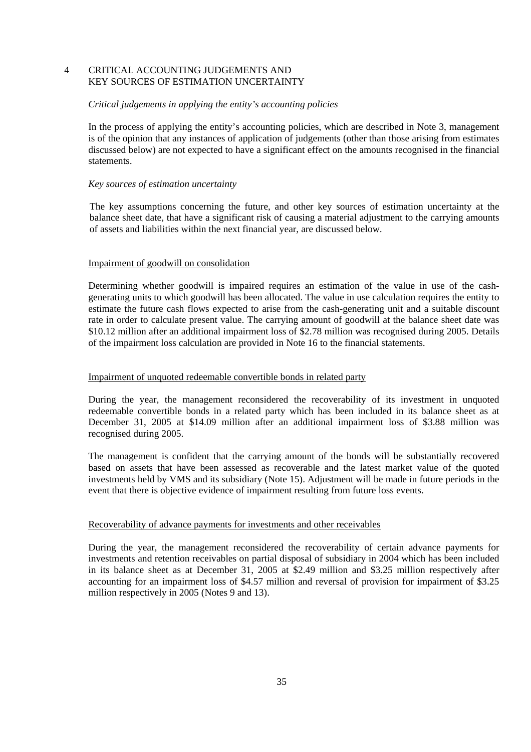## 4 CRITICAL ACCOUNTING JUDGEMENTS AND KEY SOURCES OF ESTIMATION UNCERTAINTY

*Critical judgements in applying the entity's accounting policies*

In the process of applying the entity's accounting policies, which are described in Note 3, management is of the opinion that any instances of application of judgements (other than those arising from estimates discussed below) are not expected to have a significant effect on the amounts recognised in the financial statements.

*Key sources of estimation uncertainty*

The key assumptions concerning the future, and other key sources of estimation uncertainty at the balance sheet date, that have a significant risk of causing a material adjustment to the carrying amounts of assets and liabilities within the next financial year, are discussed below.

Impairment of goodwill on consolidation

Determining whether goodwill is impaired requires an estimation of the value in use of the cash-generating units to which goodwill has been allocated. The value in use calculation requires the entity to estimate the future cash flows expected to arise from the cash-generating unit and a suitable discount rate in order to calculate present value. The carrying amount of goodwill at the balance sheet date was $10.12 million after an additional impairment loss of $2.78 million was recognised during 2005. Details of the impairment loss calculation are provided in Note 16 to the financial statements.

Impairment of unquoted redeemable convertible bonds in related party

During the year, the management reconsidered the recoverability of its investment in unquoted redeemable convertible bonds in a related party which has been included in its balance sheet as at December 31, 2005 at $14.09 million after an additional impairment loss of $3.88 million was recognised during 2005.

The management is confident that the carrying amount of the bonds will be substantially recovered based on assets that have been assessed as recoverable and the latest market value of the quoted investments held by VMS and its subsidiary (Note 15). Adjustment will be made in future periods in the event that there is objective evidence of impairment resulting from future loss events.

Recoverability of advance payments for investments and other receivables

During the year, the management reconsidered the recoverability of certain advance payments for investments and retention receivables on partial disposal of subsidiary in 2004 which has been included in its balance sheet as at December 31, 2005 at $2.49 million and $3.25 million respectively after accounting for an impairment loss of $4.57 million and reversal of provision for impairment of $3.25 million respectively in 2005 (Notes 9 and 13).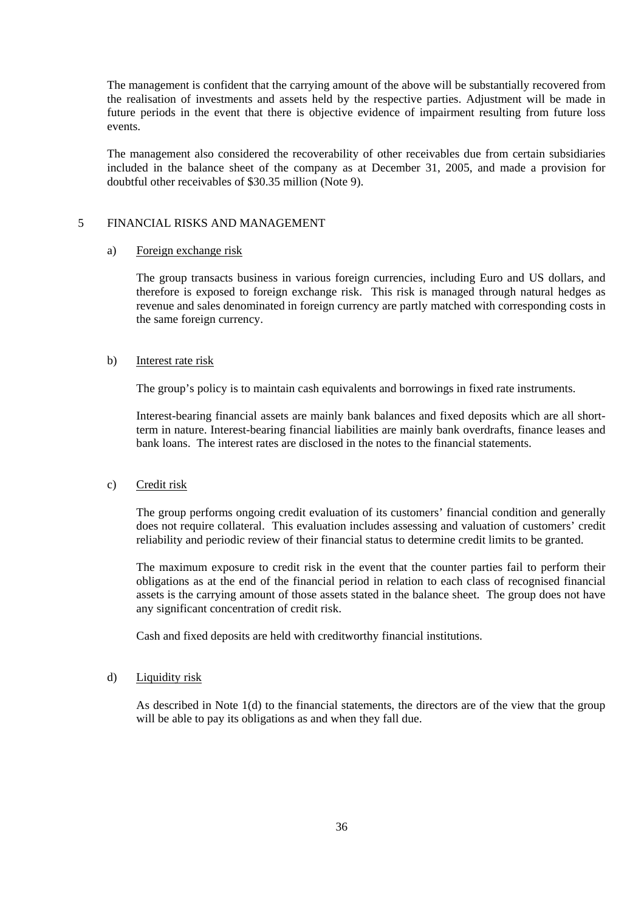The management is confident that the carrying amount of the above will be substantially recovered from the realisation of investments and assets held by the respective parties. Adjustment will be made in future periods in the event that there is objective evidence of impairment resulting from future loss events.

The management also considered the recoverability of other receivables due from certain subsidiaries included in the balance sheet of the company as at December 31, 2005, and made a provision for doubtful other receivables of $30.35 million (Note 9).

## 5 FINANCIAL RISKS AND MANAGEMENT

### a) Foreign exchange risk

The group transacts business in various foreign currencies, including Euro and US dollars, and therefore is exposed to foreign exchange risk. This risk is managed through natural hedges as revenue and sales denominated in foreign currency are partly matched with corresponding costs in the same foreign currency.

### b) Interest rate risk

The group's policy is to maintain cash equivalents and borrowings in fixed rate instruments.

Interest-bearing financial assets are mainly bank balances and fixed deposits which are all short-term in nature. Interest-bearing financial liabilities are mainly bank overdrafts, finance leases and bank loans. The interest rates are disclosed in the notes to the financial statements.

### c) Credit risk

The group performs ongoing credit evaluation of its customers' financial condition and generally does not require collateral. This evaluation includes assessing and valuation of customers' credit reliability and periodic review of their financial status to determine credit limits to be granted.

The maximum exposure to credit risk in the event that the counter parties fail to perform their obligations as at the end of the financial period in relation to each class of recognised financial assets is the carrying amount of those assets stated in the balance sheet. The group does not have any significant concentration of credit risk.

Cash and fixed deposits are held with creditworthy financial institutions.

### d) Liquidity risk

As described in Note 1(d) to the financial statements, the directors are of the view that the group will be able to pay its obligations as and when they fall due.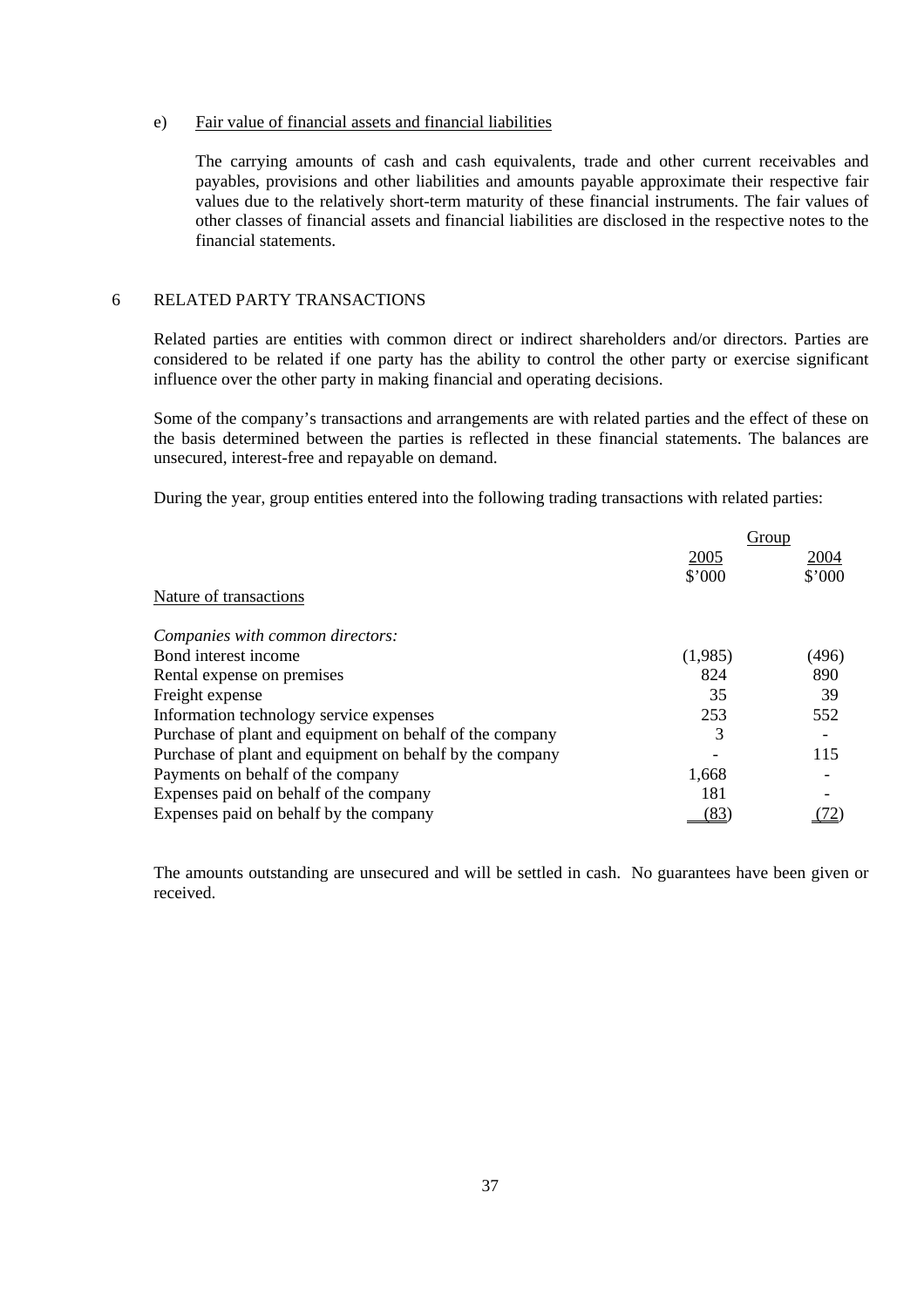e) Fair value of financial assets and financial liabilities

The carrying amounts of cash and cash equivalents, trade and other current receivables and payables, provisions and other liabilities and amounts payable approximate their respective fair values due to the relatively short-term maturity of these financial instruments. The fair values of other classes of financial assets and financial liabilities are disclosed in the respective notes to the financial statements.

## 6 RELATED PARTY TRANSACTIONS

Related parties are entities with common direct or indirect shareholders and/or directors. Parties are considered to be related if one party has the ability to control the other party or exercise significant influence over the other party in making financial and operating decisions.

Some of the company's transactions and arrangements are with related parties and the effect of these on the basis determined between the parties is reflected in these financial statements. The balances are unsecured, interest-free and repayable on demand.

During the year, group entities entered into the following trading transactions with related parties:

| | Group | |
|---|---|---|
| | 2005 | 2004 |
| | $'000 | $'000 |
| Nature of transactions | | |
| *Companies with common directors:* | | |
| Bond interest income | (1,985) | (496) |
| Rental expense on premises | 824 | 890 |
| Freight expense | 35 | 39 |
| Information technology service expenses | 253 | 552 |
| Purchase of plant and equipment on behalf of the company | 3 | - |
| Purchase of plant and equipment on behalf by the company | - | 115 |
| Payments on behalf of the company | 1,668 | - |
| Expenses paid on behalf of the company | 181 | - |
| Expenses paid on behalf by the company | (83) | (72) |

The amounts outstanding are unsecured and will be settled in cash. No guarantees have been given or received.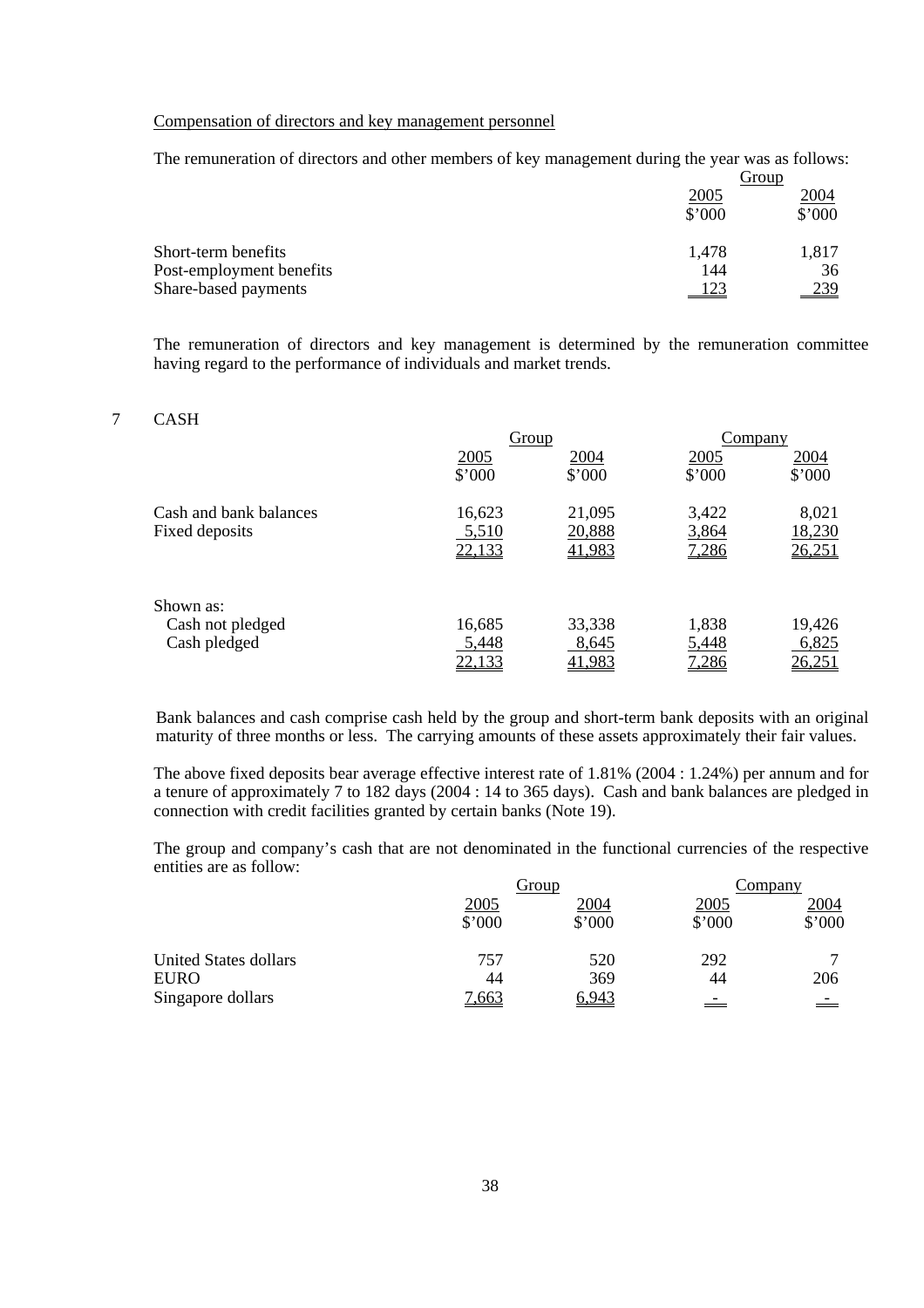Compensation of directors and key management personnel

The remuneration of directors and other members of key management during the year was as follows:

| | Group | |
|---|---|---|
| | 2005 | 2004 |
| | $'000 | $'000 |
| Short-term benefits | 1,478 | 1,817 |
| Post-employment benefits | 144 | 36 |
| Share-based payments | 123 | 239 |

The remuneration of directors and key management is determined by the remuneration committee having regard to the performance of individuals and market trends.

## 7 CASH

| | Group | | Company | |
|---|---|---|---|---|
| | 2005 | 2004 | 2005 | 2004 |
| | $'000 | $'000 | $'000 | $'000 |
| Cash and bank balances | 16,623 | 21,095 | 3,422 | 8,021 |
| Fixed deposits | 5,510 | 20,888 | 3,864 | 18,230 |
| | 22,133 | 41,983 | 7,286 | 26,251 |
| Shown as: | | | | |
| Cash not pledged | 16,685 | 33,338 | 1,838 | 19,426 |
| Cash pledged | 5,448 | 8,645 | 5,448 | 6,825 |
| | 22,133 | 41,983 | 7,286 | 26,251 |

Bank balances and cash comprise cash held by the group and short-term bank deposits with an original maturity of three months or less. The carrying amounts of these assets approximately their fair values.

The above fixed deposits bear average effective interest rate of 1.81% (2004 : 1.24%) per annum and for a tenure of approximately 7 to 182 days (2004 : 14 to 365 days). Cash and bank balances are pledged in connection with credit facilities granted by certain banks (Note 19).

The group and company's cash that are not denominated in the functional currencies of the respective entities are as follow:

| | Group | | Company | |
|---|---|---|---|---|
| | 2005 | 2004 | 2005 | 2004 |
| | $'000 | $'000 | $'000 | $'000 |
| United States dollars | 757 | 520 | 292 | 7 |
| EURO | 44 | 369 | 44 | 206 |
| Singapore dollars | 7,663 | 6,943 | - | - |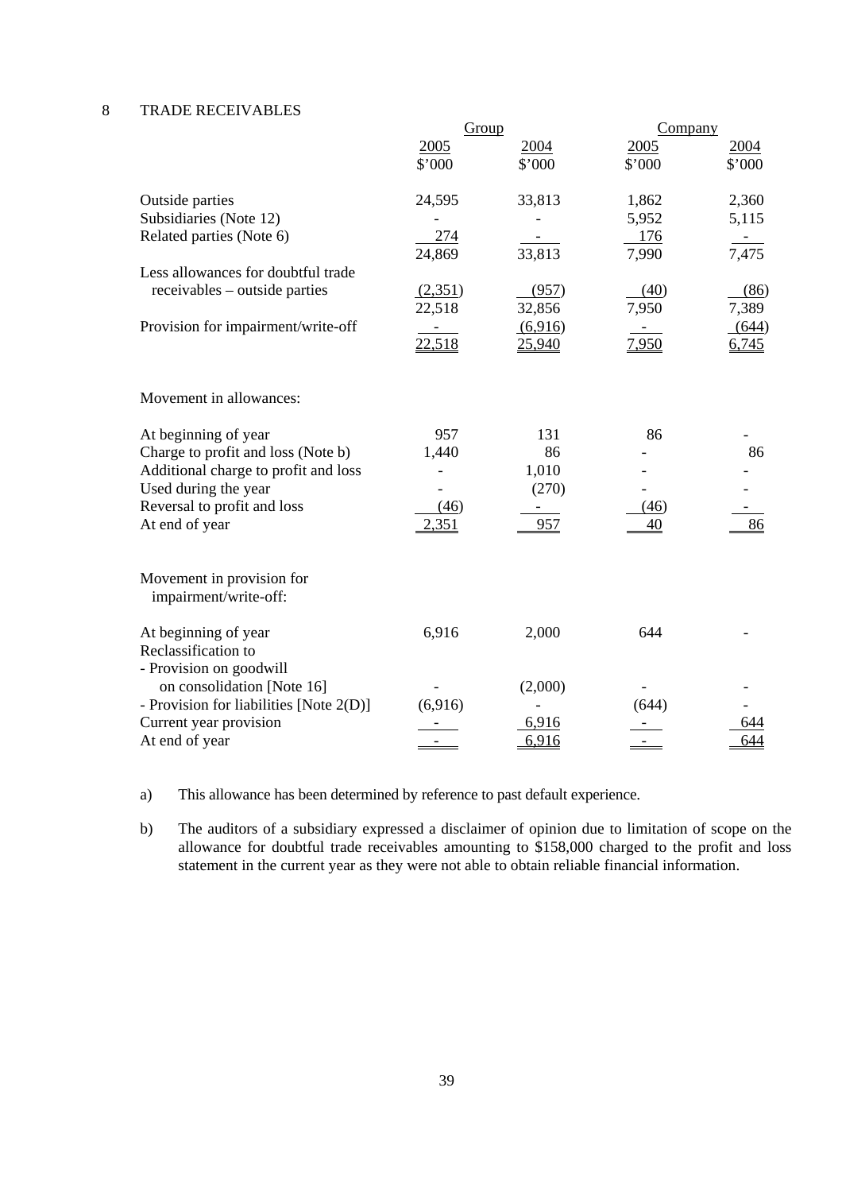## 8 TRADE RECEIVABLES

| | Group | | Company | |
|---|---|---|---|---|
| | 2005 | 2004 | 2005 | 2004 |
| | $'000 | $'000 | $'000 | $'000 |
| Outside parties | 24,595 | 33,813 | 1,862 | 2,360 |
| Subsidiaries (Note 12) | - | - | 5,952 | 5,115 |
| Related parties (Note 6) | 274 | - | 176 | - |
| | 24,869 | 33,813 | 7,990 | 7,475 |
| Less allowances for doubtful trade receivables – outside parties | (2,351) | (957) | (40) | (86) |
| | 22,518 | 32,856 | 7,950 | 7,389 |
| Provision for impairment/write-off | - | (6,916) | - | (644) |
| | 22,518 | 25,940 | 7,950 | 6,745 |

Movement in allowances:

| | Group 2005 | Group 2004 | Company 2005 | Company 2004 |
|---|---|---|---|---|
| At beginning of year | 957 | 131 | 86 | - |
| Charge to profit and loss (Note b) | 1,440 | 86 | - | 86 |
| Additional charge to profit and loss | - | 1,010 | - | - |
| Used during the year | - | (270) | - | - |
| Reversal to profit and loss | (46) | - | (46) | - |
| At end of year | 2,351 | 957 | 40 | 86 |

Movement in provision for impairment/write-off:

| | Group 2005 | Group 2004 | Company 2005 | Company 2004 |
|---|---|---|---|---|
| At beginning of year | 6,916 | 2,000 | 644 | - |
| Reclassification to | | | | |
| - Provision on goodwill on consolidation [Note 16] | - | (2,000) | - | - |
| - Provision for liabilities [Note 2(D)] | (6,916) | - | (644) | - |
| Current year provision | - | 6,916 | - | 644 |
| At end of year | - | 6,916 | - | 644 |

a) This allowance has been determined by reference to past default experience.

b) The auditors of a subsidiary expressed a disclaimer of opinion due to limitation of scope on the allowance for doubtful trade receivables amounting to $158,000 charged to the profit and loss statement in the current year as they were not able to obtain reliable financial information.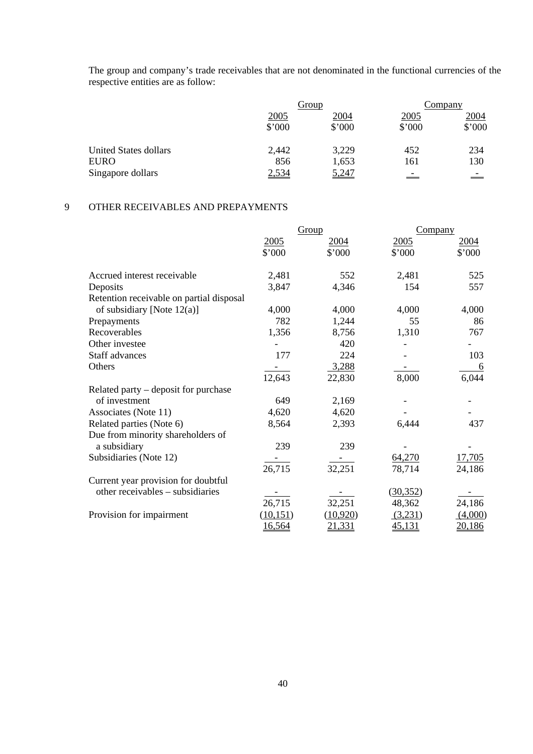The group and company's trade receivables that are not denominated in the functional currencies of the respective entities are as follow:

| | Group | | Company | |
|---|---|---|---|---|
| | 2005 | 2004 | 2005 | 2004 |
| | $'000 | $'000 | $'000 | $'000 |
| United States dollars | 2,442 | 3,229 | 452 | 234 |
| EURO | 856 | 1,653 | 161 | 130 |
| Singapore dollars | 2,534 | 5,247 | - | - |

## 9 OTHER RECEIVABLES AND PREPAYMENTS

| | Group | | Company | |
|---|---|---|---|---|
| | 2005 | 2004 | 2005 | 2004 |
| | $'000 | $'000 | $'000 | $'000 |
| Accrued interest receivable | 2,481 | 552 | 2,481 | 525 |
| Deposits | 3,847 | 4,346 | 154 | 557 |
| Retention receivable on partial disposal of subsidiary [Note 12(a)] | 4,000 | 4,000 | 4,000 | 4,000 |
| Prepayments | 782 | 1,244 | 55 | 86 |
| Recoverables | 1,356 | 8,756 | 1,310 | 767 |
| Other investee | - | 420 | - | - |
| Staff advances | 177 | 224 | - | 103 |
| Others | - | 3,288 | - | 6 |
| | 12,643 | 22,830 | 8,000 | 6,044 |
| Related party – deposit for purchase of investment | 649 | 2,169 | - | - |
| Associates (Note 11) | 4,620 | 4,620 | - | - |
| Related parties (Note 6) | 8,564 | 2,393 | 6,444 | 437 |
| Due from minority shareholders of a subsidiary | 239 | 239 | - | - |
| Subsidiaries (Note 12) | - | - | 64,270 | 17,705 |
| | 26,715 | 32,251 | 78,714 | 24,186 |
| Current year provision for doubtful other receivables – subsidiaries | - | - | (30,352) | - |
| | 26,715 | 32,251 | 48,362 | 24,186 |
| Provision for impairment | (10,151) | (10,920) | (3,231) | (4,000) |
| | 16,564 | 21,331 | 45,131 | 20,186 |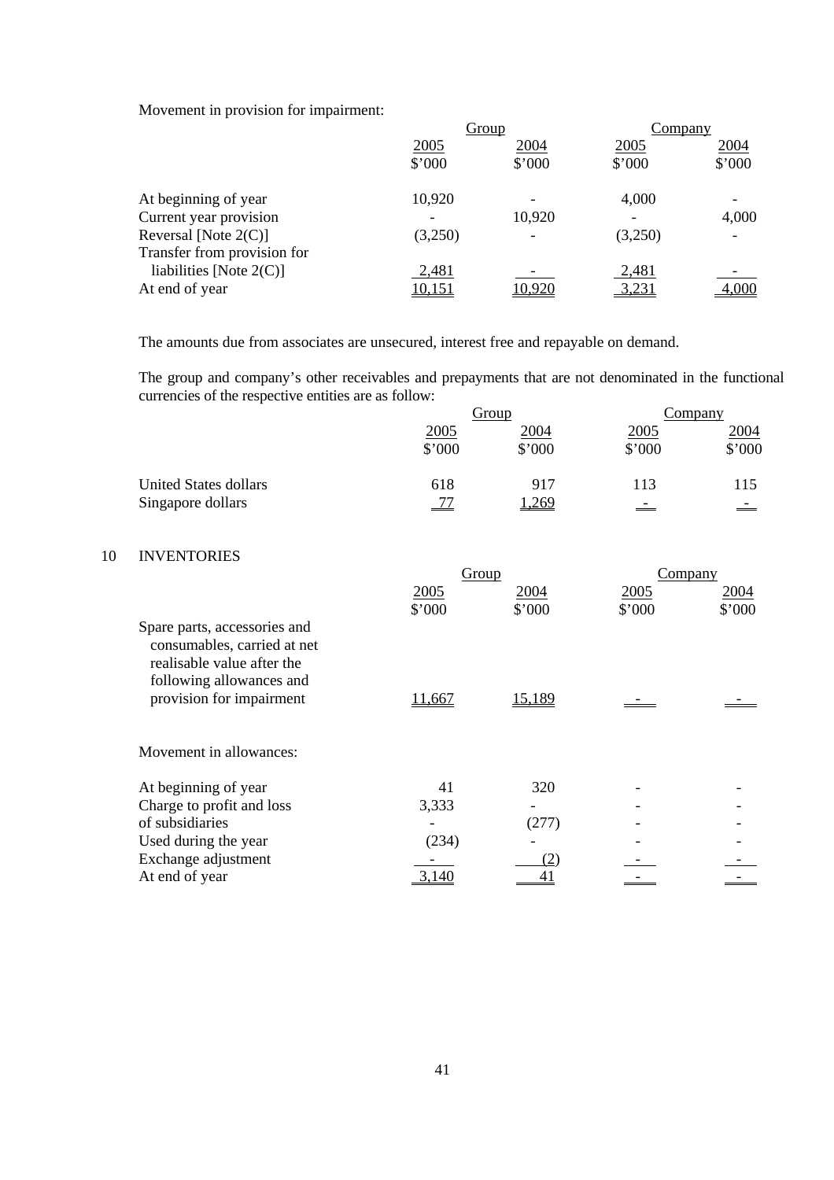Movement in provision for impairment:

| | Group | | Company | |
|---|---|---|---|---|
| | 2005 | 2004 | 2005 | 2004 |
| | $'000 | $'000 | $'000 | $'000 |
| At beginning of year | 10,920 | - | 4,000 | - |
| Current year provision | - | 10,920 | - | 4,000 |
| Reversal [Note 2(C)] | (3,250) | - | (3,250) | - |
| Transfer from provision for liabilities [Note 2(C)] | 2,481 | - | 2,481 | - |
| At end of year | 10,151 | 10,920 | 3,231 | 4,000 |

The amounts due from associates are unsecured, interest free and repayable on demand.

The group and company's other receivables and prepayments that are not denominated in the functional currencies of the respective entities are as follow:

| | Group | | Company | |
|---|---|---|---|---|
| | 2005 | 2004 | 2005 | 2004 |
| | $'000 | $'000 | $'000 | $'000 |
| United States dollars | 618 | 917 | 113 | 115 |
| Singapore dollars | 77 | 1,269 | - | - |

## 10 INVENTORIES

| | Group | | Company | |
|---|---|---|---|---|
| | 2005 | 2004 | 2005 | 2004 |
| | $'000 | $'000 | $'000 | $'000 |
| Spare parts, accessories and consumables, carried at net realisable value after the following allowances and provision for impairment | 11,667 | 15,189 | - | - |

Movement in allowances:

| | Group | | Company | |
|---|---|---|---|---|
| | 2005 | 2004 | 2005 | 2004 |
| At beginning of year | 41 | 320 | - | - |
| Charge to profit and loss | 3,333 | - | - | - |
| of subsidiaries | - | (277) | - | - |
| Used during the year | (234) | - | - | - |
| Exchange adjustment | - | (2) | - | - |
| At end of year | 3,140 | 41 | - | - |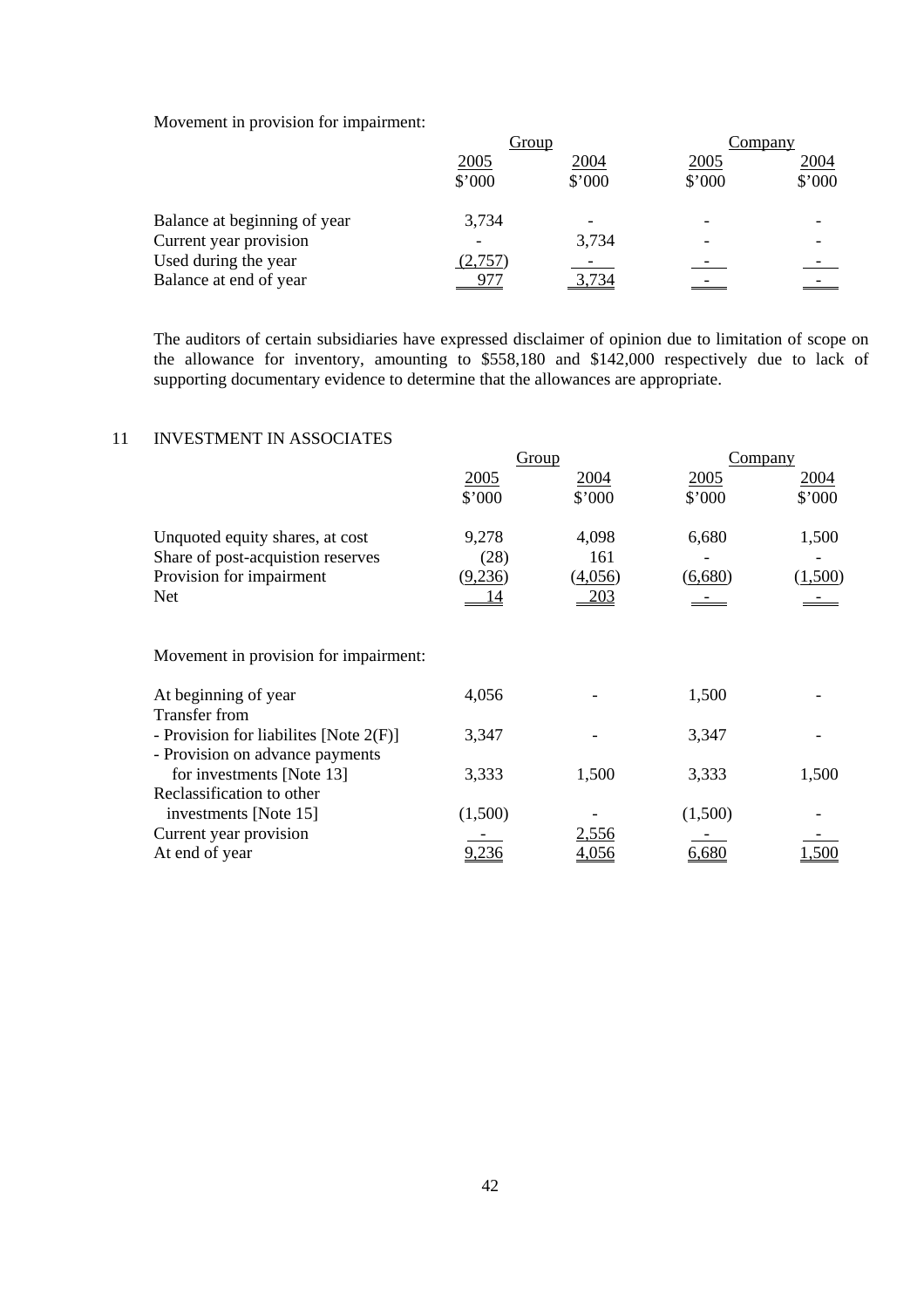Movement in provision for impairment:

| | Group | | Company | |
|---|---|---|---|---|
| | 2005 | 2004 | 2005 | 2004 |
| | $'000 | $'000 | $'000 | $'000 |
| Balance at beginning of year | 3,734 | - | - | - |
| Current year provision | - | 3,734 | - | - |
| Used during the year | (2,757) | - | - | - |
| Balance at end of year | 977 | 3,734 | - | - |

The auditors of certain subsidiaries have expressed disclaimer of opinion due to limitation of scope on the allowance for inventory, amounting to $558,180 and $142,000 respectively due to lack of supporting documentary evidence to determine that the allowances are appropriate.

## 11 INVESTMENT IN ASSOCIATES

| | Group | | Company | |
|---|---|---|---|---|
| | 2005 | 2004 | 2005 | 2004 |
| | $'000 | $'000 | $'000 | $'000 |
| Unquoted equity shares, at cost | 9,278 | 4,098 | 6,680 | 1,500 |
| Share of post-acquistion reserves | (28) | 161 | - | - |
| Provision for impairment | (9,236) | (4,056) | (6,680) | (1,500) |
| Net | 14 | 203 | - | - |

Movement in provision for impairment:

| | Group | | Company | |
|---|---|---|---|---|
| | 2005 | 2004 | 2005 | 2004 |
| At beginning of year | 4,056 | - | 1,500 | - |
| Transfer from | | | | |
| - Provision for liabilites [Note 2(F)] | 3,347 | - | 3,347 | - |
| - Provision on advance payments for investments [Note 13] | 3,333 | 1,500 | 3,333 | 1,500 |
| Reclassification to other investments [Note 15] | (1,500) | - | (1,500) | - |
| Current year provision | - | 2,556 | - | - |
| At end of year | 9,236 | 4,056 | 6,680 | 1,500 |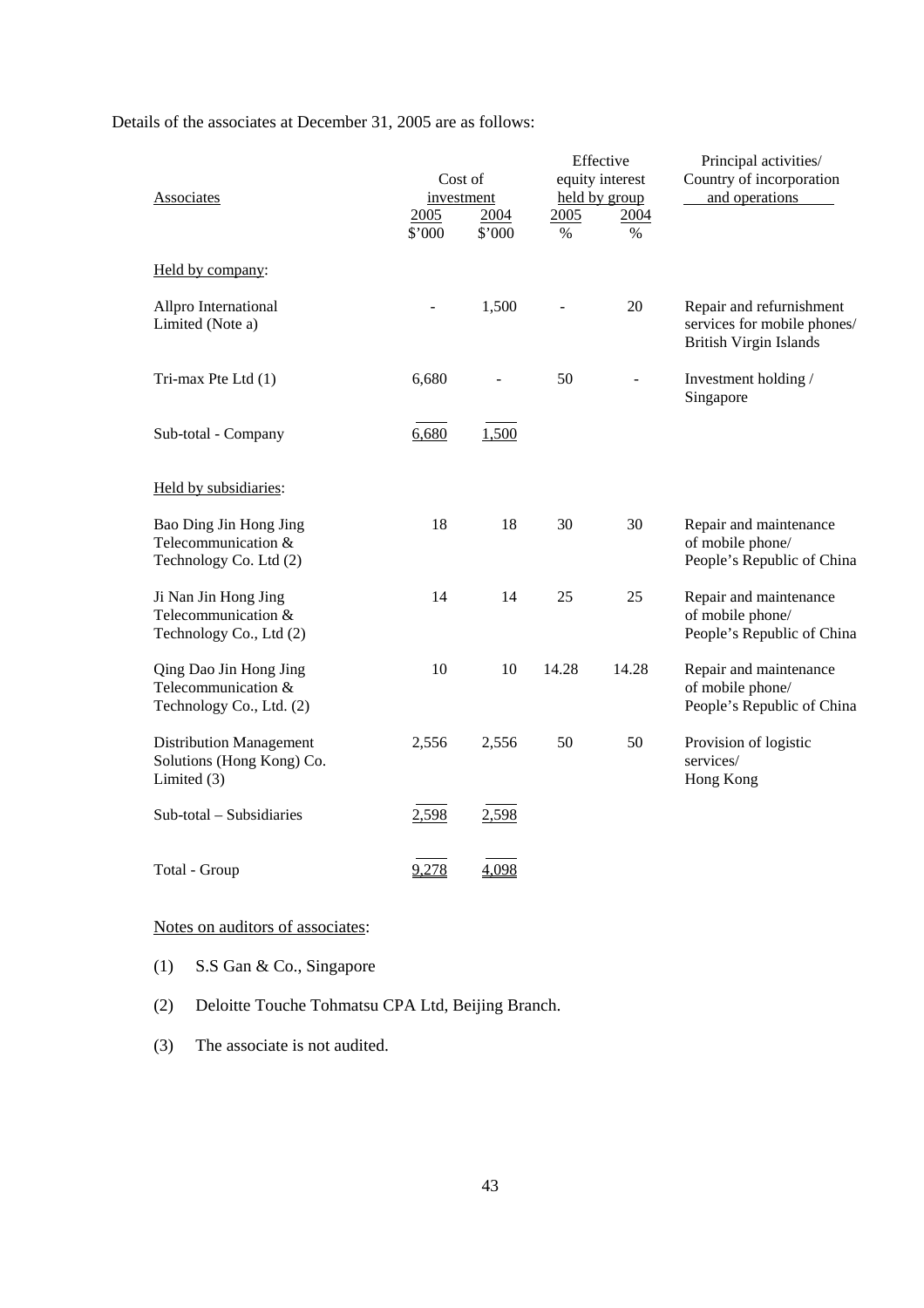Details of the associates at December 31, 2005 are as follows:

| Associates | Cost of investment | | Effective equity interest held by group | | Principal activities/ Country of incorporation and operations |
|---|---|---|---|---|---|
| | 2005 | 2004 | 2005 | 2004 | |
| | $'000 | $'000 | % | % | |
| Held by company: | | | | | |
| Allpro International Limited (Note a) | - | 1,500 | - | 20 | Repair and refurnishment services for mobile phones/ British Virgin Islands |
| Tri-max Pte Ltd (1) | 6,680 | - | 50 | - | Investment holding / Singapore |
| Sub-total - Company | 6,680 | 1,500 | | | |
| Held by subsidiaries: | | | | | |
| Bao Ding Jin Hong Jing Telecommunication & Technology Co. Ltd (2) | 18 | 18 | 30 | 30 | Repair and maintenance of mobile phone/ People's Republic of China |
| Ji Nan Jin Hong Jing Telecommunication & Technology Co., Ltd (2) | 14 | 14 | 25 | 25 | Repair and maintenance of mobile phone/ People's Republic of China |
| Qing Dao Jin Hong Jing Telecommunication & Technology Co., Ltd. (2) | 10 | 10 | 14.28 | 14.28 | Repair and maintenance of mobile phone/ People's Republic of China |
| Distribution Management Solutions (Hong Kong) Co. Limited (3) | 2,556 | 2,556 | 50 | 50 | Provision of logistic services/ Hong Kong |
| Sub-total – Subsidiaries | 2,598 | 2,598 | | | |
| Total - Group | 9,278 | 4,098 | | | |

Notes on auditors of associates:

(1) S.S Gan & Co., Singapore

(2) Deloitte Touche Tohmatsu CPA Ltd, Beijing Branch.

(3) The associate is not audited.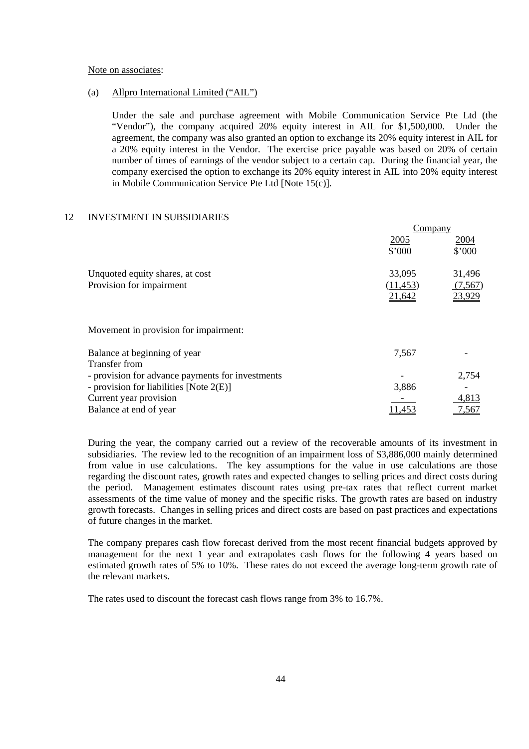Note on associates:

(a) Allpro International Limited ("AIL")

Under the sale and purchase agreement with Mobile Communication Service Pte Ltd (the "Vendor"), the company acquired 20% equity interest in AIL for $1,500,000. Under the agreement, the company was also granted an option to exchange its 20% equity interest in AIL for a 20% equity interest in the Vendor. The exercise price payable was based on 20% of certain number of times of earnings of the vendor subject to a certain cap. During the financial year, the company exercised the option to exchange its 20% equity interest in AIL into 20% equity interest in Mobile Communication Service Pte Ltd [Note 15(c)].

## 12 INVESTMENT IN SUBSIDIARIES

| | Company | |
|---|---|---|
| | 2005 | 2004 |
| | $'000 | $'000 |
| Unquoted equity shares, at cost | 33,095 | 31,496 |
| Provision for impairment | (11,453) | (7,567) |
| | 21,642 | 23,929 |

Movement in provision for impairment:

| | 2005 | 2004 |
|---|---|---|
| Balance at beginning of year | 7,567 | - |
| Transfer from | | |
| - provision for advance payments for investments | - | 2,754 |
| - provision for liabilities [Note 2(E)] | 3,886 | - |
| Current year provision | - | 4,813 |
| Balance at end of year | 11,453 | 7,567 |

During the year, the company carried out a review of the recoverable amounts of its investment in subsidiaries. The review led to the recognition of an impairment loss of $3,886,000 mainly determined from value in use calculations. The key assumptions for the value in use calculations are those regarding the discount rates, growth rates and expected changes to selling prices and direct costs during the period. Management estimates discount rates using pre-tax rates that reflect current market assessments of the time value of money and the specific risks. The growth rates are based on industry growth forecasts. Changes in selling prices and direct costs are based on past practices and expectations of future changes in the market.

The company prepares cash flow forecast derived from the most recent financial budgets approved by management for the next 1 year and extrapolates cash flows for the following 4 years based on estimated growth rates of 5% to 10%. These rates do not exceed the average long-term growth rate of the relevant markets.

The rates used to discount the forecast cash flows range from 3% to 16.7%.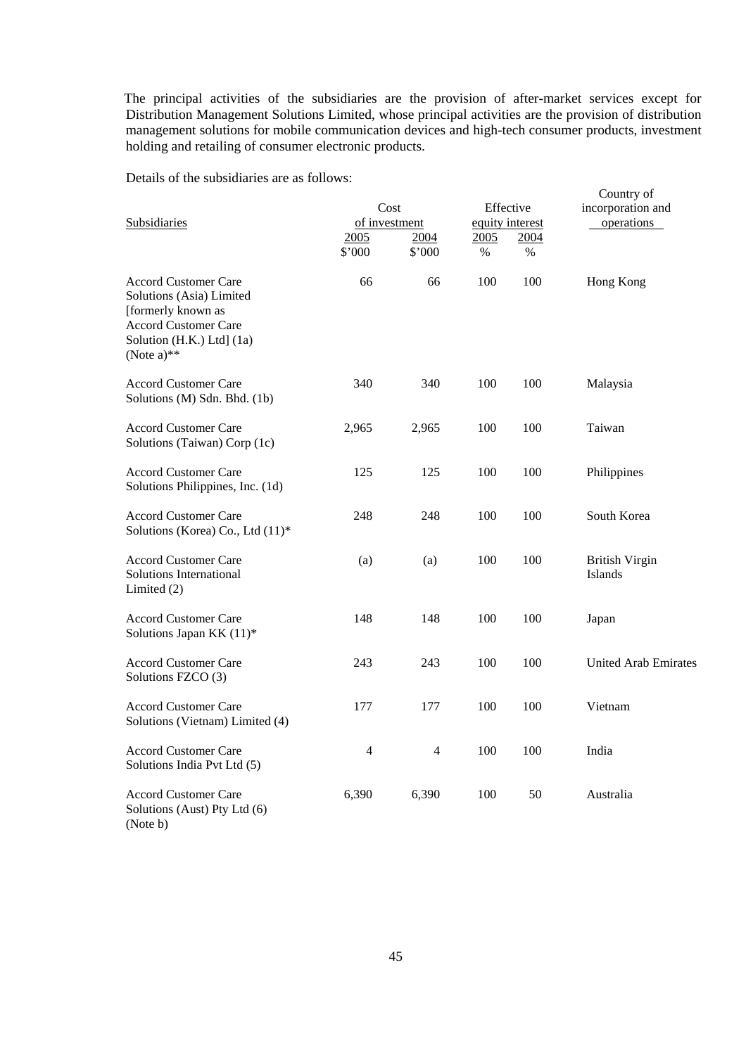The principal activities of the subsidiaries are the provision of after-market services except for Distribution Management Solutions Limited, whose principal activities are the provision of distribution management solutions for mobile communication devices and high-tech consumer products, investment holding and retailing of consumer electronic products.

Details of the subsidiaries are as follows:

| Subsidiaries | Cost of investment | | Effective equity interest | | Country of incorporation and operations |
|---|---|---|---|---|---|
| | 2005 | 2004 | 2005 | 2004 | |
| | $'000 | $'000 | % | % | |
| Accord Customer Care Solutions (Asia) Limited [formerly known as Accord Customer Care Solution (H.K.) Ltd] (1a) (Note a)** | 66 | 66 | 100 | 100 | Hong Kong |
| Accord Customer Care Solutions (M) Sdn. Bhd. (1b) | 340 | 340 | 100 | 100 | Malaysia |
| Accord Customer Care Solutions (Taiwan) Corp (1c) | 2,965 | 2,965 | 100 | 100 | Taiwan |
| Accord Customer Care Solutions Philippines, Inc. (1d) | 125 | 125 | 100 | 100 | Philippines |
| Accord Customer Care Solutions (Korea) Co., Ltd (11)* | 248 | 248 | 100 | 100 | South Korea |
| Accord Customer Care Solutions International Limited (2) | (a) | (a) | 100 | 100 | British Virgin Islands |
| Accord Customer Care Solutions Japan KK (11)* | 148 | 148 | 100 | 100 | Japan |
| Accord Customer Care Solutions FZCO (3) | 243 | 243 | 100 | 100 | United Arab Emirates |
| Accord Customer Care Solutions (Vietnam) Limited (4) | 177 | 177 | 100 | 100 | Vietnam |
| Accord Customer Care Solutions India Pvt Ltd (5) | 4 | 4 | 100 | 100 | India |
| Accord Customer Care Solutions (Aust) Pty Ltd (6) (Note b) | 6,390 | 6,390 | 100 | 50 | Australia |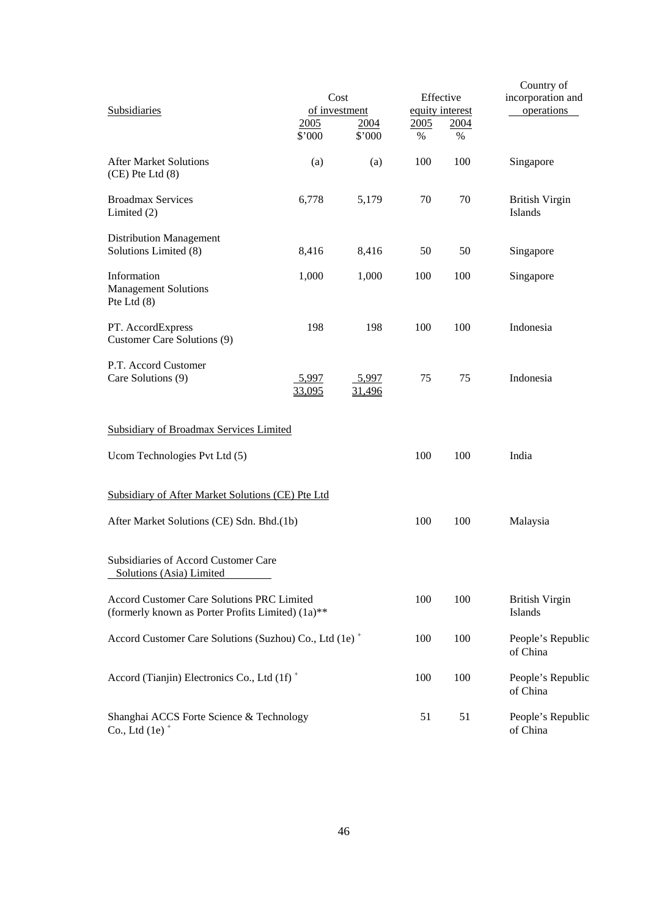| Subsidiaries | Cost of investment | | Effective equity interest | | Country of incorporation and operations |
|---|---|---|---|---|---|
| | 2005 | 2004 | 2005 | 2004 | |
| | $'000 | $'000 | % | % | |
| After Market Solutions (CE) Pte Ltd (8) | (a) | (a) | 100 | 100 | Singapore |
| Broadmax Services Limited (2) | 6,778 | 5,179 | 70 | 70 | British Virgin Islands |
| Distribution Management Solutions Limited (8) | 8,416 | 8,416 | 50 | 50 | Singapore |
| Information Management Solutions Pte Ltd (8) | 1,000 | 1,000 | 100 | 100 | Singapore |
| PT. AccordExpress Customer Care Solutions (9) | 198 | 198 | 100 | 100 | Indonesia |
| P.T. Accord Customer Care Solutions (9) | 5,997 | 5,997 | 75 | 75 | Indonesia |
| | 33,095 | 31,496 | | | |
| **Subsidiary of Broadmax Services Limited** | | | | | |
| Ucom Technologies Pvt Ltd (5) | | | 100 | 100 | India |
| **Subsidiary of After Market Solutions (CE) Pte Ltd** | | | | | |
| After Market Solutions (CE) Sdn. Bhd.(1b) | | | 100 | 100 | Malaysia |
| **Subsidiaries of Accord Customer Care Solutions (Asia) Limited** | | | | | |
| Accord Customer Care Solutions PRC Limited (formerly known as Porter Profits Limited) (1a)** | | | 100 | 100 | British Virgin Islands |
| Accord Customer Care Solutions (Suzhou) Co., Ltd (1e) + | | | 100 | 100 | People's Republic of China |
| Accord (Tianjin) Electronics Co., Ltd (1f) + | | | 100 | 100 | People's Republic of China |
| Shanghai ACCS Forte Science & Technology Co., Ltd (1e) + | | | 51 | 51 | People's Republic of China |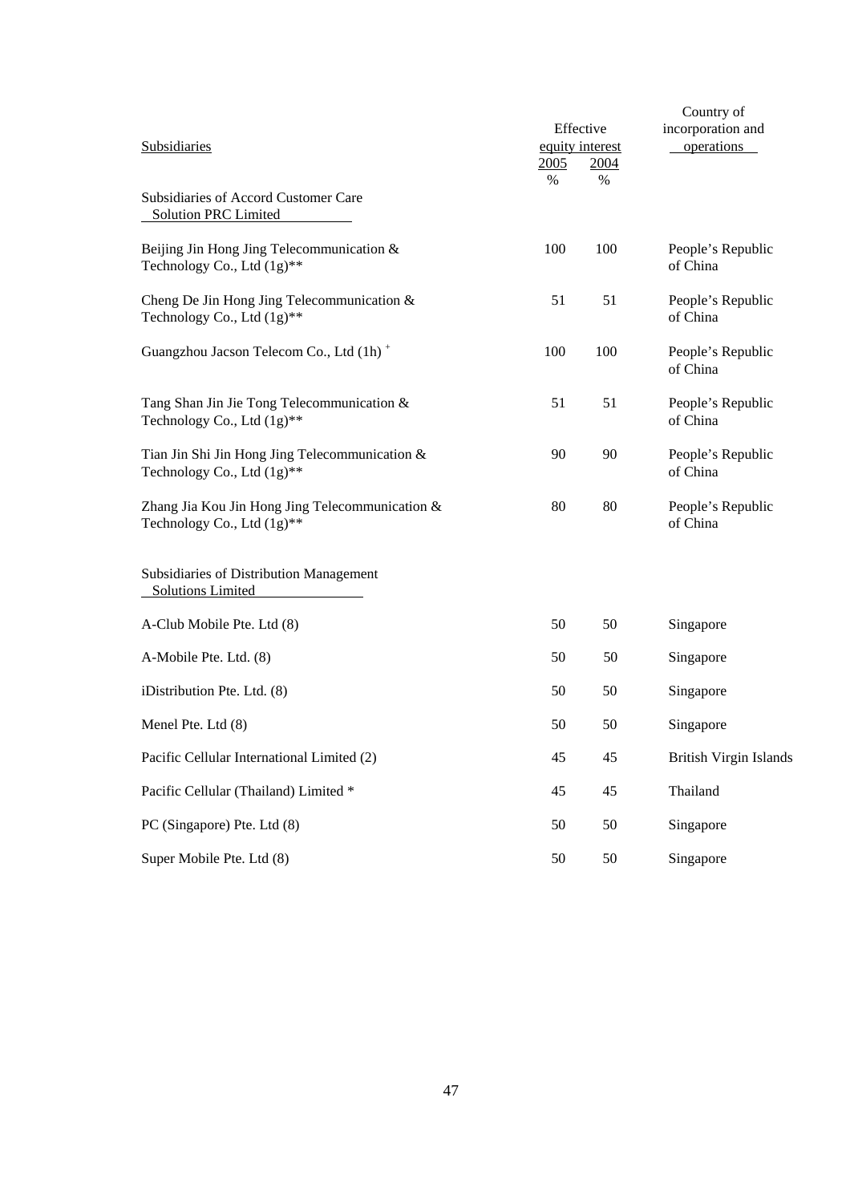| Subsidiaries | Effective equity interest | | Country of incorporation and operations |
|---|---|---|---|
| | 2005 | 2004 | |
| | % | % | |
| **Subsidiaries of Accord Customer Care Solution PRC Limited** | | | |
| Beijing Jin Hong Jing Telecommunication & Technology Co., Ltd (1g)** | 100 | 100 | People's Republic of China |
| Cheng De Jin Hong Jing Telecommunication & Technology Co., Ltd (1g)** | 51 | 51 | People's Republic of China |
| Guangzhou Jacson Telecom Co., Ltd (1h) + | 100 | 100 | People's Republic of China |
| Tang Shan Jin Jie Tong Telecommunication & Technology Co., Ltd (1g)** | 51 | 51 | People's Republic of China |
| Tian Jin Shi Jin Hong Jing Telecommunication & Technology Co., Ltd (1g)** | 90 | 90 | People's Republic of China |
| Zhang Jia Kou Jin Hong Jing Telecommunication & Technology Co., Ltd (1g)** | 80 | 80 | People's Republic of China |
| **Subsidiaries of Distribution Management Solutions Limited** | | | |
| A-Club Mobile Pte. Ltd (8) | 50 | 50 | Singapore |
| A-Mobile Pte. Ltd. (8) | 50 | 50 | Singapore |
| iDistribution Pte. Ltd. (8) | 50 | 50 | Singapore |
| Menel Pte. Ltd (8) | 50 | 50 | Singapore |
| Pacific Cellular International Limited (2) | 45 | 45 | British Virgin Islands |
| Pacific Cellular (Thailand) Limited * | 45 | 45 | Thailand |
| PC (Singapore) Pte. Ltd (8) | 50 | 50 | Singapore |
| Super Mobile Pte. Ltd (8) | 50 | 50 | Singapore |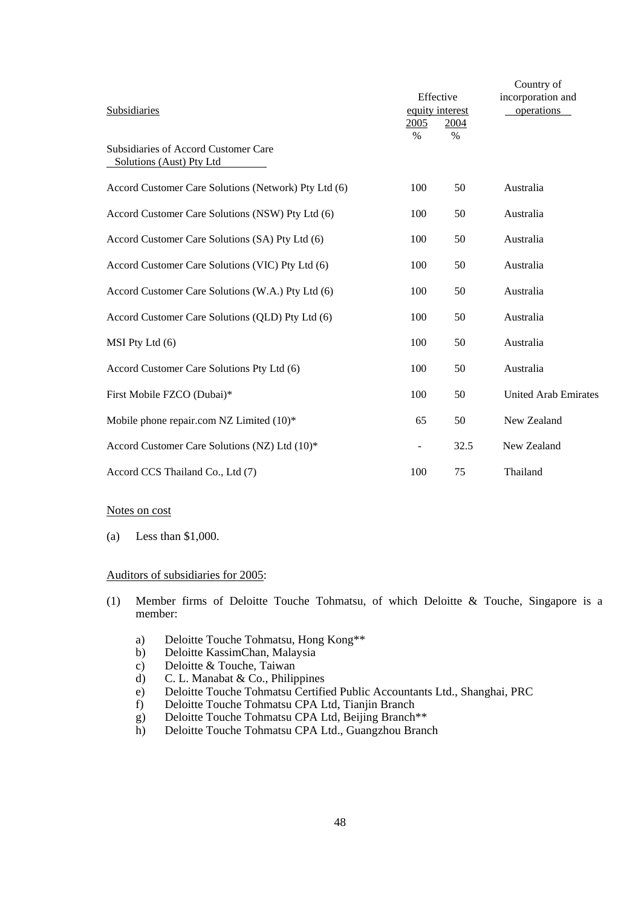| Subsidiaries | Effective equity interest | | Country of incorporation and operations |
|---|---|---|---|
| | 2005 | 2004 | |
| | % | % | |
| Subsidiaries of Accord Customer Care Solutions (Aust) Pty Ltd | | | |
| Accord Customer Care Solutions (Network) Pty Ltd (6) | 100 | 50 | Australia |
| Accord Customer Care Solutions (NSW) Pty Ltd (6) | 100 | 50 | Australia |
| Accord Customer Care Solutions (SA) Pty Ltd (6) | 100 | 50 | Australia |
| Accord Customer Care Solutions (VIC) Pty Ltd (6) | 100 | 50 | Australia |
| Accord Customer Care Solutions (W.A.) Pty Ltd (6) | 100 | 50 | Australia |
| Accord Customer Care Solutions (QLD) Pty Ltd (6) | 100 | 50 | Australia |
| MSI Pty Ltd (6) | 100 | 50 | Australia |
| Accord Customer Care Solutions Pty Ltd (6) | 100 | 50 | Australia |
| First Mobile FZCO (Dubai)* | 100 | 50 | United Arab Emirates |
| Mobile phone repair.com NZ Limited (10)* | 65 | 50 | New Zealand |
| Accord Customer Care Solutions (NZ) Ltd (10)* | - | 32.5 | New Zealand |
| Accord CCS Thailand Co., Ltd (7) | 100 | 75 | Thailand |

Notes on cost

(a) Less than $1,000.

Auditors of subsidiaries for 2005:

(1) Member firms of Deloitte Touche Tohmatsu, of which Deloitte & Touche, Singapore is a member:

   a) Deloitte Touche Tohmatsu, Hong Kong**
   b) Deloitte KassimChan, Malaysia
   c) Deloitte & Touche, Taiwan
   d) C. L. Manabat & Co., Philippines
   e) Deloitte Touche Tohmatsu Certified Public Accountants Ltd., Shanghai, PRC
   f) Deloitte Touche Tohmatsu CPA Ltd, Tianjin Branch
   g) Deloitte Touche Tohmatsu CPA Ltd, Beijing Branch**
   h) Deloitte Touche Tohmatsu CPA Ltd., Guangzhou Branch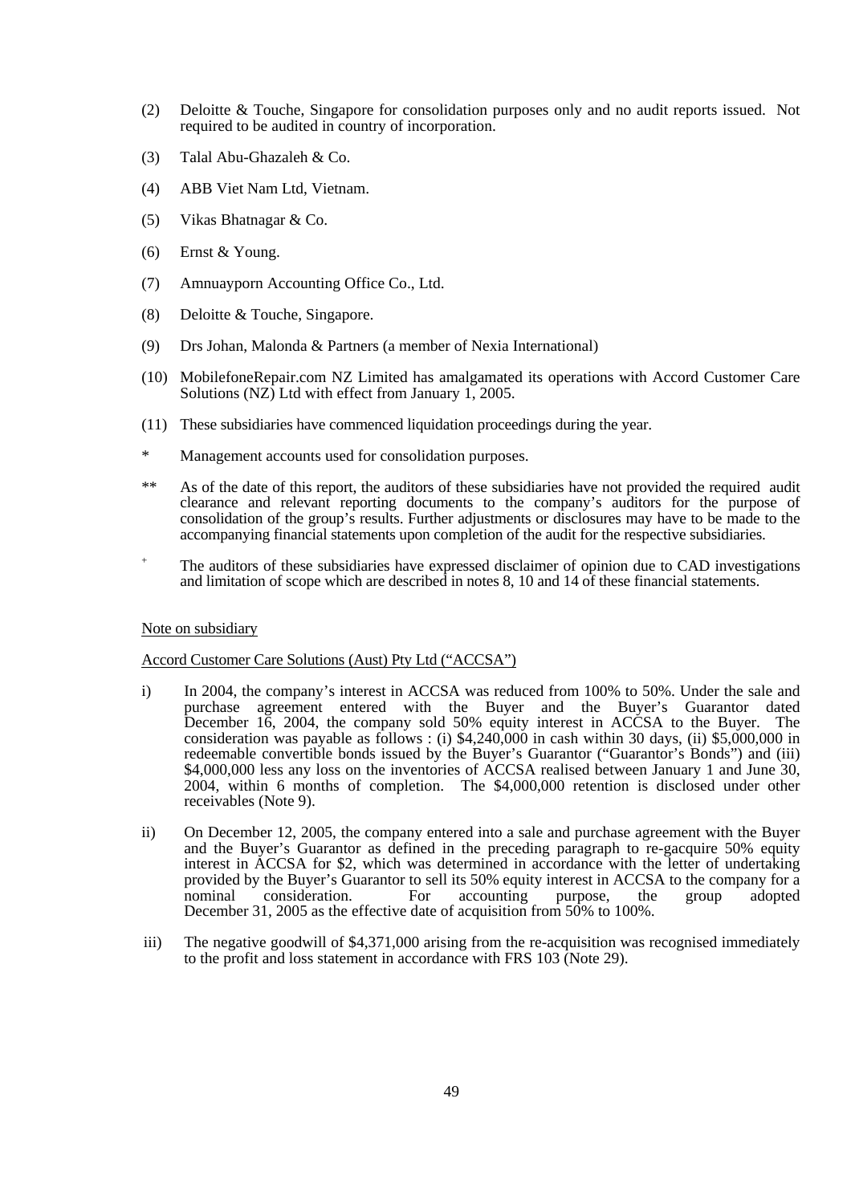(2) Deloitte & Touche, Singapore for consolidation purposes only and no audit reports issued. Not required to be audited in country of incorporation.

(3) Talal Abu-Ghazaleh & Co.

(4) ABB Viet Nam Ltd, Vietnam.

(5) Vikas Bhatnagar & Co.

(6) Ernst & Young.

(7) Amnuayporn Accounting Office Co., Ltd.

(8) Deloitte & Touche, Singapore.

(9) Drs Johan, Malonda & Partners (a member of Nexia International)

(10) MobilefoneRepair.com NZ Limited has amalgamated its operations with Accord Customer Care Solutions (NZ) Ltd with effect from January 1, 2005.

(11) These subsidiaries have commenced liquidation proceedings during the year.

\* Management accounts used for consolidation purposes.

\*\* As of the date of this report, the auditors of these subsidiaries have not provided the required audit clearance and relevant reporting documents to the company's auditors for the purpose of consolidation of the group's results. Further adjustments or disclosures may have to be made to the accompanying financial statements upon completion of the audit for the respective subsidiaries.

+ The auditors of these subsidiaries have expressed disclaimer of opinion due to CAD investigations and limitation of scope which are described in notes 8, 10 and 14 of these financial statements.

Note on subsidiary

Accord Customer Care Solutions (Aust) Pty Ltd ("ACCSA")

i) In 2004, the company's interest in ACCSA was reduced from 100% to 50%. Under the sale and purchase agreement entered with the Buyer and the Buyer's Guarantor dated December 16, 2004, the company sold 50% equity interest in ACCSA to the Buyer. The consideration was payable as follows : (i) $4,240,000 in cash within 30 days, (ii) $5,000,000 in redeemable convertible bonds issued by the Buyer's Guarantor ("Guarantor's Bonds") and (iii) $4,000,000 less any loss on the inventories of ACCSA realised between January 1 and June 30, 2004, within 6 months of completion. The $4,000,000 retention is disclosed under other receivables (Note 9).

ii) On December 12, 2005, the company entered into a sale and purchase agreement with the Buyer and the Buyer's Guarantor as defined in the preceding paragraph to re-gacquire 50% equity interest in ACCSA for $2, which was determined in accordance with the letter of undertaking provided by the Buyer's Guarantor to sell its 50% equity interest in ACCSA to the company for a nominal consideration. For accounting purpose, the group adopted December 31, 2005 as the effective date of acquisition from 50% to 100%.

iii) The negative goodwill of $4,371,000 arising from the re-acquisition was recognised immediately to the profit and loss statement in accordance with FRS 103 (Note 29).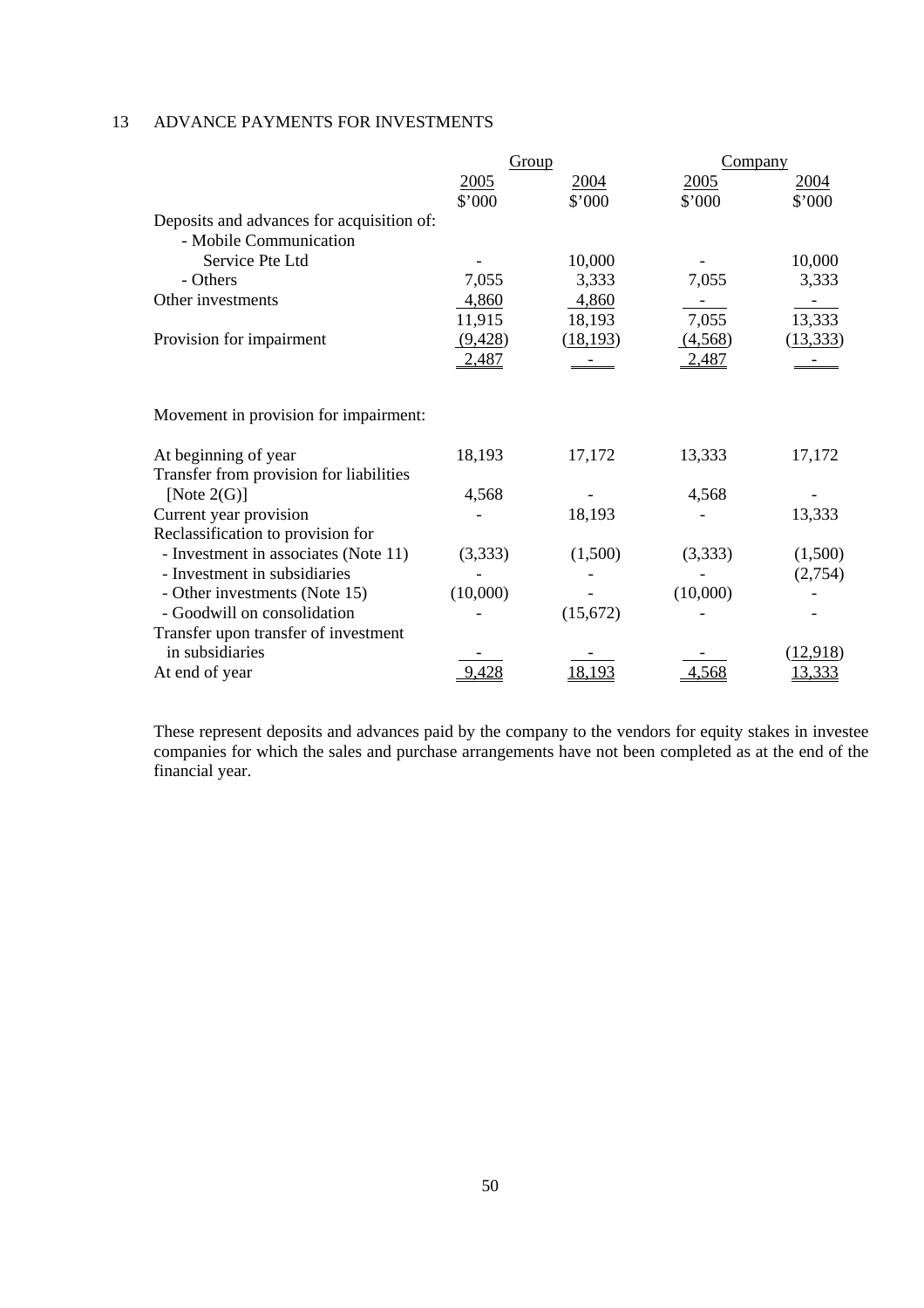## 13 ADVANCE PAYMENTS FOR INVESTMENTS

| | Group | | Company | |
|---|---|---|---|---|
| | 2005 | 2004 | 2005 | 2004 |
| | $'000 | $'000 | $'000 | $'000 |
| Deposits and advances for acquisition of: | | | | |
| - Mobile Communication Service Pte Ltd | - | 10,000 | - | 10,000 |
| - Others | 7,055 | 3,333 | 7,055 | 3,333 |
| Other investments | 4,860 | 4,860 | - | - |
| | 11,915 | 18,193 | 7,055 | 13,333 |
| Provision for impairment | (9,428) | (18,193) | (4,568) | (13,333) |
| | 2,487 | - | 2,487 | - |
| | | | | |
| Movement in provision for impairment: | | | | |
| At beginning of year | 18,193 | 17,172 | 13,333 | 17,172 |
| Transfer from provision for liabilities [Note 2(G)] | 4,568 | - | 4,568 | - |
| Current year provision | - | 18,193 | - | 13,333 |
| Reclassification to provision for | | | | |
| - Investment in associates (Note 11) | (3,333) | (1,500) | (3,333) | (1,500) |
| - Investment in subsidiaries | - | - | - | (2,754) |
| - Other investments (Note 15) | (10,000) | - | (10,000) | - |
| - Goodwill on consolidation | - | (15,672) | - | - |
| Transfer upon transfer of investment in subsidiaries | - | - | - | (12,918) |
| At end of year | 9,428 | 18,193 | 4,568 | 13,333 |

These represent deposits and advances paid by the company to the vendors for equity stakes in investee companies for which the sales and purchase arrangements have not been completed as at the end of the financial year.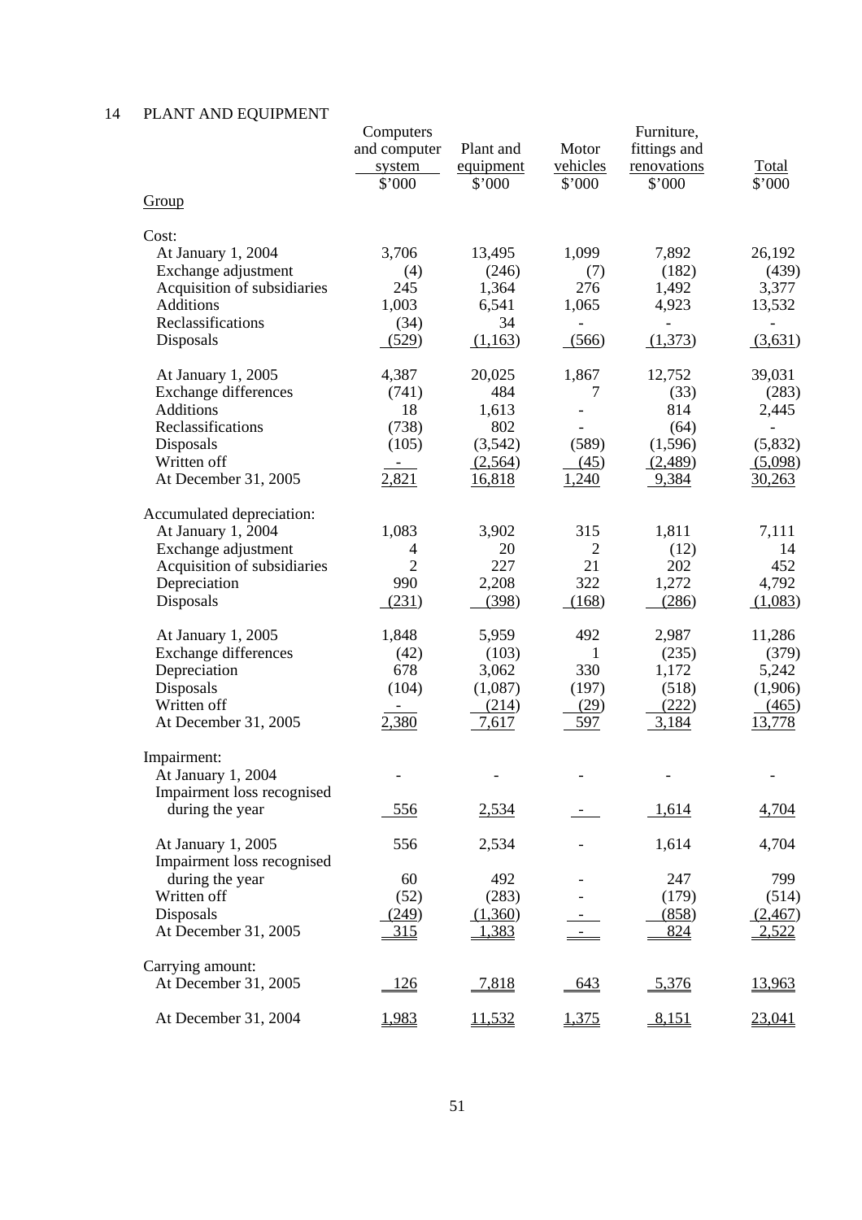## 14 PLANT AND EQUIPMENT

| | Computers and computer system | Plant and equipment | Motor vehicles | Furniture, fittings and renovations | Total |
|---|---|---|---|---|---|
| | $'000 | $'000 | $'000 | $'000 | $'000 |
| Group | | | | | |
| Cost: | | | | | |
| At January 1, 2004 | 3,706 | 13,495 | 1,099 | 7,892 | 26,192 |
| Exchange adjustment | (4) | (246) | (7) | (182) | (439) |
| Acquisition of subsidiaries | 245 | 1,364 | 276 | 1,492 | 3,377 |
| Additions | 1,003 | 6,541 | 1,065 | 4,923 | 13,532 |
| Reclassifications | (34) | 34 | - | - | - |
| Disposals | (529) | (1,163) | (566) | (1,373) | (3,631) |
| At January 1, 2005 | 4,387 | 20,025 | 1,867 | 12,752 | 39,031 |
| Exchange differences | (741) | 484 | 7 | (33) | (283) |
| Additions | 18 | 1,613 | - | 814 | 2,445 |
| Reclassifications | (738) | 802 | - | (64) | - |
| Disposals | (105) | (3,542) | (589) | (1,596) | (5,832) |
| Written off | - | (2,564) | (45) | (2,489) | (5,098) |
| At December 31, 2005 | 2,821 | 16,818 | 1,240 | 9,384 | 30,263 |
| Accumulated depreciation: | | | | | |
| At January 1, 2004 | 1,083 | 3,902 | 315 | 1,811 | 7,111 |
| Exchange adjustment | 4 | 20 | 2 | (12) | 14 |
| Acquisition of subsidiaries | 2 | 227 | 21 | 202 | 452 |
| Depreciation | 990 | 2,208 | 322 | 1,272 | 4,792 |
| Disposals | (231) | (398) | (168) | (286) | (1,083) |
| At January 1, 2005 | 1,848 | 5,959 | 492 | 2,987 | 11,286 |
| Exchange differences | (42) | (103) | 1 | (235) | (379) |
| Depreciation | 678 | 3,062 | 330 | 1,172 | 5,242 |
| Disposals | (104) | (1,087) | (197) | (518) | (1,906) |
| Written off | - | (214) | (29) | (222) | (465) |
| At December 31, 2005 | 2,380 | 7,617 | 597 | 3,184 | 13,778 |
| Impairment: | | | | | |
| At January 1, 2004 | - | - | - | - | - |
| Impairment loss recognised during the year | 556 | 2,534 | - | 1,614 | 4,704 |
| At January 1, 2005 | 556 | 2,534 | - | 1,614 | 4,704 |
| Impairment loss recognised during the year | 60 | 492 | - | 247 | 799 |
| Written off | (52) | (283) | - | (179) | (514) |
| Disposals | (249) | (1,360) | - | (858) | (2,467) |
| At December 31, 2005 | 315 | 1,383 | - | 824 | 2,522 |
| Carrying amount: | | | | | |
| At December 31, 2005 | 126 | 7,818 | 643 | 5,376 | 13,963 |
| At December 31, 2004 | 1,983 | 11,532 | 1,375 | 8,151 | 23,041 |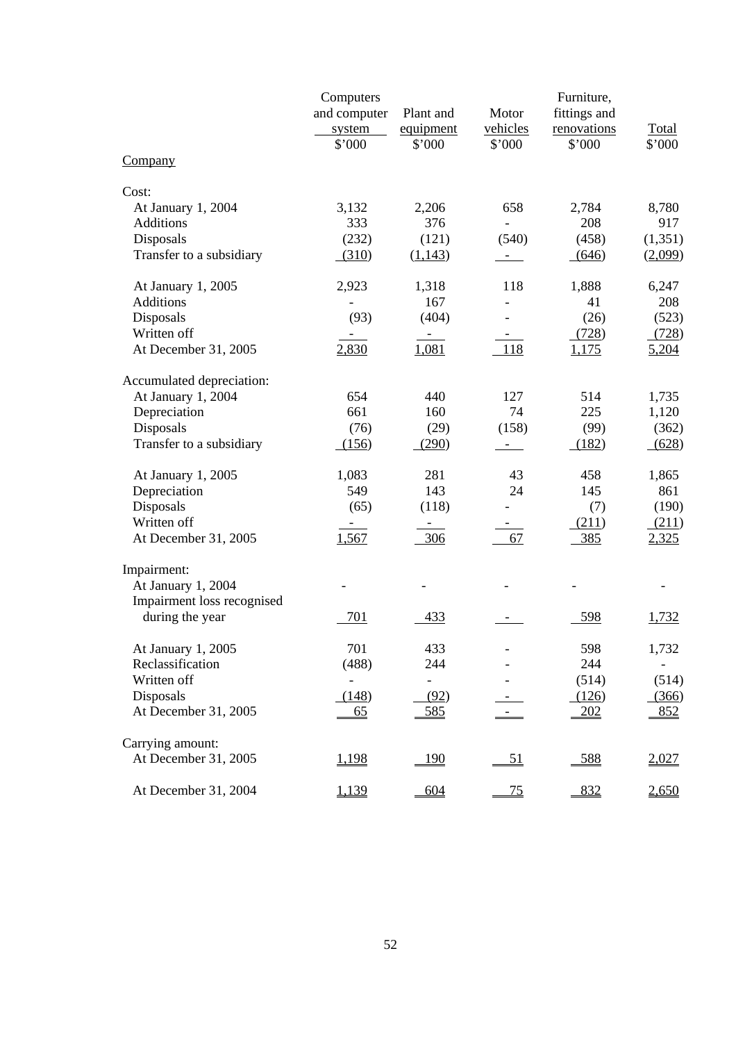| | Computers and computer system | Plant and equipment | Motor vehicles | Furniture, fittings and renovations | Total |
|---|---|---|---|---|---|
| | $'000 | $'000 | $'000 | $'000 | $'000 |
| Company | | | | | |
| Cost: | | | | | |
| At January 1, 2004 | 3,132 | 2,206 | 658 | 2,784 | 8,780 |
| Additions | 333 | 376 | - | 208 | 917 |
| Disposals | (232) | (121) | (540) | (458) | (1,351) |
| Transfer to a subsidiary | (310) | (1,143) | - | (646) | (2,099) |
| At January 1, 2005 | 2,923 | 1,318 | 118 | 1,888 | 6,247 |
| Additions | - | 167 | - | 41 | 208 |
| Disposals | (93) | (404) | - | (26) | (523) |
| Written off | - | - | - | (728) | (728) |
| At December 31, 2005 | 2,830 | 1,081 | 118 | 1,175 | 5,204 |
| Accumulated depreciation: | | | | | |
| At January 1, 2004 | 654 | 440 | 127 | 514 | 1,735 |
| Depreciation | 661 | 160 | 74 | 225 | 1,120 |
| Disposals | (76) | (29) | (158) | (99) | (362) |
| Transfer to a subsidiary | (156) | (290) | - | (182) | (628) |
| At January 1, 2005 | 1,083 | 281 | 43 | 458 | 1,865 |
| Depreciation | 549 | 143 | 24 | 145 | 861 |
| Disposals | (65) | (118) | - | (7) | (190) |
| Written off | - | - | - | (211) | (211) |
| At December 31, 2005 | 1,567 | 306 | 67 | 385 | 2,325 |
| Impairment: | | | | | |
| At January 1, 2004 | - | - | - | - | - |
| Impairment loss recognised during the year | 701 | 433 | - | 598 | 1,732 |
| At January 1, 2005 | 701 | 433 | - | 598 | 1,732 |
| Reclassification | (488) | 244 | - | 244 | - |
| Written off | - | - | - | (514) | (514) |
| Disposals | (148) | (92) | - | (126) | (366) |
| At December 31, 2005 | 65 | 585 | - | 202 | 852 |
| Carrying amount: | | | | | |
| At December 31, 2005 | 1,198 | 190 | 51 | 588 | 2,027 |
| At December 31, 2004 | 1,139 | 604 | 75 | 832 | 2,650 |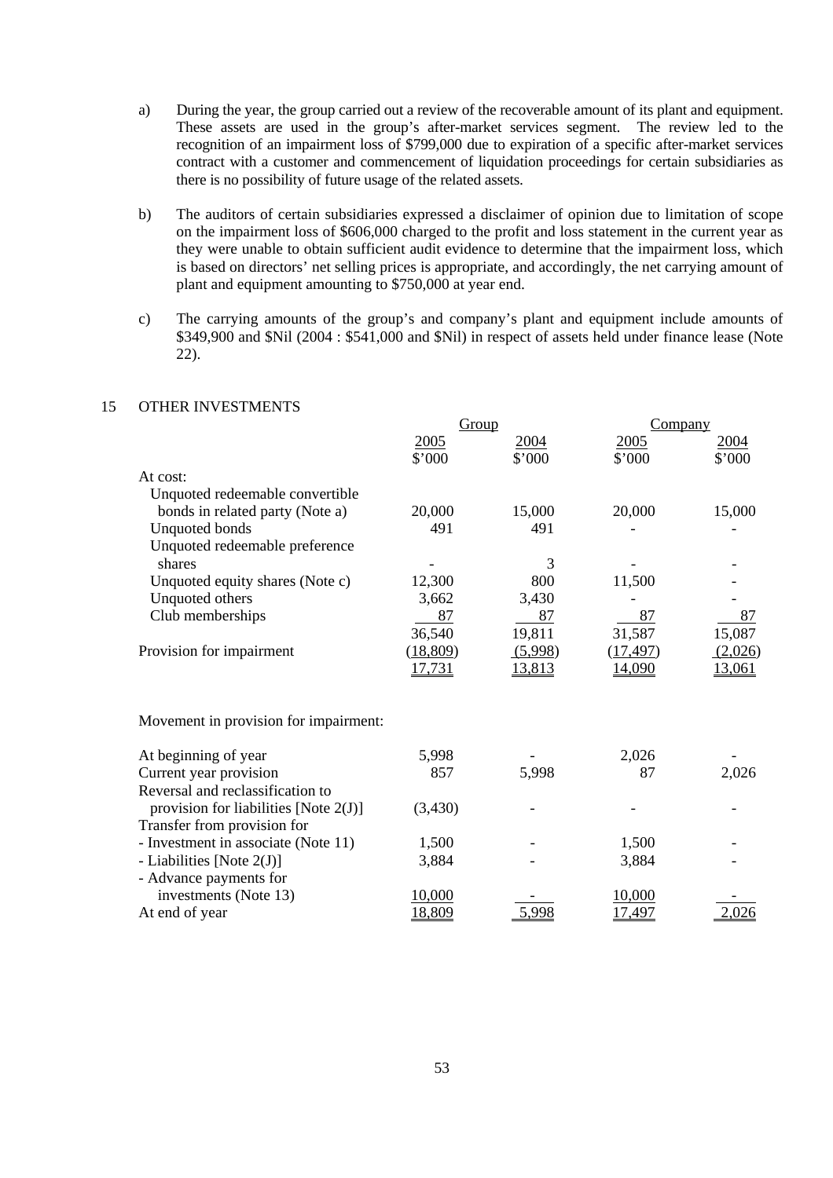a) During the year, the group carried out a review of the recoverable amount of its plant and equipment. These assets are used in the group's after-market services segment. The review led to the recognition of an impairment loss of $799,000 due to expiration of a specific after-market services contract with a customer and commencement of liquidation proceedings for certain subsidiaries as there is no possibility of future usage of the related assets.

b) The auditors of certain subsidiaries expressed a disclaimer of opinion due to limitation of scope on the impairment loss of $606,000 charged to the profit and loss statement in the current year as they were unable to obtain sufficient audit evidence to determine that the impairment loss, which is based on directors' net selling prices is appropriate, and accordingly, the net carrying amount of plant and equipment amounting to $750,000 at year end.

c) The carrying amounts of the group's and company's plant and equipment include amounts of $349,900 and $Nil (2004 : $541,000 and $Nil) in respect of assets held under finance lease (Note 22).

## 15 OTHER INVESTMENTS

| | Group | | Company | |
|---|---|---|---|---|
| | 2005 | 2004 | 2005 | 2004 |
| | $'000 | $'000 | $'000 | $'000 |
| At cost: | | | | |
| Unquoted redeemable convertible bonds in related party (Note a) | 20,000 | 15,000 | 20,000 | 15,000 |
| Unquoted bonds | 491 | 491 | - | - |
| Unquoted redeemable preference shares | - | 3 | - | - |
| Unquoted equity shares (Note c) | 12,300 | 800 | 11,500 | - |
| Unquoted others | 3,662 | 3,430 | - | - |
| Club memberships | 87 | 87 | 87 | 87 |
| | 36,540 | 19,811 | 31,587 | 15,087 |
| Provision for impairment | (18,809) | (5,998) | (17,497) | (2,026) |
| | 17,731 | 13,813 | 14,090 | 13,061 |

Movement in provision for impairment:

| | Group | | Company | |
|---|---|---|---|---|
| | 2005 | 2004 | 2005 | 2004 |
| At beginning of year | 5,998 | - | 2,026 | - |
| Current year provision | 857 | 5,998 | 87 | 2,026 |
| Reversal and reclassification to provision for liabilities [Note 2(J)] | (3,430) | - | - | - |
| Transfer from provision for | | | | |
| - Investment in associate (Note 11) | 1,500 | - | 1,500 | - |
| - Liabilities [Note 2(J)] | 3,884 | - | 3,884 | - |
| - Advance payments for investments (Note 13) | 10,000 | - | 10,000 | - |
| At end of year | 18,809 | 5,998 | 17,497 | 2,026 |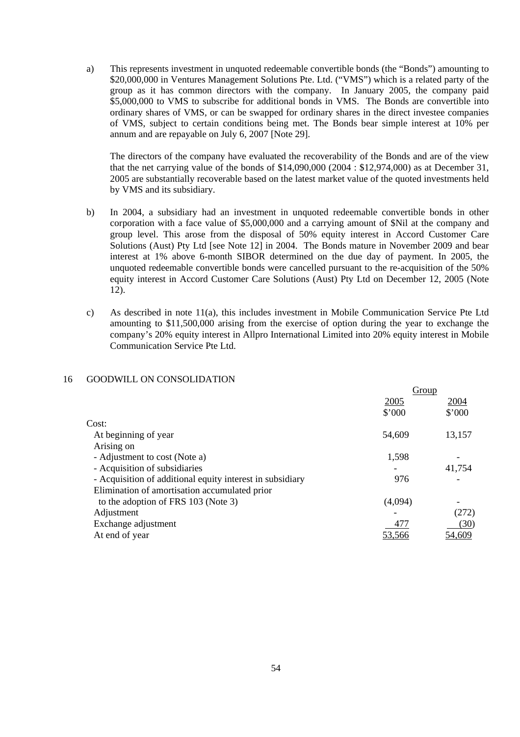a) This represents investment in unquoted redeemable convertible bonds (the "Bonds") amounting to $20,000,000 in Ventures Management Solutions Pte. Ltd. ("VMS") which is a related party of the group as it has common directors with the company. In January 2005, the company paid $5,000,000 to VMS to subscribe for additional bonds in VMS. The Bonds are convertible into ordinary shares of VMS, or can be swapped for ordinary shares in the direct investee companies of VMS, subject to certain conditions being met. The Bonds bear simple interest at 10% per annum and are repayable on July 6, 2007 [Note 29].

   The directors of the company have evaluated the recoverability of the Bonds and are of the view that the net carrying value of the bonds of $14,090,000 (2004 : $12,974,000) as at December 31, 2005 are substantially recoverable based on the latest market value of the quoted investments held by VMS and its subsidiary.

b) In 2004, a subsidiary had an investment in unquoted redeemable convertible bonds in other corporation with a face value of $5,000,000 and a carrying amount of $Nil at the company and group level. This arose from the disposal of 50% equity interest in Accord Customer Care Solutions (Aust) Pty Ltd [see Note 12] in 2004. The Bonds mature in November 2009 and bear interest at 1% above 6-month SIBOR determined on the due day of payment. In 2005, the unquoted redeemable convertible bonds were cancelled pursuant to the re-acquisition of the 50% equity interest in Accord Customer Care Solutions (Aust) Pty Ltd on December 12, 2005 (Note 12).

c) As described in note 11(a), this includes investment in Mobile Communication Service Pte Ltd amounting to $11,500,000 arising from the exercise of option during the year to exchange the company's 20% equity interest in Allpro International Limited into 20% equity interest in Mobile Communication Service Pte Ltd.

## 16 GOODWILL ON CONSOLIDATION

| | Group | |
|---|---|---|
| | 2005 | 2004 |
| | $'000 | $'000 |
| Cost: | | |
| At beginning of year | 54,609 | 13,157 |
| Arising on | | |
| - Adjustment to cost (Note a) | 1,598 | - |
| - Acquisition of subsidiaries | - | 41,754 |
| - Acquisition of additional equity interest in subsidiary | 976 | - |
| Elimination of amortisation accumulated prior to the adoption of FRS 103 (Note 3) | (4,094) | - |
| Adjustment | - | (272) |
| Exchange adjustment | 477 | (30) |
| At end of year | 53,566 | 54,609 |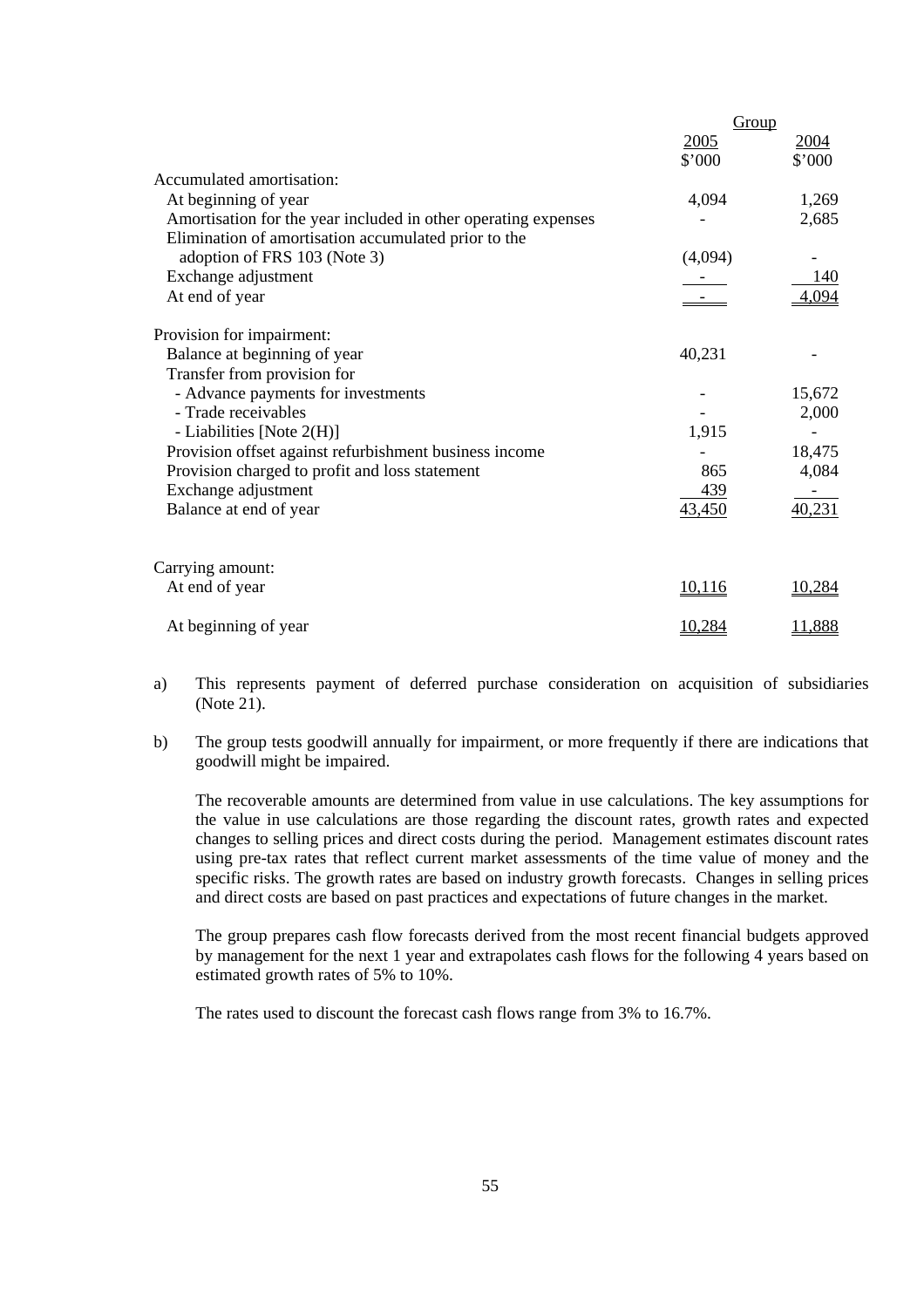| | Group | |
|---|---|---|
| | 2005 | 2004 |
| | $'000 | $'000 |
| Accumulated amortisation: | | |
| At beginning of year | 4,094 | 1,269 |
| Amortisation for the year included in other operating expenses | - | 2,685 |
| Elimination of amortisation accumulated prior to the adoption of FRS 103 (Note 3) | (4,094) | - |
| Exchange adjustment | - | 140 |
| At end of year | - | 4,094 |
| | | |
| Provision for impairment: | | |
| Balance at beginning of year | 40,231 | - |
| Transfer from provision for | | |
| - Advance payments for investments | - | 15,672 |
| - Trade receivables | - | 2,000 |
| - Liabilities [Note 2(H)] | 1,915 | - |
| Provision offset against refurbishment business income | - | 18,475 |
| Provision charged to profit and loss statement | 865 | 4,084 |
| Exchange adjustment | 439 | - |
| Balance at end of year | 43,450 | 40,231 |
| | | |
| Carrying amount: | | |
| At end of year | 10,116 | 10,284 |
| At beginning of year | 10,284 | 11,888 |

a) This represents payment of deferred purchase consideration on acquisition of subsidiaries (Note 21).

b) The group tests goodwill annually for impairment, or more frequently if there are indications that goodwill might be impaired.

The recoverable amounts are determined from value in use calculations. The key assumptions for the value in use calculations are those regarding the discount rates, growth rates and expected changes to selling prices and direct costs during the period. Management estimates discount rates using pre-tax rates that reflect current market assessments of the time value of money and the specific risks. The growth rates are based on industry growth forecasts. Changes in selling prices and direct costs are based on past practices and expectations of future changes in the market.

The group prepares cash flow forecasts derived from the most recent financial budgets approved by management for the next 1 year and extrapolates cash flows for the following 4 years based on estimated growth rates of 5% to 10%.

The rates used to discount the forecast cash flows range from 3% to 16.7%.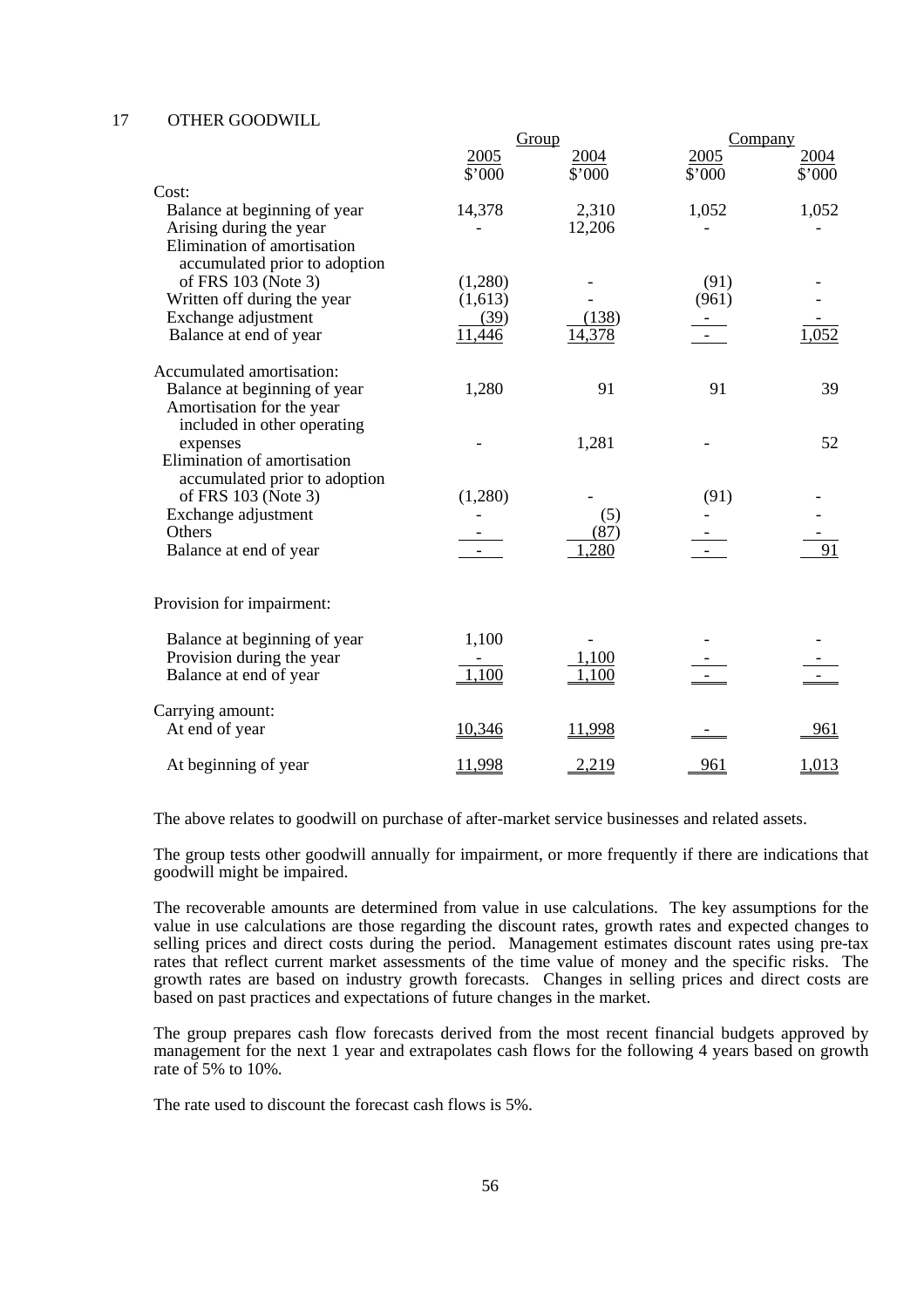## 17 OTHER GOODWILL

| | Group | | Company | |
|---|---|---|---|---|
| | 2005 | 2004 | 2005 | 2004 |
| | $'000 | $'000 | $'000 | $'000 |
| Cost: | | | | |
| Balance at beginning of year | 14,378 | 2,310 | 1,052 | 1,052 |
| Arising during the year | - | 12,206 | - | - |
| Elimination of amortisation accumulated prior to adoption of FRS 103 (Note 3) | (1,280) | - | (91) | - |
| Written off during the year | (1,613) | - | (961) | - |
| Exchange adjustment | (39) | (138) | - | - |
| Balance at end of year | 11,446 | 14,378 | - | 1,052 |
| | | | | |
| Accumulated amortisation: | | | | |
| Balance at beginning of year | 1,280 | 91 | 91 | 39 |
| Amortisation for the year included in other operating expenses | - | 1,281 | - | 52 |
| Elimination of amortisation accumulated prior to adoption of FRS 103 (Note 3) | (1,280) | - | (91) | - |
| Exchange adjustment | - | (5) | - | - |
| Others | - | (87) | - | - |
| Balance at end of year | - | 1,280 | - | 91 |
| | | | | |
| Provision for impairment: | | | | |
| Balance at beginning of year | 1,100 | - | - | - |
| Provision during the year | - | 1,100 | - | - |
| Balance at end of year | 1,100 | 1,100 | - | - |
| | | | | |
| Carrying amount: | | | | |
| At end of year | 10,346 | 11,998 | - | 961 |
| At beginning of year | 11,998 | 2,219 | 961 | 1,013 |

The above relates to goodwill on purchase of after-market service businesses and related assets.

The group tests other goodwill annually for impairment, or more frequently if there are indications that goodwill might be impaired.

The recoverable amounts are determined from value in use calculations. The key assumptions for the value in use calculations are those regarding the discount rates, growth rates and expected changes to selling prices and direct costs during the period. Management estimates discount rates using pre-tax rates that reflect current market assessments of the time value of money and the specific risks. The growth rates are based on industry growth forecasts. Changes in selling prices and direct costs are based on past practices and expectations of future changes in the market.

The group prepares cash flow forecasts derived from the most recent financial budgets approved by management for the next 1 year and extrapolates cash flows for the following 4 years based on growth rate of 5% to 10%.

The rate used to discount the forecast cash flows is 5%.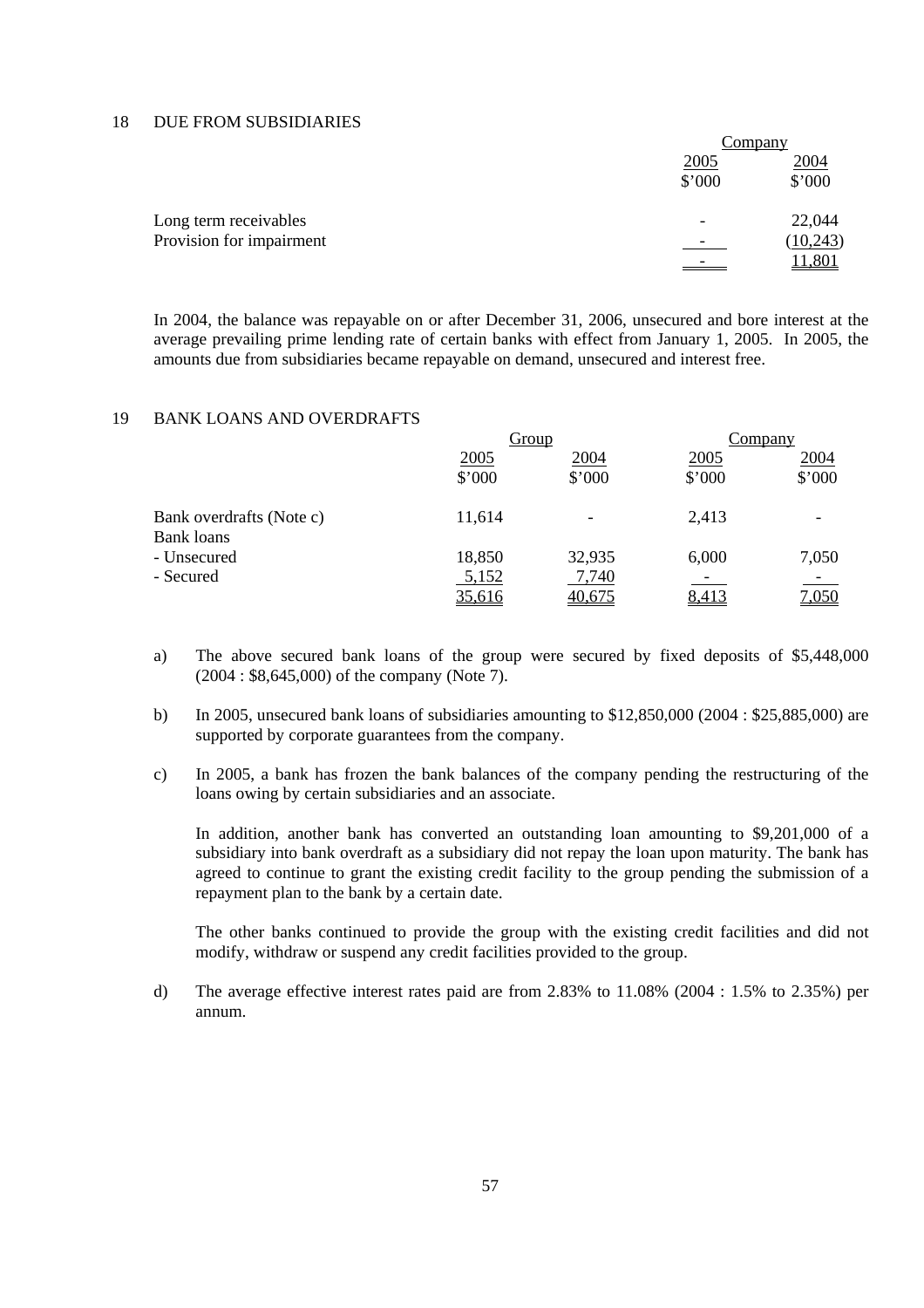## 18 DUE FROM SUBSIDIARIES

| | Company | |
|---|---|---|
| | 2005 | 2004 |
| | $'000 | $'000 |
| Long term receivables | - | 22,044 |
| Provision for impairment | - | (10,243) |
| | - | 11,801 |

In 2004, the balance was repayable on or after December 31, 2006, unsecured and bore interest at the average prevailing prime lending rate of certain banks with effect from January 1, 2005. In 2005, the amounts due from subsidiaries became repayable on demand, unsecured and interest free.

## 19 BANK LOANS AND OVERDRAFTS

| | Group | | Company | |
|---|---|---|---|---|
| | 2005 | 2004 | 2005 | 2004 |
| | $'000 | $'000 | $'000 | $'000 |
| Bank overdrafts (Note c) | 11,614 | - | 2,413 | - |
| Bank loans | | | | |
| - Unsecured | 18,850 | 32,935 | 6,000 | 7,050 |
| - Secured | 5,152 | 7,740 | - | - |
| | 35,616 | 40,675 | 8,413 | 7,050 |

a) The above secured bank loans of the group were secured by fixed deposits of $5,448,000 (2004 : $8,645,000) of the company (Note 7).

b) In 2005, unsecured bank loans of subsidiaries amounting to $12,850,000 (2004 : $25,885,000) are supported by corporate guarantees from the company.

c) In 2005, a bank has frozen the bank balances of the company pending the restructuring of the loans owing by certain subsidiaries and an associate.

   In addition, another bank has converted an outstanding loan amounting to $9,201,000 of a subsidiary into bank overdraft as a subsidiary did not repay the loan upon maturity. The bank has agreed to continue to grant the existing credit facility to the group pending the submission of a repayment plan to the bank by a certain date.

   The other banks continued to provide the group with the existing credit facilities and did not modify, withdraw or suspend any credit facilities provided to the group.

d) The average effective interest rates paid are from 2.83% to 11.08% (2004 : 1.5% to 2.35%) per annum.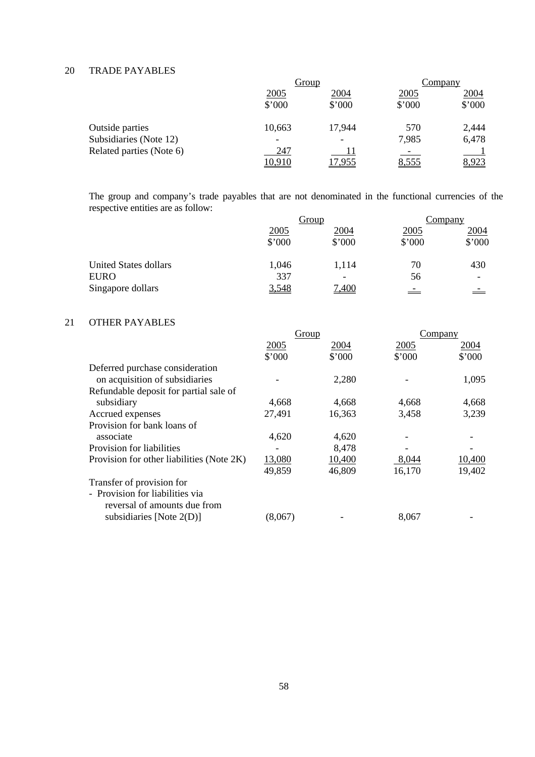## 20 TRADE PAYABLES

| | Group | | Company | |
|---|---|---|---|---|
| | 2005 | 2004 | 2005 | 2004 |
| | $'000 | $'000 | $'000 | $'000 |
| Outside parties | 10,663 | 17,944 | 570 | 2,444 |
| Subsidiaries (Note 12) | - | - | 7,985 | 6,478 |
| Related parties (Note 6) | 247 | 11 | - | 1 |
| | 10,910 | 17,955 | 8,555 | 8,923 |

The group and company's trade payables that are not denominated in the functional currencies of the respective entities are as follow:

| | Group | | Company | |
|---|---|---|---|---|
| | 2005 | 2004 | 2005 | 2004 |
| | $'000 | $'000 | $'000 | $'000 |
| United States dollars | 1,046 | 1,114 | 70 | 430 |
| EURO | 337 | - | 56 | - |
| Singapore dollars | 3,548 | 7,400 | - | - |

## 21 OTHER PAYABLES

| | Group | | Company | |
|---|---|---|---|---|
| | 2005 | 2004 | 2005 | 2004 |
| | $'000 | $'000 | $'000 | $'000 |
| Deferred purchase consideration on acquisition of subsidiaries | - | 2,280 | - | 1,095 |
| Refundable deposit for partial sale of subsidiary | 4,668 | 4,668 | 4,668 | 4,668 |
| Accrued expenses | 27,491 | 16,363 | 3,458 | 3,239 |
| Provision for bank loans of associate | 4,620 | 4,620 | - | - |
| Provision for liabilities | - | 8,478 | - | - |
| Provision for other liabilities (Note 2K) | 13,080 | 10,400 | 8,044 | 10,400 |
| | 49,859 | 46,809 | 16,170 | 19,402 |
| Transfer of provision for | | | | |
| - Provision for liabilities via reversal of amounts due from subsidiaries [Note 2(D)] | (8,067) | - | 8,067 | - |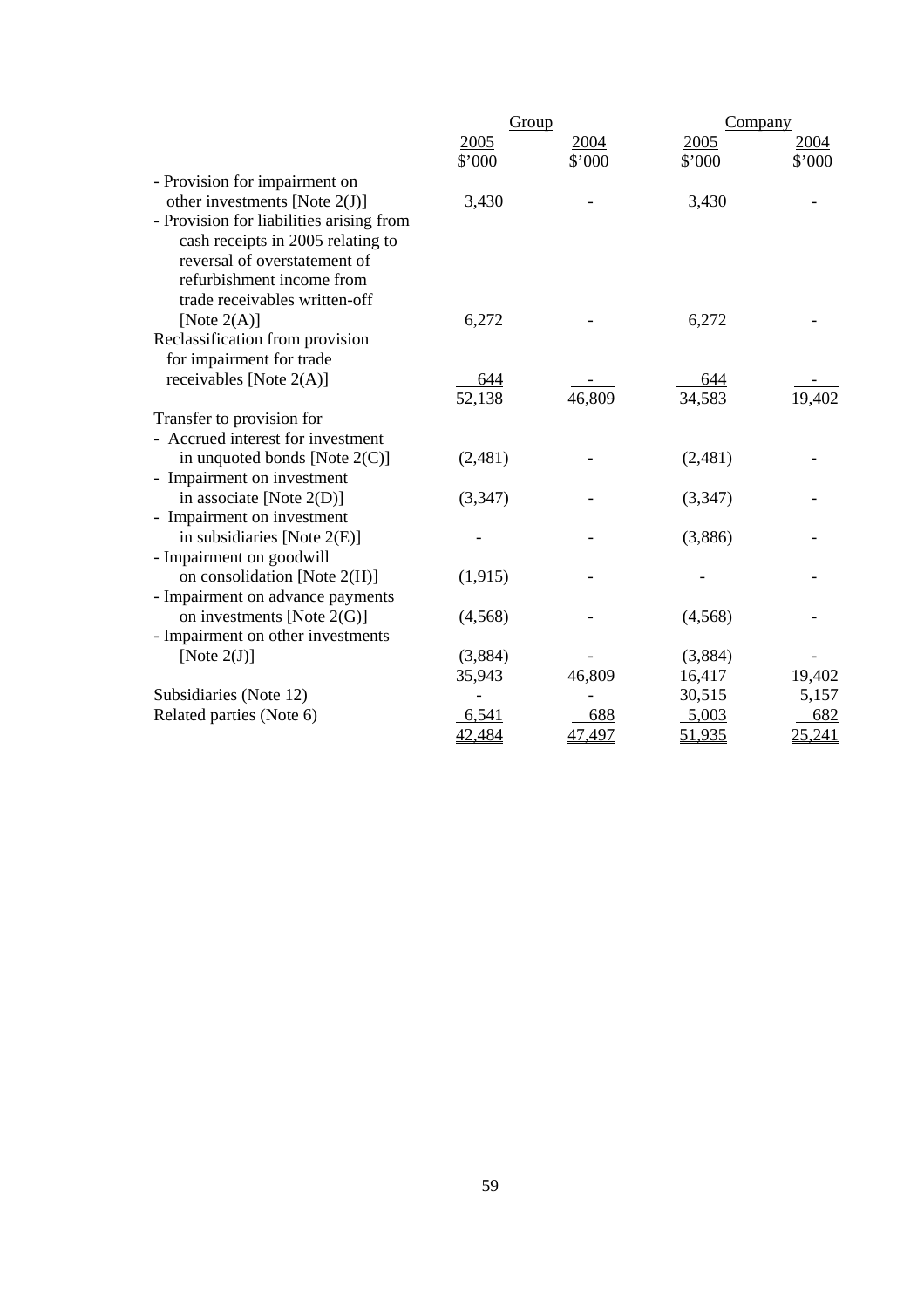| | Group | | Company | |
|---|---|---|---|---|
| | 2005 | 2004 | 2005 | 2004 |
| | $'000 | $'000 | $'000 | $'000 |
| - Provision for impairment on other investments [Note 2(J)] | 3,430 | - | 3,430 | - |
| - Provision for liabilities arising from cash receipts in 2005 relating to reversal of overstatement of refurbishment income from trade receivables written-off [Note 2(A)] | 6,272 | - | 6,272 | - |
| Reclassification from provision for impairment for trade receivables [Note 2(A)] | 644 | - | 644 | - |
| | 52,138 | 46,809 | 34,583 | 19,402 |
| Transfer to provision for | | | | |
| - Accrued interest for investment in unquoted bonds [Note 2(C)] | (2,481) | - | (2,481) | - |
| - Impairment on investment in associate [Note 2(D)] | (3,347) | - | (3,347) | - |
| - Impairment on investment in subsidiaries [Note 2(E)] | - | - | (3,886) | - |
| - Impairment on goodwill on consolidation [Note 2(H)] | (1,915) | - | - | - |
| - Impairment on advance payments on investments [Note 2(G)] | (4,568) | - | (4,568) | - |
| - Impairment on other investments [Note 2(J)] | (3,884) | - | (3,884) | - |
| | 35,943 | 46,809 | 16,417 | 19,402 |
| Subsidiaries (Note 12) | - | - | 30,515 | 5,157 |
| Related parties (Note 6) | 6,541 | 688 | 5,003 | 682 |
| | 42,484 | 47,497 | 51,935 | 25,241 |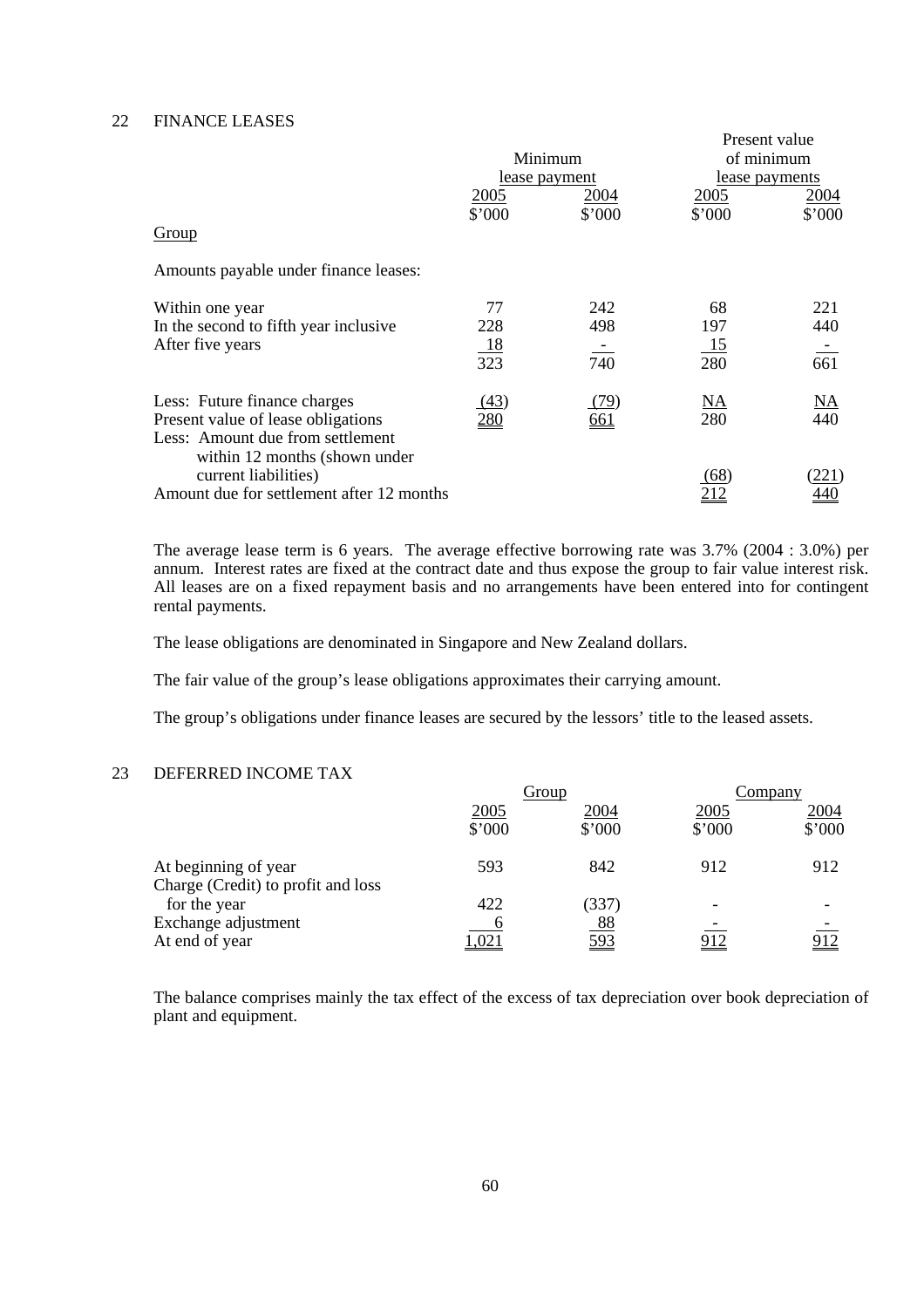## 22 FINANCE LEASES

| | Minimum lease payment | | Present value of minimum lease payments | |
|---|---|---|---|---|
| | 2005 | 2004 | 2005 | 2004 |
| | $'000 | $'000 | $'000 | $'000 |
| Group | | | | |
| Amounts payable under finance leases: | | | | |
| Within one year | 77 | 242 | 68 | 221 |
| In the second to fifth year inclusive | 228 | 498 | 197 | 440 |
| After five years | 18 | - | 15 | - |
| | 323 | 740 | 280 | 661 |
| Less: Future finance charges | (43) | (79) | NA | NA |
| Present value of lease obligations | 280 | 661 | 280 | 440 |
| Less: Amount due from settlement within 12 months (shown under current liabilities) | | | (68) | (221) |
| Amount due for settlement after 12 months | | | 212 | 440 |

The average lease term is 6 years. The average effective borrowing rate was 3.7% (2004 : 3.0%) per annum. Interest rates are fixed at the contract date and thus expose the group to fair value interest risk. All leases are on a fixed repayment basis and no arrangements have been entered into for contingent rental payments.

The lease obligations are denominated in Singapore and New Zealand dollars.

The fair value of the group's lease obligations approximates their carrying amount.

The group's obligations under finance leases are secured by the lessors' title to the leased assets.

## 23 DEFERRED INCOME TAX

| | Group | | Company | |
|---|---|---|---|---|
| | 2005 | 2004 | 2005 | 2004 |
| | $'000 | $'000 | $'000 | $'000 |
| At beginning of year | 593 | 842 | 912 | 912 |
| Charge (Credit) to profit and loss for the year | 422 | (337) | - | - |
| Exchange adjustment | 6 | 88 | - | - |
| At end of year | 1,021 | 593 | 912 | 912 |

The balance comprises mainly the tax effect of the excess of tax depreciation over book depreciation of plant and equipment.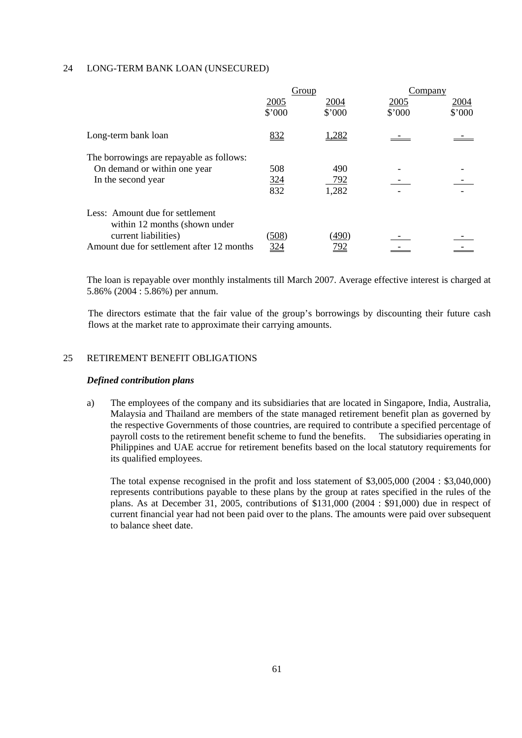## 24 LONG-TERM BANK LOAN (UNSECURED)

| | Group | | Company | |
|---|---|---|---|---|
| | 2005 | 2004 | 2005 | 2004 |
| | $'000 | $'000 | $'000 | $'000 |
| Long-term bank loan | 832 | 1,282 | - | - |
| The borrowings are repayable as follows: | | | | |
| On demand or within one year | 508 | 490 | - | - |
| In the second year | 324 | 792 | - | - |
| | 832 | 1,282 | - | - |
| Less: Amount due for settlement within 12 months (shown under current liabilities) | (508) | (490) | - | - |
| Amount due for settlement after 12 months | 324 | 792 | - | - |

The loan is repayable over monthly instalments till March 2007. Average effective interest is charged at 5.86% (2004 : 5.86%) per annum.

The directors estimate that the fair value of the group's borrowings by discounting their future cash flows at the market rate to approximate their carrying amounts.

## 25 RETIREMENT BENEFIT OBLIGATIONS

***Defined contribution plans***

a) The employees of the company and its subsidiaries that are located in Singapore, India, Australia, Malaysia and Thailand are members of the state managed retirement benefit plan as governed by the respective Governments of those countries, are required to contribute a specified percentage of payroll costs to the retirement benefit scheme to fund the benefits. The subsidiaries operating in Philippines and UAE accrue for retirement benefits based on the local statutory requirements for its qualified employees.

   The total expense recognised in the profit and loss statement of $3,005,000 (2004 : $3,040,000) represents contributions payable to these plans by the group at rates specified in the rules of the plans. As at December 31, 2005, contributions of $131,000 (2004 : $91,000) due in respect of current financial year had not been paid over to the plans. The amounts were paid over subsequent to balance sheet date.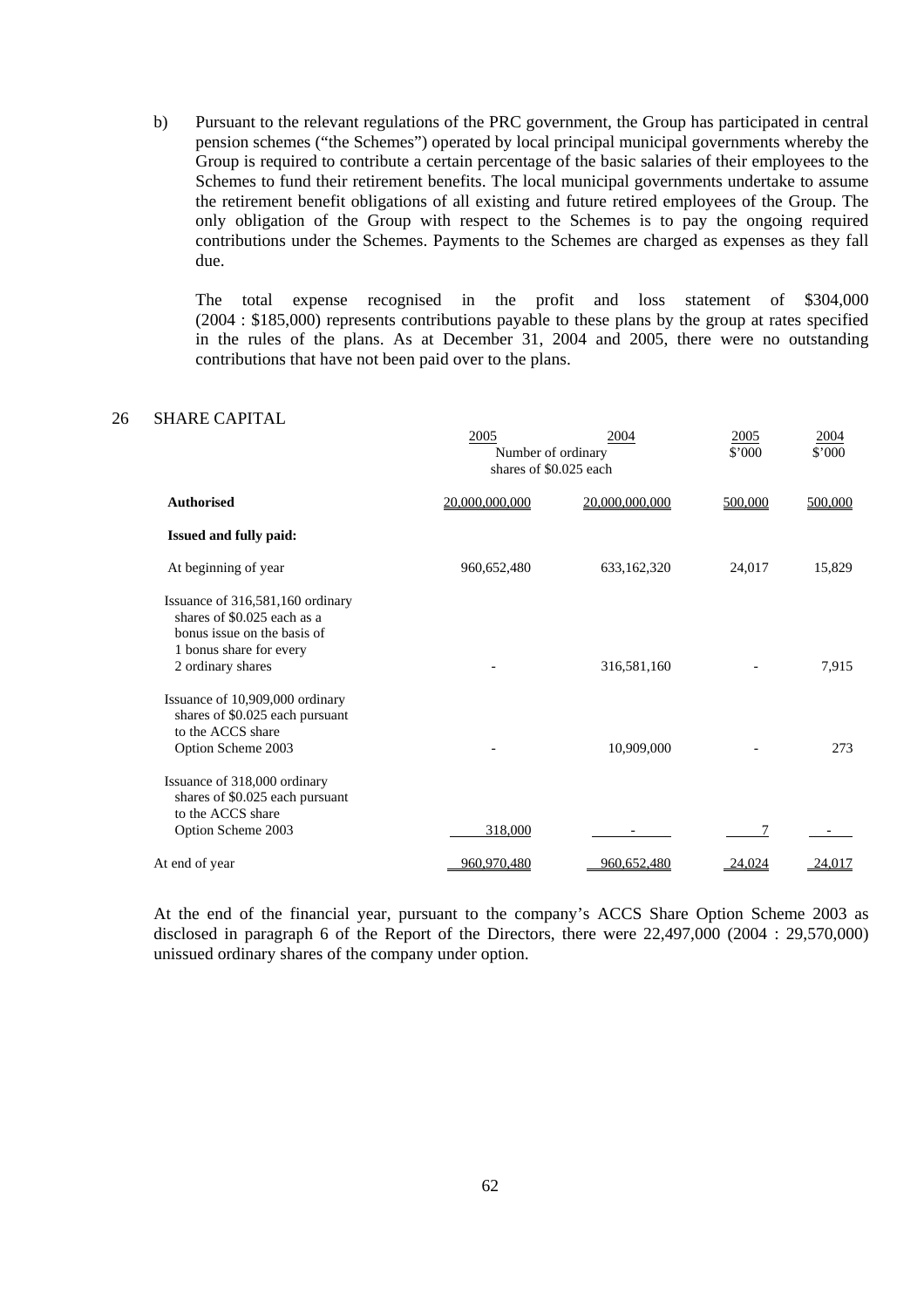b) Pursuant to the relevant regulations of the PRC government, the Group has participated in central pension schemes ("the Schemes") operated by local principal municipal governments whereby the Group is required to contribute a certain percentage of the basic salaries of their employees to the Schemes to fund their retirement benefits. The local municipal governments undertake to assume the retirement benefit obligations of all existing and future retired employees of the Group. The only obligation of the Group with respect to the Schemes is to pay the ongoing required contributions under the Schemes. Payments to the Schemes are charged as expenses as they fall due.

   The total expense recognised in the profit and loss statement of $304,000 (2004 : $185,000) represents contributions payable to these plans by the group at rates specified in the rules of the plans. As at December 31, 2004 and 2005, there were no outstanding contributions that have not been paid over to the plans.

## 26 SHARE CAPITAL

| | 2005 | 2004 | 2005 | 2004 |
|---|---|---|---|---|
| | Number of ordinary shares of $0.025 each | | $'000 | $'000 |
| **Authorised** | 20,000,000,000 | 20,000,000,000 | 500,000 | 500,000 |
| **Issued and fully paid:** | | | | |
| At beginning of year | 960,652,480 | 633,162,320 | 24,017 | 15,829 |
| Issuance of 316,581,160 ordinary shares of $0.025 each as a bonus issue on the basis of 1 bonus share for every 2 ordinary shares | - | 316,581,160 | - | 7,915 |
| Issuance of 10,909,000 ordinary shares of $0.025 each pursuant to the ACCS share Option Scheme 2003 | - | 10,909,000 | - | 273 |
| Issuance of 318,000 ordinary shares of $0.025 each pursuant to the ACCS share Option Scheme 2003 | 318,000 | - | 7 | - |
| At end of year | 960,970,480 | 960,652,480 | 24,024 | 24,017 |

At the end of the financial year, pursuant to the company's ACCS Share Option Scheme 2003 as disclosed in paragraph 6 of the Report of the Directors, there were 22,497,000 (2004 : 29,570,000) unissued ordinary shares of the company under option.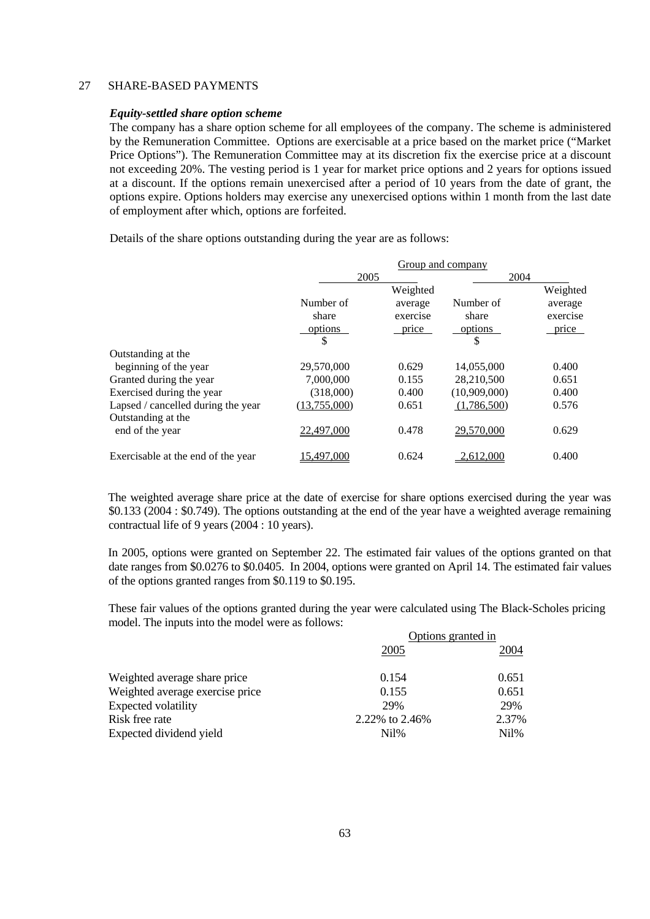## 27 SHARE-BASED PAYMENTS

***Equity-settled share option scheme***

The company has a share option scheme for all employees of the company. The scheme is administered by the Remuneration Committee. Options are exercisable at a price based on the market price ("Market Price Options"). The Remuneration Committee may at its discretion fix the exercise price at a discount not exceeding 20%. The vesting period is 1 year for market price options and 2 years for options issued at a discount. If the options remain unexercised after a period of 10 years from the date of grant, the options expire. Options holders may exercise any unexercised options within 1 month from the last date of employment after which, options are forfeited.

Details of the share options outstanding during the year are as follows:

| | Group and company | | | |
|---|---|---|---|---|
| | 2005 | | 2004 | |
| | Number of share options | Weighted average exercise price | Number of share options | Weighted average exercise price |
| | | $ | | $ |
| Outstanding at the beginning of the year | 29,570,000 | 0.629 | 14,055,000 | 0.400 |
| Granted during the year | 7,000,000 | 0.155 | 28,210,500 | 0.651 |
| Exercised during the year | (318,000) | 0.400 | (10,909,000) | 0.400 |
| Lapsed / cancelled during the year | (13,755,000) | 0.651 | (1,786,500) | 0.576 |
| Outstanding at the end of the year | 22,497,000 | 0.478 | 29,570,000 | 0.629 |
| Exercisable at the end of the year | 15,497,000 | 0.624 | 2,612,000 | 0.400 |

The weighted average share price at the date of exercise for share options exercised during the year was $0.133 (2004 : $0.749). The options outstanding at the end of the year have a weighted average remaining contractual life of 9 years (2004 : 10 years).

In 2005, options were granted on September 22. The estimated fair values of the options granted on that date ranges from $0.0276 to $0.0405. In 2004, options were granted on April 14. The estimated fair values of the options granted ranges from $0.119 to $0.195.

These fair values of the options granted during the year were calculated using The Black-Scholes pricing model. The inputs into the model were as follows:

| | Options granted in | |
|---|---|---|
| | 2005 | 2004 |
| Weighted average share price | 0.154 | 0.651 |
| Weighted average exercise price | 0.155 | 0.651 |
| Expected volatility | 29% | 29% |
| Risk free rate | 2.22% to 2.46% | 2.37% |
| Expected dividend yield | Nil% | Nil% |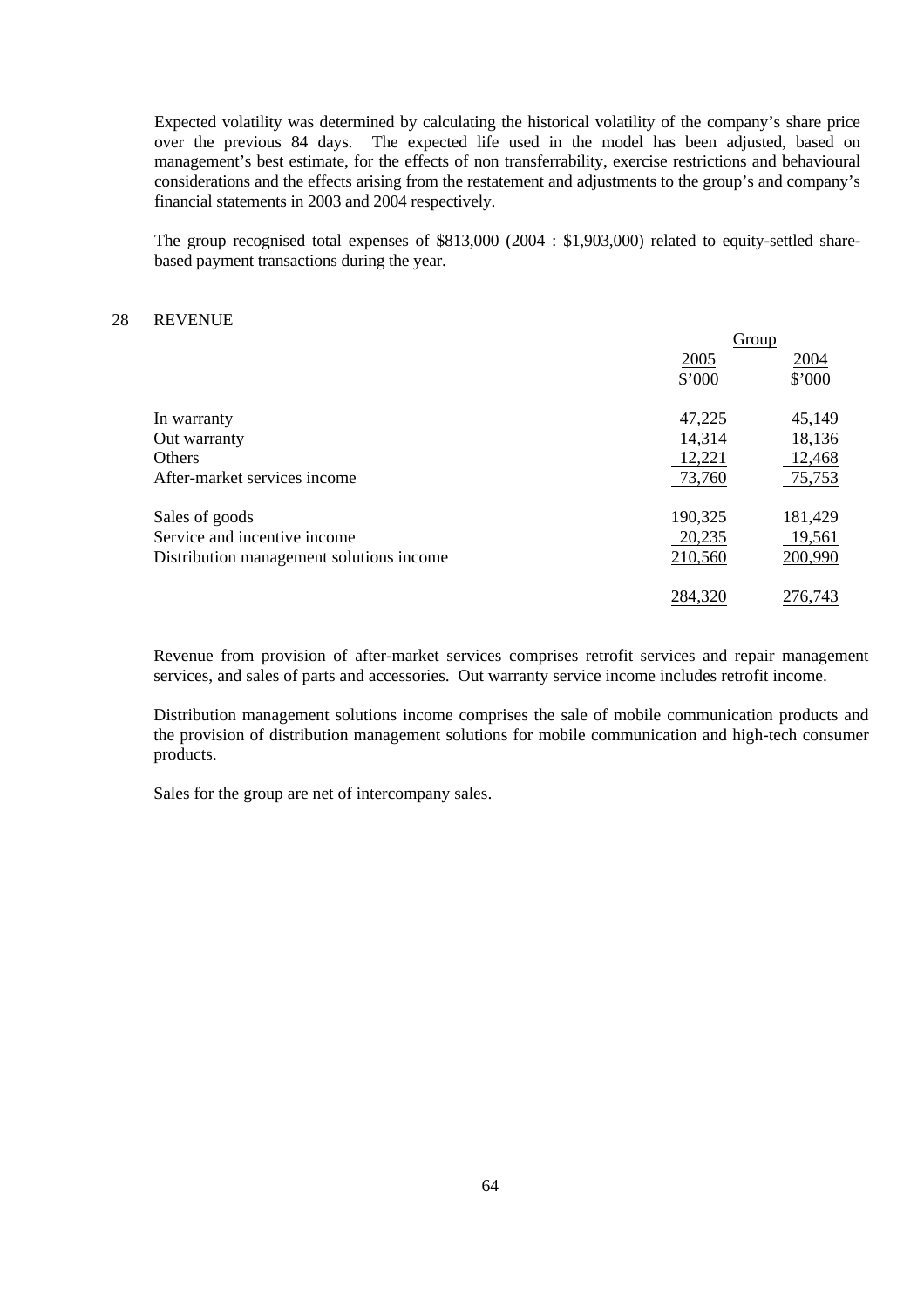Expected volatility was determined by calculating the historical volatility of the company's share price over the previous 84 days. The expected life used in the model has been adjusted, based on management's best estimate, for the effects of non transferrability, exercise restrictions and behavioural considerations and the effects arising from the restatement and adjustments to the group's and company's financial statements in 2003 and 2004 respectively.

The group recognised total expenses of $813,000 (2004 : $1,903,000) related to equity-settled share-based payment transactions during the year.

## 28 REVENUE

| | Group | |
|---|---|---|
| | 2005 | 2004 |
| | $'000 | $'000 |
| In warranty | 47,225 | 45,149 |
| Out warranty | 14,314 | 18,136 |
| Others | 12,221 | 12,468 |
| After-market services income | 73,760 | 75,753 |
| | | |
| Sales of goods | 190,325 | 181,429 |
| Service and incentive income | 20,235 | 19,561 |
| Distribution management solutions income | 210,560 | 200,990 |
| | | |
| | 284,320 | 276,743 |

Revenue from provision of after-market services comprises retrofit services and repair management services, and sales of parts and accessories. Out warranty service income includes retrofit income.

Distribution management solutions income comprises the sale of mobile communication products and the provision of distribution management solutions for mobile communication and high-tech consumer products.

Sales for the group are net of intercompany sales.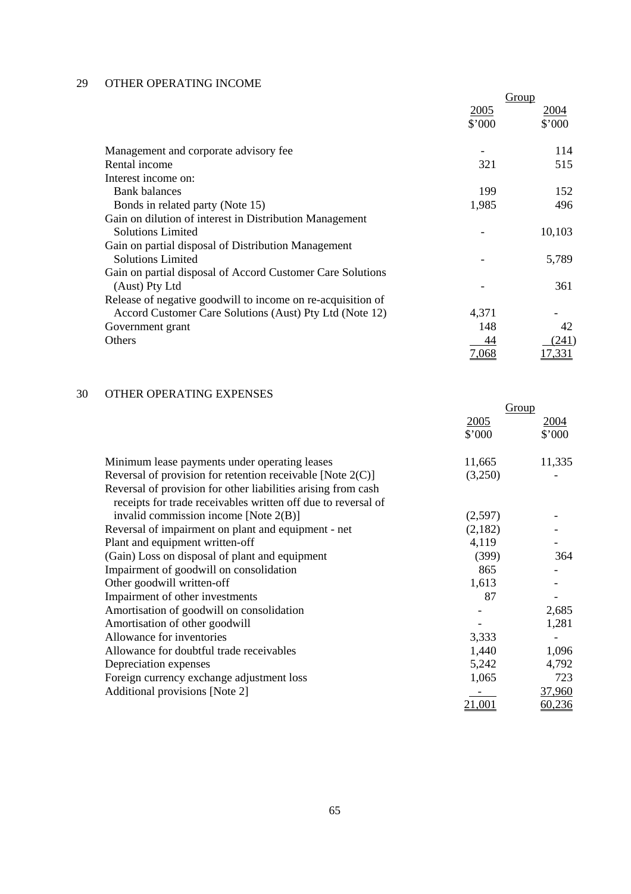## 29 OTHER OPERATING INCOME

| | Group | |
|---|---|---|
| | 2005 | 2004 |
| | $'000 | $'000 |
| Management and corporate advisory fee | - | 114 |
| Rental income | 321 | 515 |
| Interest income on: | | |
| Bank balances | 199 | 152 |
| Bonds in related party (Note 15) | 1,985 | 496 |
| Gain on dilution of interest in Distribution Management Solutions Limited | - | 10,103 |
| Gain on partial disposal of Distribution Management Solutions Limited | - | 5,789 |
| Gain on partial disposal of Accord Customer Care Solutions (Aust) Pty Ltd | - | 361 |
| Release of negative goodwill to income on re-acquisition of Accord Customer Care Solutions (Aust) Pty Ltd (Note 12) | 4,371 | - |
| Government grant | 148 | 42 |
| Others | 44 | (241) |
| | 7,068 | 17,331 |

## 30 OTHER OPERATING EXPENSES

| | Group | |
|---|---|---|
| | 2005 | 2004 |
| | $'000 | $'000 |
| Minimum lease payments under operating leases | 11,665 | 11,335 |
| Reversal of provision for retention receivable [Note 2(C)] | (3,250) | - |
| Reversal of provision for other liabilities arising from cash receipts for trade receivables written off due to reversal of invalid commission income [Note 2(B)] | (2,597) | - |
| Reversal of impairment on plant and equipment - net | (2,182) | - |
| Plant and equipment written-off | 4,119 | - |
| (Gain) Loss on disposal of plant and equipment | (399) | 364 |
| Impairment of goodwill on consolidation | 865 | - |
| Other goodwill written-off | 1,613 | - |
| Impairment of other investments | 87 | - |
| Amortisation of goodwill on consolidation | - | 2,685 |
| Amortisation of other goodwill | - | 1,281 |
| Allowance for inventories | 3,333 | - |
| Allowance for doubtful trade receivables | 1,440 | 1,096 |
| Depreciation expenses | 5,242 | 4,792 |
| Foreign currency exchange adjustment loss | 1,065 | 723 |
| Additional provisions [Note 2] | - | 37,960 |
| | 21,001 | 60,236 |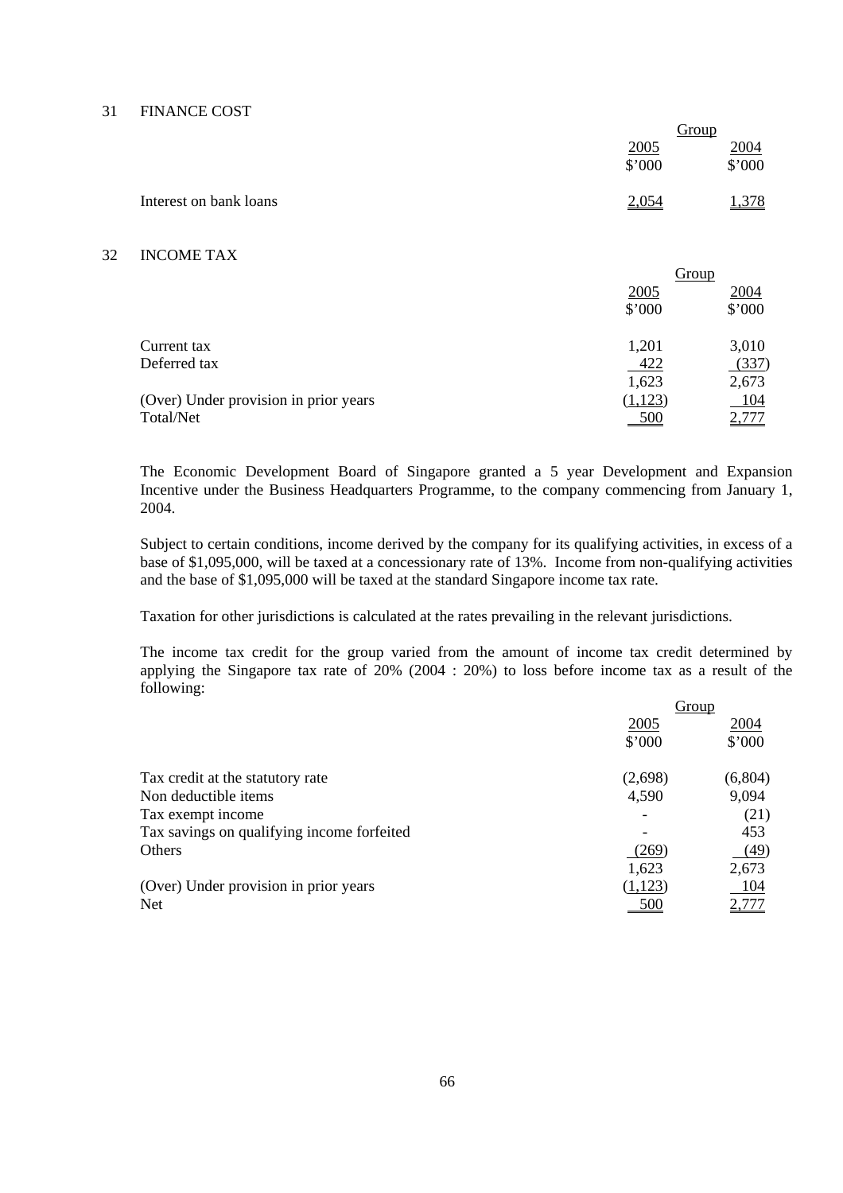## 31 FINANCE COST

| | Group | |
|---|---|---|
| | 2005 | 2004 |
| | $'000 | $'000 |
| Interest on bank loans | 2,054 | 1,378 |

## 32 INCOME TAX

| | Group | |
|---|---|---|
| | 2005 | 2004 |
| | $'000 | $'000 |
| Current tax | 1,201 | 3,010 |
| Deferred tax | 422 | (337) |
| | 1,623 | 2,673 |
| (Over) Under provision in prior years | (1,123) | 104 |
| Total/Net | 500 | 2,777 |

The Economic Development Board of Singapore granted a 5 year Development and Expansion Incentive under the Business Headquarters Programme, to the company commencing from January 1, 2004.

Subject to certain conditions, income derived by the company for its qualifying activities, in excess of a base of $1,095,000, will be taxed at a concessionary rate of 13%. Income from non-qualifying activities and the base of $1,095,000 will be taxed at the standard Singapore income tax rate.

Taxation for other jurisdictions is calculated at the rates prevailing in the relevant jurisdictions.

The income tax credit for the group varied from the amount of income tax credit determined by applying the Singapore tax rate of 20% (2004 : 20%) to loss before income tax as a result of the following:

| | Group | |
|---|---|---|
| | 2005 | 2004 |
| | $'000 | $'000 |
| Tax credit at the statutory rate | (2,698) | (6,804) |
| Non deductible items | 4,590 | 9,094 |
| Tax exempt income | - | (21) |
| Tax savings on qualifying income forfeited | - | 453 |
| Others | (269) | (49) |
| | 1,623 | 2,673 |
| (Over) Under provision in prior years | (1,123) | 104 |
| Net | 500 | 2,777 |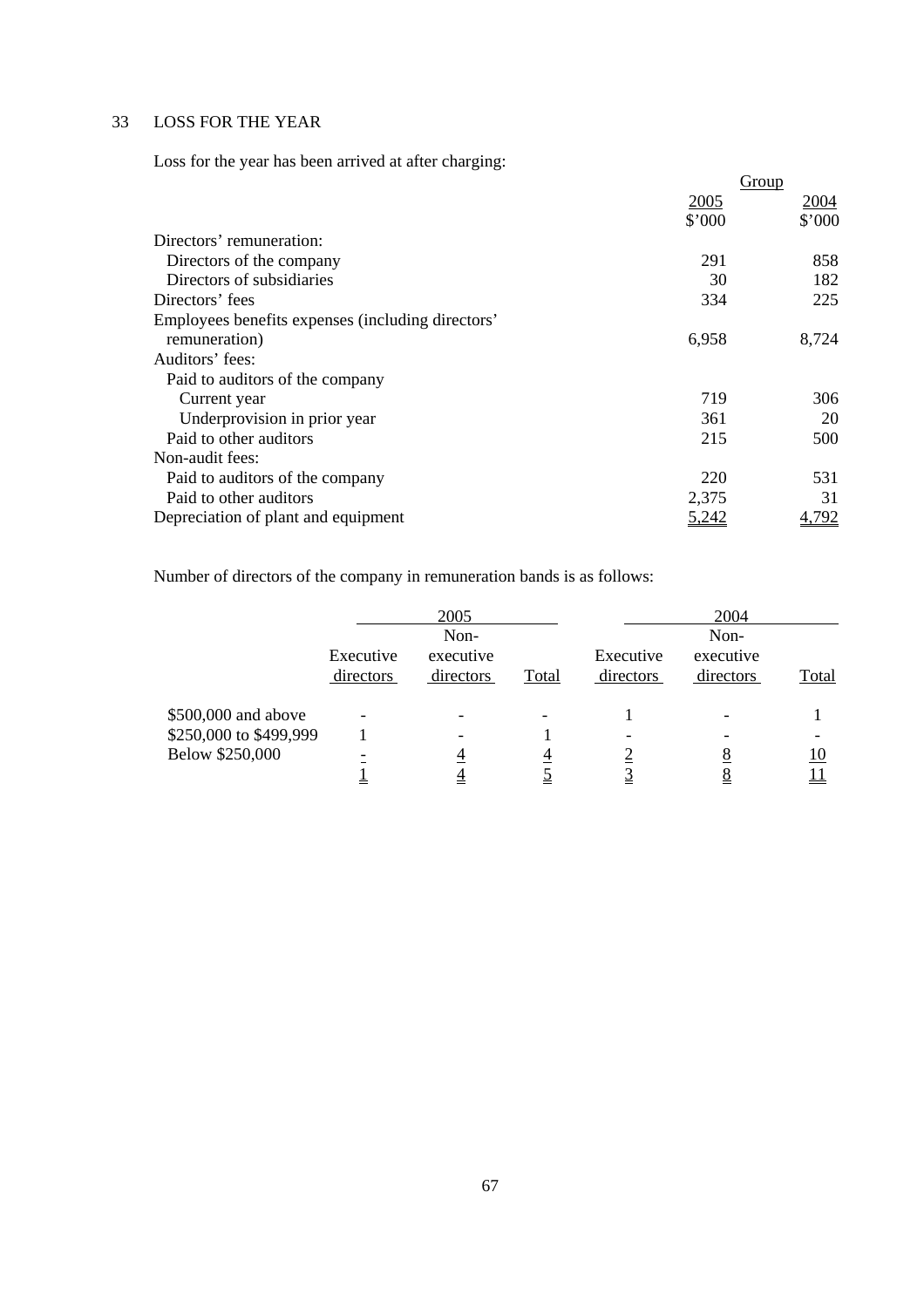## 33 LOSS FOR THE YEAR

Loss for the year has been arrived at after charging:

| | Group | |
|---|---|---|
| | 2005 | 2004 |
| | $'000 | $'000 |
| Directors' remuneration: | | |
| Directors of the company | 291 | 858 |
| Directors of subsidiaries | 30 | 182 |
| Directors' fees | 334 | 225 |
| Employees benefits expenses (including directors' remuneration) | 6,958 | 8,724 |
| Auditors' fees: | | |
| Paid to auditors of the company | | |
| Current year | 719 | 306 |
| Underprovision in prior year | 361 | 20 |
| Paid to other auditors | 215 | 500 |
| Non-audit fees: | | |
| Paid to auditors of the company | 220 | 531 |
| Paid to other auditors | 2,375 | 31 |
| Depreciation of plant and equipment | 5,242 | 4,792 |

Number of directors of the company in remuneration bands is as follows:

| | 2005 | | | 2004 | | |
|---|---|---|---|---|---|---|
| | Executive directors | Non-executive directors | Total | Executive directors | Non-executive directors | Total |
| $500,000 and above | - | - | - | 1 | - | 1 |
| $250,000 to $499,999 | 1 | - | 1 | - | - | - |
| Below $250,000 | - | 4 | 4 | 2 | 8 | 10 |
| | 1 | 4 | 5 | 3 | 8 | 11 |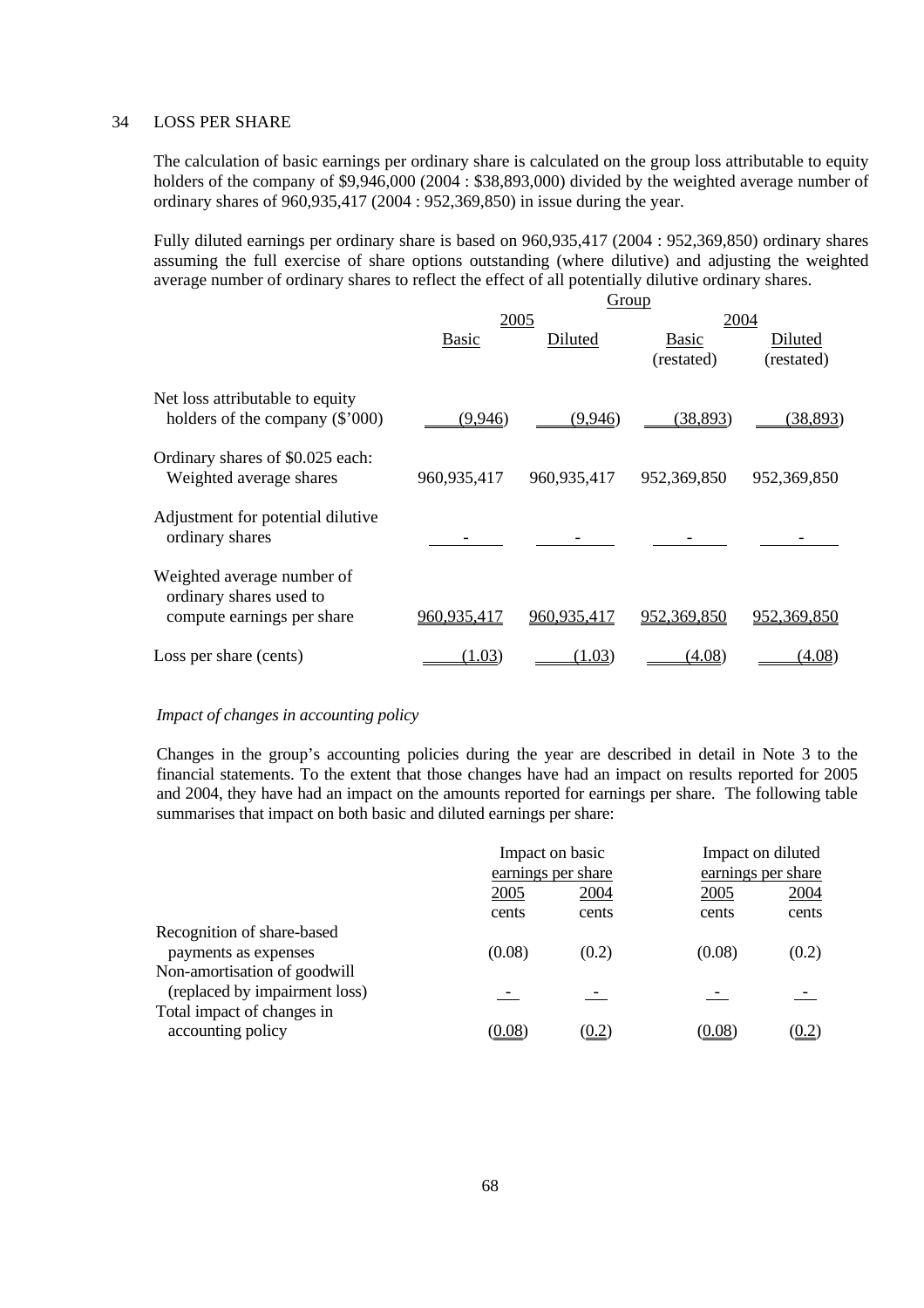## 34 LOSS PER SHARE

The calculation of basic earnings per ordinary share is calculated on the group loss attributable to equity holders of the company of $9,946,000 (2004 : $38,893,000) divided by the weighted average number of ordinary shares of 960,935,417 (2004 : 952,369,850) in issue during the year.

Fully diluted earnings per ordinary share is based on 960,935,417 (2004 : 952,369,850) ordinary shares assuming the full exercise of share options outstanding (where dilutive) and adjusting the weighted average number of ordinary shares to reflect the effect of all potentially dilutive ordinary shares.

| | Group | | | |
|---|---|---|---|---|
| | 2005 | | 2004 | |
| | Basic | Diluted | Basic (restated) | Diluted (restated) |
| Net loss attributable to equity holders of the company ($'000) | (9,946) | (9,946) | (38,893) | (38,893) |
| Ordinary shares of $0.025 each: Weighted average shares | 960,935,417 | 960,935,417 | 952,369,850 | 952,369,850 |
| Adjustment for potential dilutive ordinary shares | - | - | - | - |
| Weighted average number of ordinary shares used to compute earnings per share | 960,935,417 | 960,935,417 | 952,369,850 | 952,369,850 |
| Loss per share (cents) | (1.03) | (1.03) | (4.08) | (4.08) |

*Impact of changes in accounting policy*

Changes in the group's accounting policies during the year are described in detail in Note 3 to the financial statements. To the extent that those changes have had an impact on results reported for 2005 and 2004, they have had an impact on the amounts reported for earnings per share. The following table summarises that impact on both basic and diluted earnings per share:

| | Impact on basic earnings per share | | Impact on diluted earnings per share | |
|---|---|---|---|---|
| | 2005 | 2004 | 2005 | 2004 |
| | cents | cents | cents | cents |
| Recognition of share-based payments as expenses | (0.08) | (0.2) | (0.08) | (0.2) |
| Non-amortisation of goodwill (replaced by impairment loss) | - | - | - | - |
| Total impact of changes in accounting policy | (0.08) | (0.2) | (0.08) | (0.2) |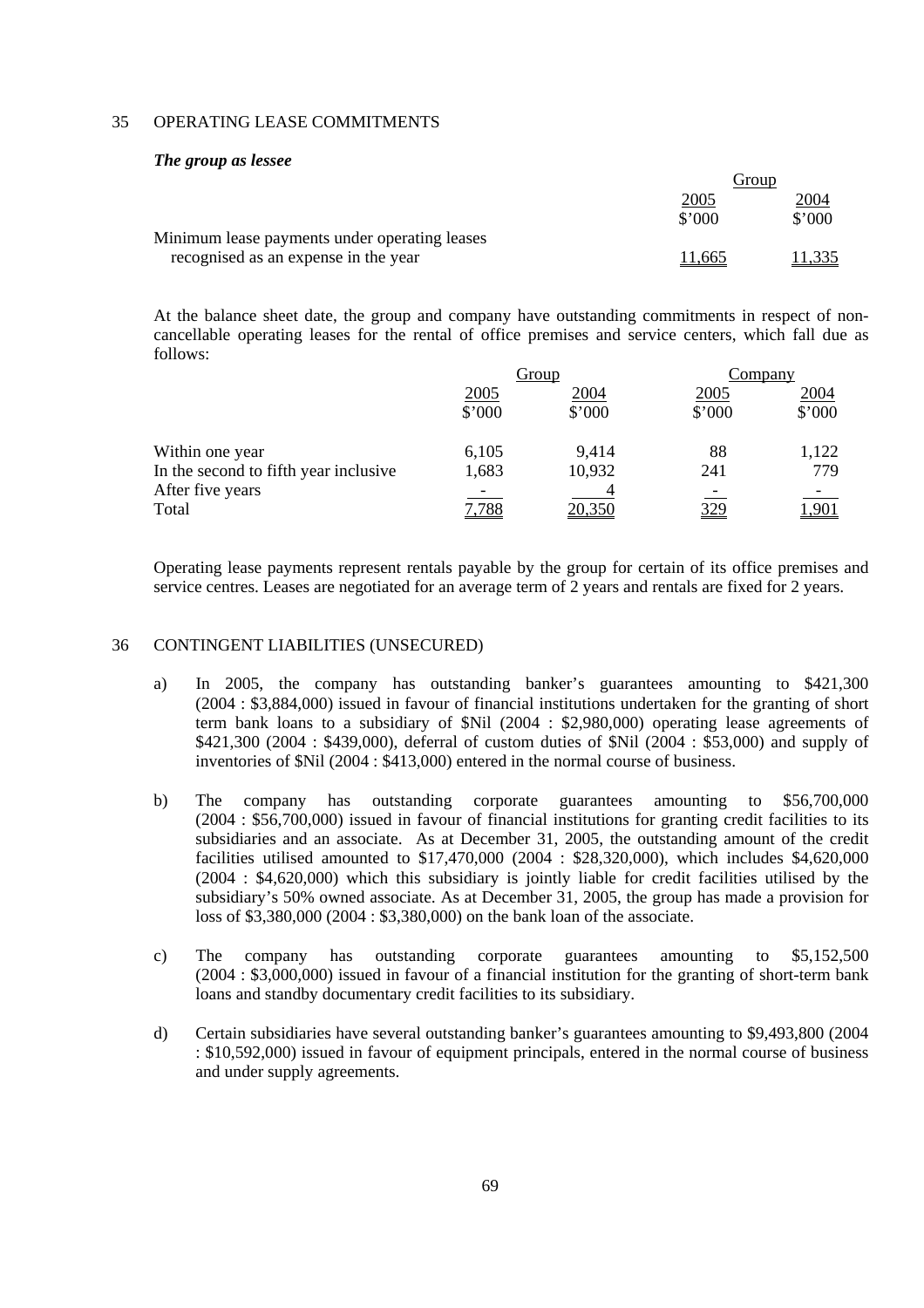## 35 OPERATING LEASE COMMITMENTS

***The group as lessee***

| | Group | |
|---|---|---|
| | 2005 | 2004 |
| | $'000 | $'000 |
| Minimum lease payments under operating leases recognised as an expense in the year | 11,665 | 11,335 |

At the balance sheet date, the group and company have outstanding commitments in respect of non-cancellable operating leases for the rental of office premises and service centers, which fall due as follows:

| | Group | | Company | |
|---|---|---|---|---|
| | 2005 | 2004 | 2005 | 2004 |
| | $'000 | $'000 | $'000 | $'000 |
| Within one year | 6,105 | 9,414 | 88 | 1,122 |
| In the second to fifth year inclusive | 1,683 | 10,932 | 241 | 779 |
| After five years | - | 4 | - | - |
| Total | 7,788 | 20,350 | 329 | 1,901 |

Operating lease payments represent rentals payable by the group for certain of its office premises and service centres. Leases are negotiated for an average term of 2 years and rentals are fixed for 2 years.

## 36 CONTINGENT LIABILITIES (UNSECURED)

a) In 2005, the company has outstanding banker's guarantees amounting to $421,300 (2004 : $3,884,000) issued in favour of financial institutions undertaken for the granting of short term bank loans to a subsidiary of $Nil (2004 : $2,980,000) operating lease agreements of $421,300 (2004 : $439,000), deferral of custom duties of $Nil (2004 : $53,000) and supply of inventories of $Nil (2004 : $413,000) entered in the normal course of business.

b) The company has outstanding corporate guarantees amounting to $56,700,000 (2004 : $56,700,000) issued in favour of financial institutions for granting credit facilities to its subsidiaries and an associate. As at December 31, 2005, the outstanding amount of the credit facilities utilised amounted to $17,470,000 (2004 : $28,320,000), which includes $4,620,000 (2004 : $4,620,000) which this subsidiary is jointly liable for credit facilities utilised by the subsidiary's 50% owned associate. As at December 31, 2005, the group has made a provision for loss of $3,380,000 (2004 : $3,380,000) on the bank loan of the associate.

c) The company has outstanding corporate guarantees amounting to $5,152,500 (2004 : $3,000,000) issued in favour of a financial institution for the granting of short-term bank loans and standby documentary credit facilities to its subsidiary.

d) Certain subsidiaries have several outstanding banker's guarantees amounting to $9,493,800 (2004 : $10,592,000) issued in favour of equipment principals, entered in the normal course of business and under supply agreements.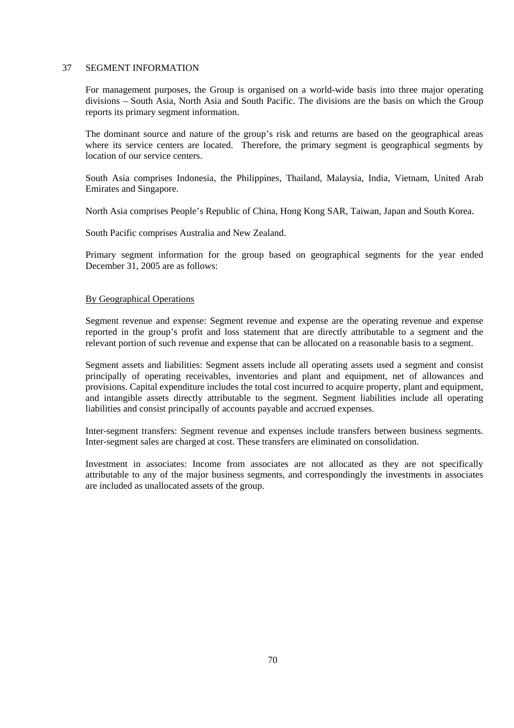## 37 SEGMENT INFORMATION

For management purposes, the Group is organised on a world-wide basis into three major operating divisions – South Asia, North Asia and South Pacific. The divisions are the basis on which the Group reports its primary segment information.

The dominant source and nature of the group's risk and returns are based on the geographical areas where its service centers are located. Therefore, the primary segment is geographical segments by location of our service centers.

South Asia comprises Indonesia, the Philippines, Thailand, Malaysia, India, Vietnam, United Arab Emirates and Singapore.

North Asia comprises People's Republic of China, Hong Kong SAR, Taiwan, Japan and South Korea.

South Pacific comprises Australia and New Zealand.

Primary segment information for the group based on geographical segments for the year ended December 31, 2005 are as follows:

### By Geographical Operations

Segment revenue and expense: Segment revenue and expense are the operating revenue and expense reported in the group's profit and loss statement that are directly attributable to a segment and the relevant portion of such revenue and expense that can be allocated on a reasonable basis to a segment.

Segment assets and liabilities: Segment assets include all operating assets used a segment and consist principally of operating receivables, inventories and plant and equipment, net of allowances and provisions. Capital expenditure includes the total cost incurred to acquire property, plant and equipment, and intangible assets directly attributable to the segment. Segment liabilities include all operating liabilities and consist principally of accounts payable and accrued expenses.

Inter-segment transfers: Segment revenue and expenses include transfers between business segments. Inter-segment sales are charged at cost. These transfers are eliminated on consolidation.

Investment in associates: Income from associates are not allocated as they are not specifically attributable to any of the major business segments, and correspondingly the investments in associates are included as unallocated assets of the group.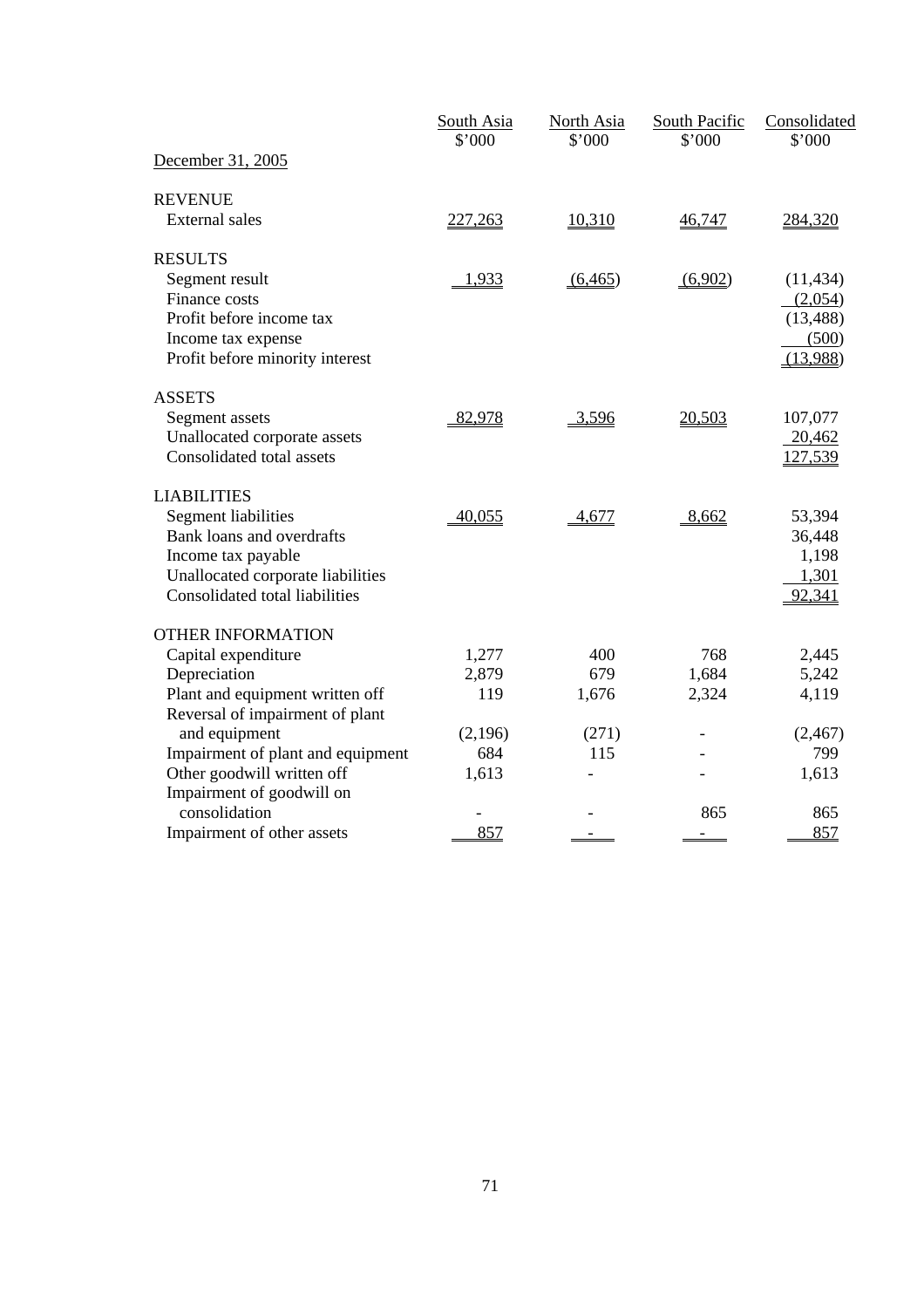| December 31, 2005 | South Asia<br>$'000 | North Asia<br>$'000 | South Pacific<br>$'000 | Consolidated<br>$'000 |
|---|---|---|---|---|
| **REVENUE** | | | | |
| External sales | 227,263 | 10,310 | 46,747 | 284,320 |
| **RESULTS** | | | | |
| Segment result | 1,933 | (6,465) | (6,902) | (11,434) |
| Finance costs | | | | (2,054) |
| Profit before income tax | | | | (13,488) |
| Income tax expense | | | | (500) |
| Profit before minority interest | | | | (13,988) |
| **ASSETS** | | | | |
| Segment assets | 82,978 | 3,596 | 20,503 | 107,077 |
| Unallocated corporate assets | | | | 20,462 |
| Consolidated total assets | | | | 127,539 |
| **LIABILITIES** | | | | |
| Segment liabilities | 40,055 | 4,677 | 8,662 | 53,394 |
| Bank loans and overdrafts | | | | 36,448 |
| Income tax payable | | | | 1,198 |
| Unallocated corporate liabilities | | | | 1,301 |
| Consolidated total liabilities | | | | 92,341 |
| **OTHER INFORMATION** | | | | |
| Capital expenditure | 1,277 | 400 | 768 | 2,445 |
| Depreciation | 2,879 | 679 | 1,684 | 5,242 |
| Plant and equipment written off | 119 | 1,676 | 2,324 | 4,119 |
| Reversal of impairment of plant and equipment | (2,196) | (271) | - | (2,467) |
| Impairment of plant and equipment | 684 | 115 | - | 799 |
| Other goodwill written off | 1,613 | - | - | 1,613 |
| Impairment of goodwill on consolidation | - | - | 865 | 865 |
| Impairment of other assets | 857 | - | - | 857 |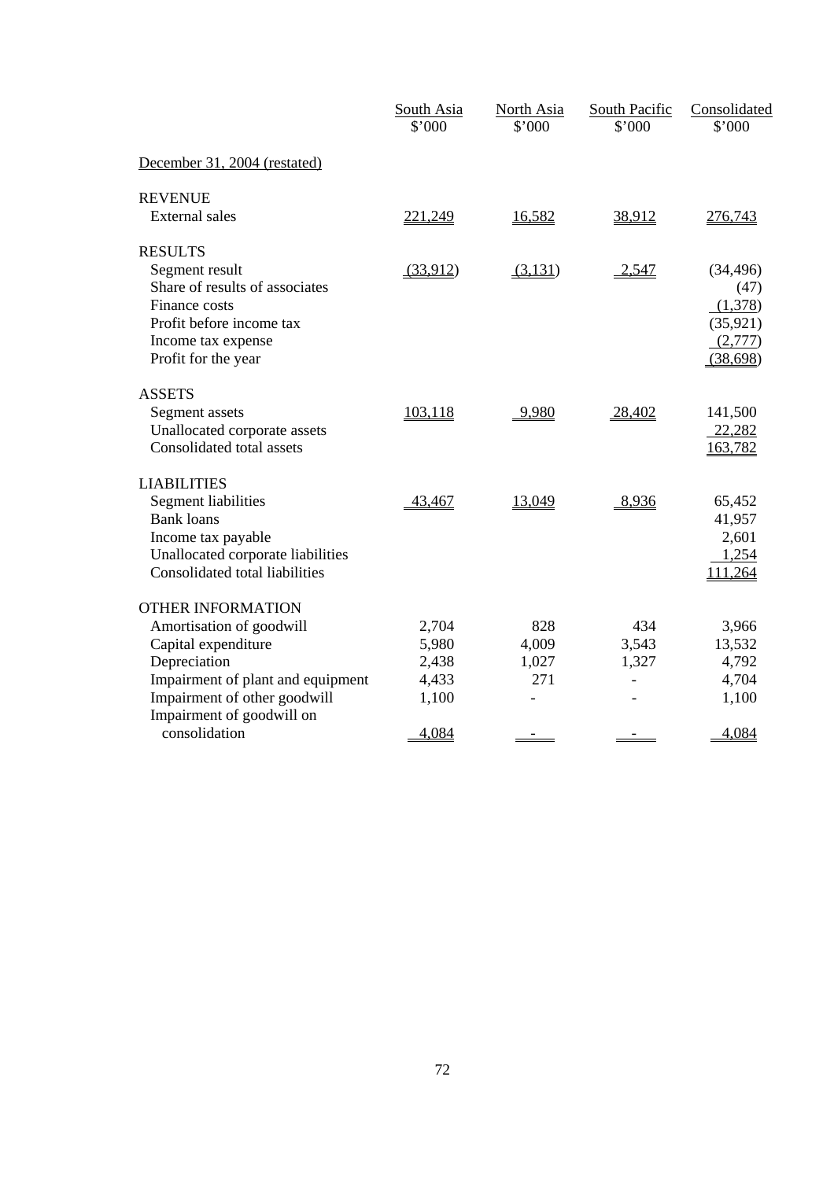| | South Asia<br>$'000 | North Asia<br>$'000 | South Pacific<br>$'000 | Consolidated<br>$'000 |
|---|---|---|---|---|
| December 31, 2004 (restated) | | | | |
| **REVENUE** | | | | |
| External sales | 221,249 | 16,582 | 38,912 | 276,743 |
| **RESULTS** | | | | |
| Segment result | (33,912) | (3,131) | 2,547 | (34,496) |
| Share of results of associates | | | | (47) |
| Finance costs | | | | (1,378) |
| Profit before income tax | | | | (35,921) |
| Income tax expense | | | | (2,777) |
| Profit for the year | | | | (38,698) |
| **ASSETS** | | | | |
| Segment assets | 103,118 | 9,980 | 28,402 | 141,500 |
| Unallocated corporate assets | | | | 22,282 |
| Consolidated total assets | | | | 163,782 |
| **LIABILITIES** | | | | |
| Segment liabilities | 43,467 | 13,049 | 8,936 | 65,452 |
| Bank loans | | | | 41,957 |
| Income tax payable | | | | 2,601 |
| Unallocated corporate liabilities | | | | 1,254 |
| Consolidated total liabilities | | | | 111,264 |
| **OTHER INFORMATION** | | | | |
| Amortisation of goodwill | 2,704 | 828 | 434 | 3,966 |
| Capital expenditure | 5,980 | 4,009 | 3,543 | 13,532 |
| Depreciation | 2,438 | 1,027 | 1,327 | 4,792 |
| Impairment of plant and equipment | 4,433 | 271 | - | 4,704 |
| Impairment of other goodwill | 1,100 | - | - | 1,100 |
| Impairment of goodwill on consolidation | 4,084 | - | - | 4,084 |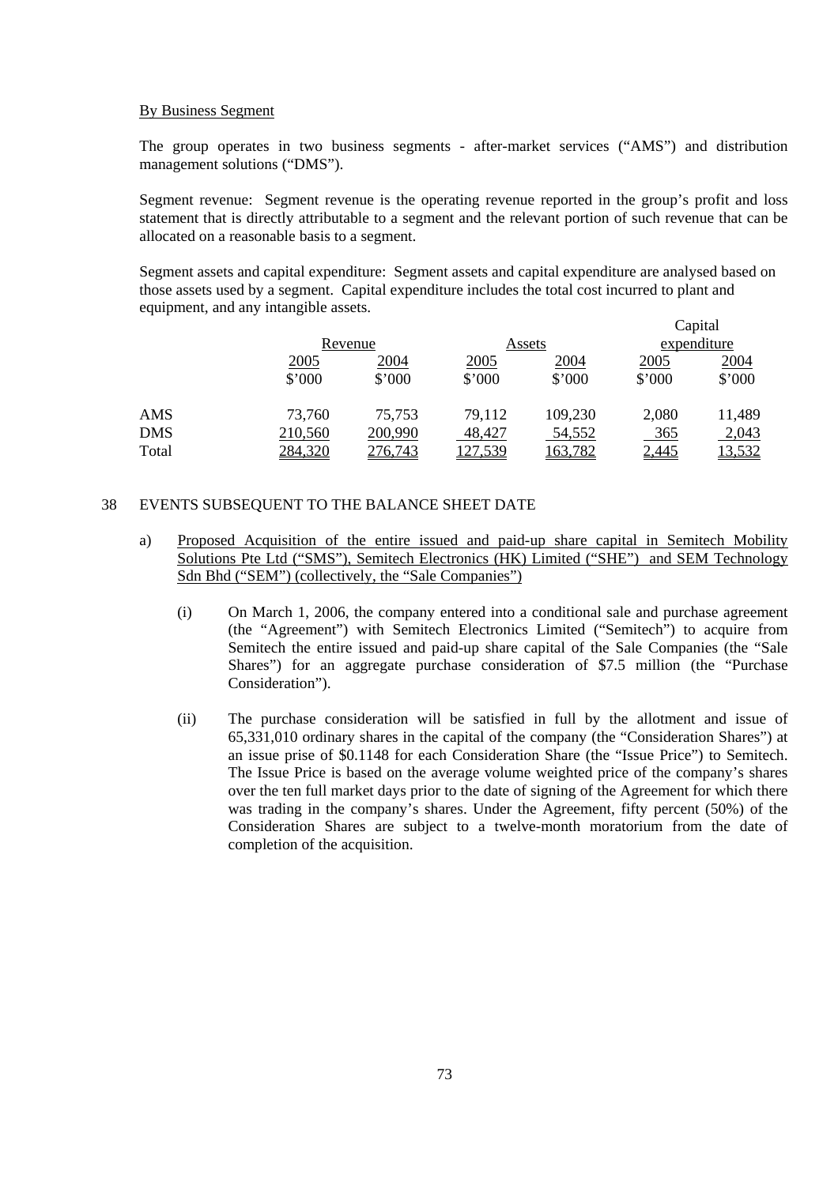By Business Segment

The group operates in two business segments - after-market services ("AMS") and distribution management solutions ("DMS").

Segment revenue: Segment revenue is the operating revenue reported in the group's profit and loss statement that is directly attributable to a segment and the relevant portion of such revenue that can be allocated on a reasonable basis to a segment.

Segment assets and capital expenditure: Segment assets and capital expenditure are analysed based on those assets used by a segment. Capital expenditure includes the total cost incurred to plant and equipment, and any intangible assets.

| | Revenue | | Assets | | Capital expenditure | |
|---|---|---|---|---|---|---|
| | 2005 | 2004 | 2005 | 2004 | 2005 | 2004 |
| | $'000 | $'000 | $'000 | $'000 | $'000 | $'000 |
| AMS | 73,760 | 75,753 | 79,112 | 109,230 | 2,080 | 11,489 |
| DMS | 210,560 | 200,990 | 48,427 | 54,552 | 365 | 2,043 |
| Total | 284,320 | 276,743 | 127,539 | 163,782 | 2,445 | 13,532 |

## 38 EVENTS SUBSEQUENT TO THE BALANCE SHEET DATE

a) Proposed Acquisition of the entire issued and paid-up share capital in Semitech Mobility Solutions Pte Ltd ("SMS"), Semitech Electronics (HK) Limited ("SHE") and SEM Technology Sdn Bhd ("SEM") (collectively, the "Sale Companies")

(i) On March 1, 2006, the company entered into a conditional sale and purchase agreement (the "Agreement") with Semitech Electronics Limited ("Semitech") to acquire from Semitech the entire issued and paid-up share capital of the Sale Companies (the "Sale Shares") for an aggregate purchase consideration of $7.5 million (the "Purchase Consideration").

(ii) The purchase consideration will be satisfied in full by the allotment and issue of 65,331,010 ordinary shares in the capital of the company (the "Consideration Shares") at an issue prise of $0.1148 for each Consideration Share (the "Issue Price") to Semitech. The Issue Price is based on the average volume weighted price of the company's shares over the ten full market days prior to the date of signing of the Agreement for which there was trading in the company's shares. Under the Agreement, fifty percent (50%) of the Consideration Shares are subject to a twelve-month moratorium from the date of completion of the acquisition.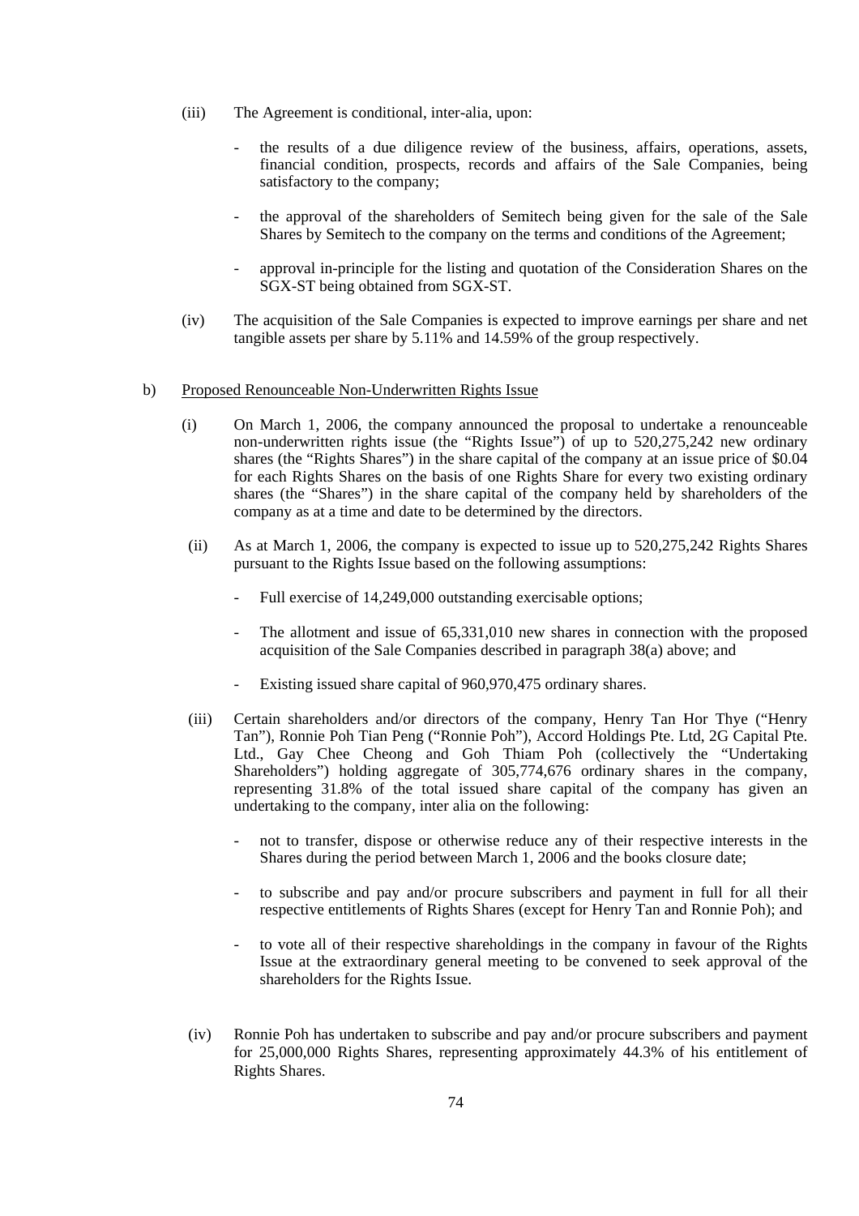(iii) The Agreement is conditional, inter-alia, upon:

- the results of a due diligence review of the business, affairs, operations, assets, financial condition, prospects, records and affairs of the Sale Companies, being satisfactory to the company;

- the approval of the shareholders of Semitech being given for the sale of the Sale Shares by Semitech to the company on the terms and conditions of the Agreement;

- approval in-principle for the listing and quotation of the Consideration Shares on the SGX-ST being obtained from SGX-ST.

(iv) The acquisition of the Sale Companies is expected to improve earnings per share and net tangible assets per share by 5.11% and 14.59% of the group respectively.

b) Proposed Renounceable Non-Underwritten Rights Issue

(i) On March 1, 2006, the company announced the proposal to undertake a renounceable non-underwritten rights issue (the "Rights Issue") of up to 520,275,242 new ordinary shares (the "Rights Shares") in the share capital of the company at an issue price of $0.04 for each Rights Shares on the basis of one Rights Share for every two existing ordinary shares (the "Shares") in the share capital of the company held by shareholders of the company as at a time and date to be determined by the directors.

(ii) As at March 1, 2006, the company is expected to issue up to 520,275,242 Rights Shares pursuant to the Rights Issue based on the following assumptions:

- Full exercise of 14,249,000 outstanding exercisable options;

- The allotment and issue of 65,331,010 new shares in connection with the proposed acquisition of the Sale Companies described in paragraph 38(a) above; and

- Existing issued share capital of 960,970,475 ordinary shares.

(iii) Certain shareholders and/or directors of the company, Henry Tan Hor Thye ("Henry Tan"), Ronnie Poh Tian Peng ("Ronnie Poh"), Accord Holdings Pte. Ltd, 2G Capital Pte. Ltd., Gay Chee Cheong and Goh Thiam Poh (collectively the "Undertaking Shareholders") holding aggregate of 305,774,676 ordinary shares in the company, representing 31.8% of the total issued share capital of the company has given an undertaking to the company, inter alia on the following:

- not to transfer, dispose or otherwise reduce any of their respective interests in the Shares during the period between March 1, 2006 and the books closure date;

- to subscribe and pay and/or procure subscribers and payment in full for all their respective entitlements of Rights Shares (except for Henry Tan and Ronnie Poh); and

- to vote all of their respective shareholdings in the company in favour of the Rights Issue at the extraordinary general meeting to be convened to seek approval of the shareholders for the Rights Issue.

(iv) Ronnie Poh has undertaken to subscribe and pay and/or procure subscribers and payment for 25,000,000 Rights Shares, representing approximately 44.3% of his entitlement of Rights Shares.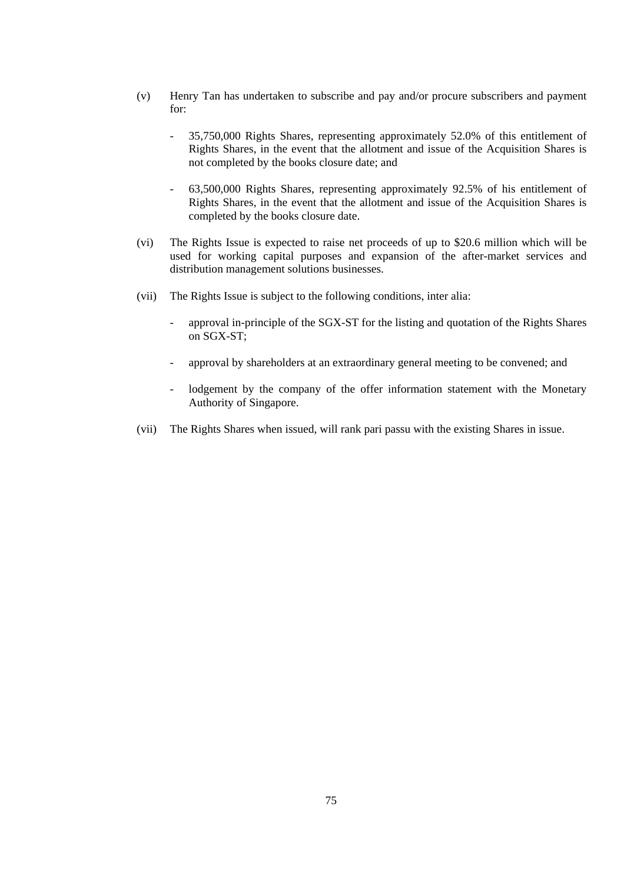(v) Henry Tan has undertaken to subscribe and pay and/or procure subscribers and payment for:

- 35,750,000 Rights Shares, representing approximately 52.0% of this entitlement of Rights Shares, in the event that the allotment and issue of the Acquisition Shares is not completed by the books closure date; and

- 63,500,000 Rights Shares, representing approximately 92.5% of his entitlement of Rights Shares, in the event that the allotment and issue of the Acquisition Shares is completed by the books closure date.

(vi) The Rights Issue is expected to raise net proceeds of up to $20.6 million which will be used for working capital purposes and expansion of the after-market services and distribution management solutions businesses.

(vii) The Rights Issue is subject to the following conditions, inter alia:

- approval in-principle of the SGX-ST for the listing and quotation of the Rights Shares on SGX-ST;

- approval by shareholders at an extraordinary general meeting to be convened; and

- lodgement by the company of the offer information statement with the Monetary Authority of Singapore.

(vii) The Rights Shares when issued, will rank pari passu with the existing Shares in issue.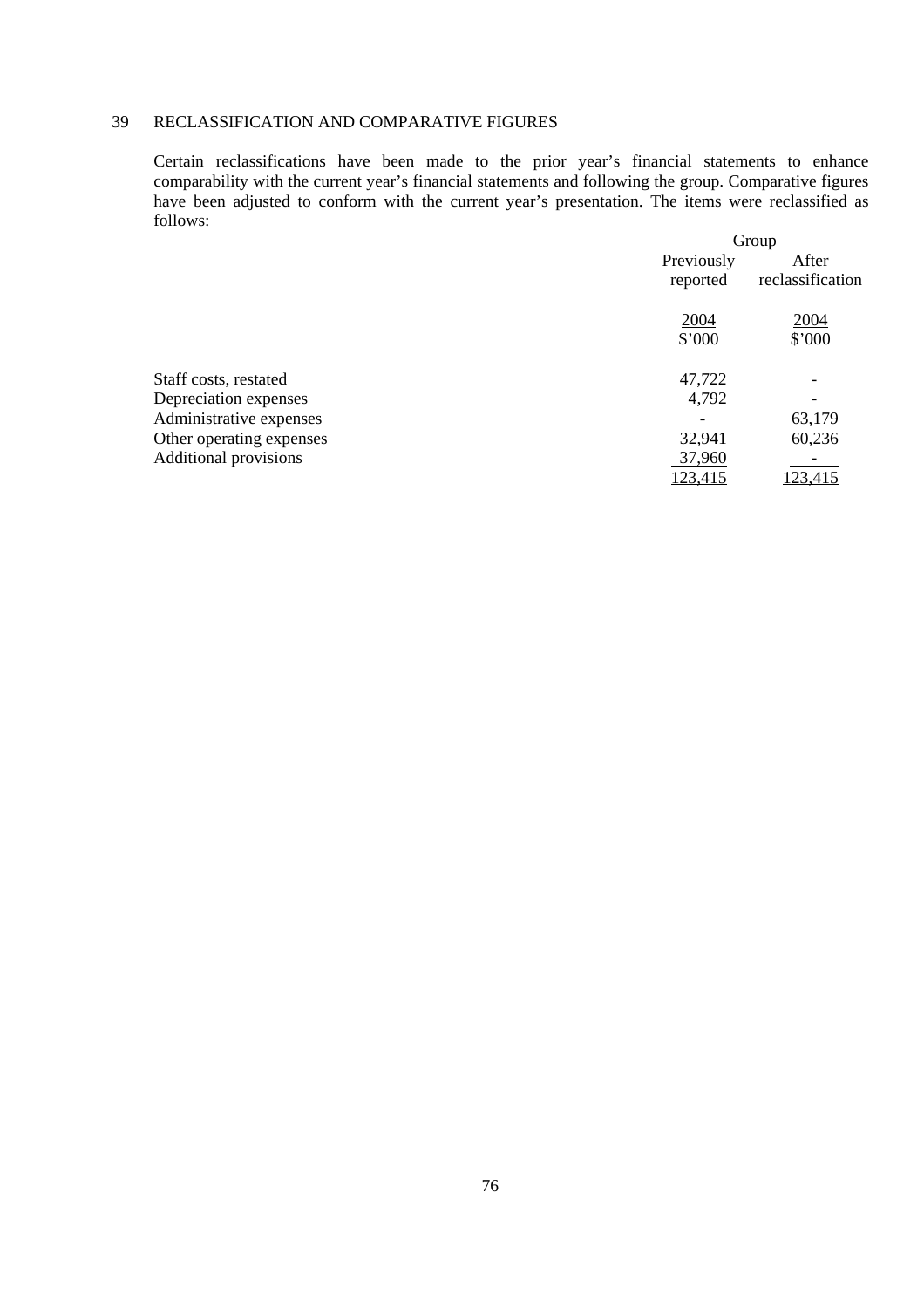## 39 RECLASSIFICATION AND COMPARATIVE FIGURES

Certain reclassifications have been made to the prior year's financial statements to enhance comparability with the current year's financial statements and following the group. Comparative figures have been adjusted to conform with the current year's presentation. The items were reclassified as follows:

| | Group | |
|---|---|---|
| | Previously reported | After reclassification |
| | 2004 | 2004 |
| | \$'000 | \$'000 |
| Staff costs, restated | 47,722 | - |
| Depreciation expenses | 4,792 | - |
| Administrative expenses | - | 63,179 |
| Other operating expenses | 32,941 | 60,236 |
| Additional provisions | 37,960 | - |
| | 123,415 | 123,415 |